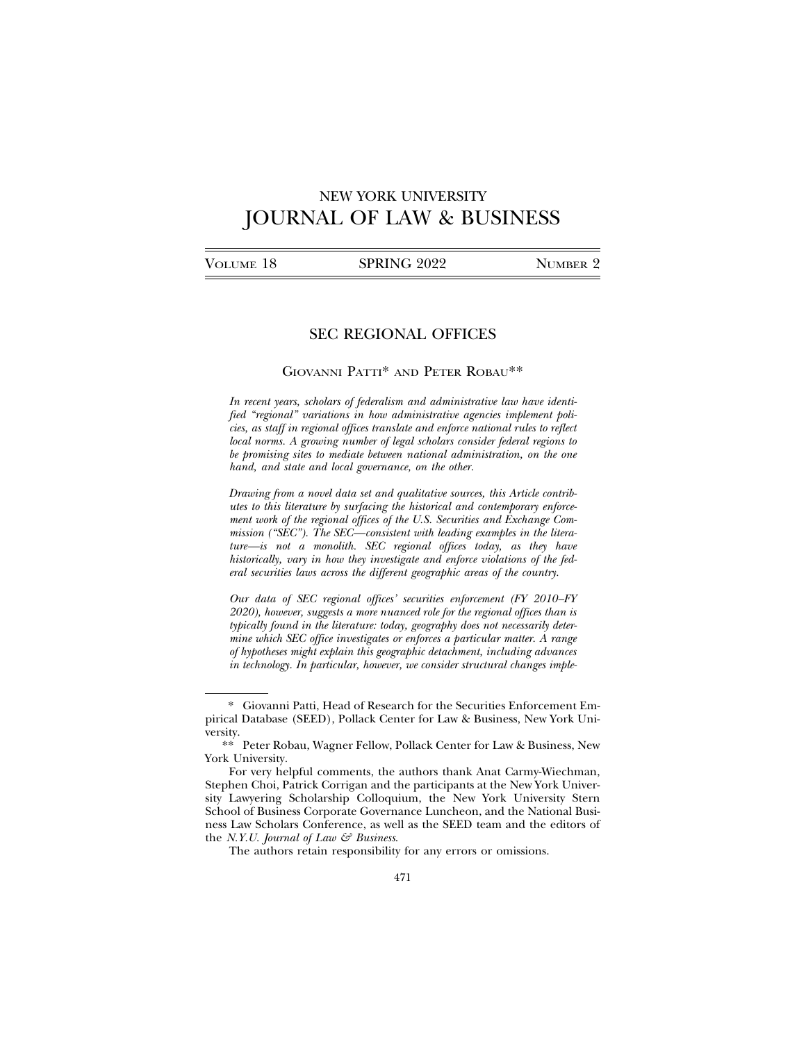NEW YORK UNIVERSITY
# JOURNAL OF LAW & BUSINESS

VOLUME 18 | SPRING 2022 | NUMBER 2

## SEC REGIONAL OFFICES

GIOVANNI PATTI* AND PETER ROBAU**

*In recent years, scholars of federalism and administrative law have identified "regional" variations in how administrative agencies implement policies, as staff in regional offices translate and enforce national rules to reflect local norms. A growing number of legal scholars consider federal regions to be promising sites to mediate between national administration, on the one hand, and state and local governance, on the other.*

*Drawing from a novel data set and qualitative sources, this Article contributes to this literature by surfacing the historical and contemporary enforcement work of the regional offices of the U.S. Securities and Exchange Commission ("SEC"). The SEC—consistent with leading examples in the literature—is not a monolith. SEC regional offices today, as they have historically, vary in how they investigate and enforce violations of the federal securities laws across the different geographic areas of the country.*

*Our data of SEC regional offices' securities enforcement (FY 2010–FY 2020), however, suggests a more nuanced role for the regional offices than is typically found in the literature: today, geography does not necessarily determine which SEC office investigates or enforces a particular matter. A range of hypotheses might explain this geographic detachment, including advances in technology. In particular, however, we consider structural changes imple-*

---

\* Giovanni Patti, Head of Research for the Securities Enforcement Empirical Database (SEED), Pollack Center for Law & Business, New York University.

\*\* Peter Robau, Wagner Fellow, Pollack Center for Law & Business, New York University.

For very helpful comments, the authors thank Anat Carmy-Wiechman, Stephen Choi, Patrick Corrigan and the participants at the New York University Lawyering Scholarship Colloquium, the New York University Stern School of Business Corporate Governance Luncheon, and the National Business Law Scholars Conference, as well as the SEED team and the editors of the *N.Y.U. Journal of Law & Business*.

The authors retain responsibility for any errors or omissions.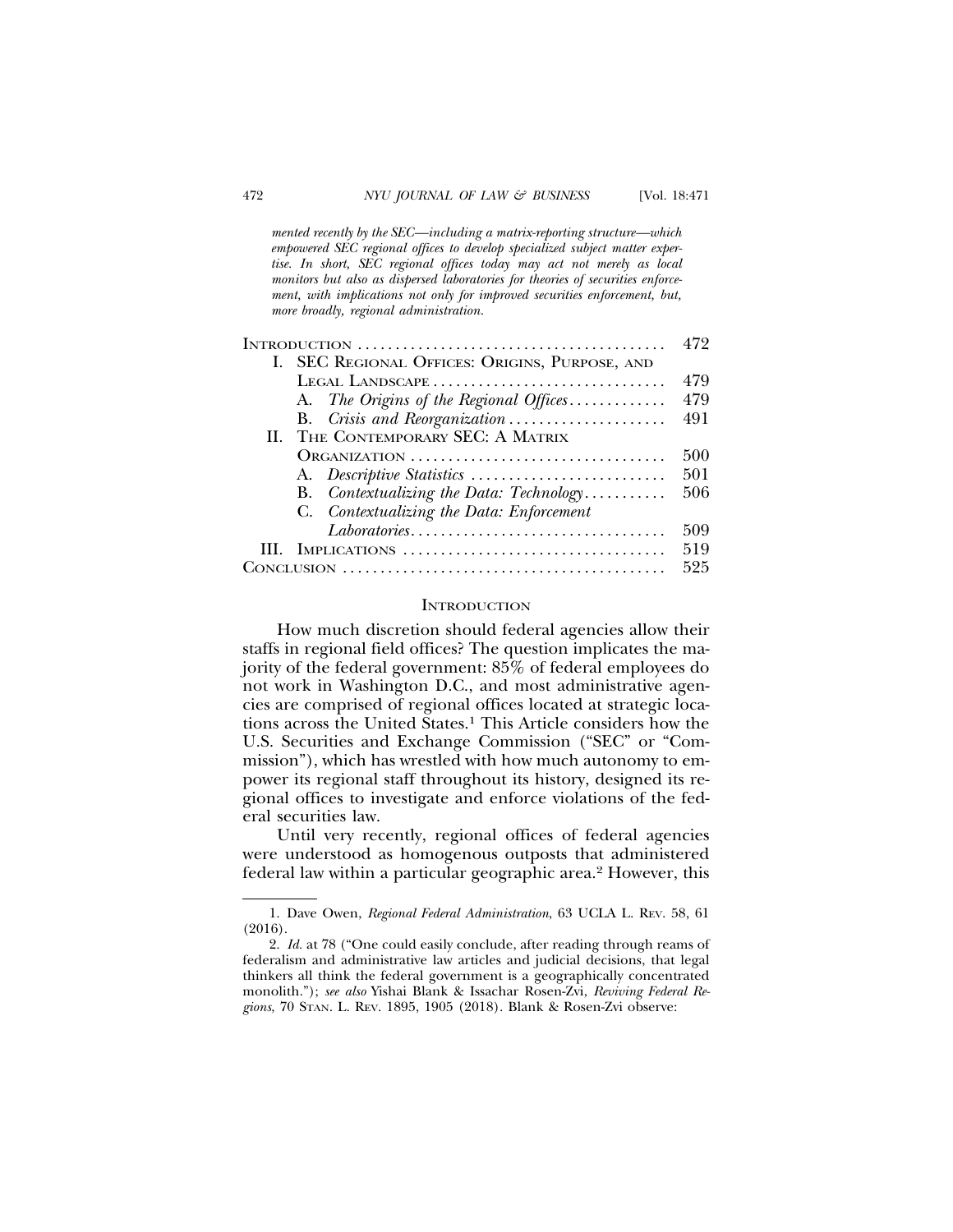*mented recently by the SEC—including a matrix-reporting structure—which empowered SEC regional offices to develop specialized subject matter expertise. In short, SEC regional offices today may act not merely as local monitors but also as dispersed laboratories for theories of securities enforcement, with implications not only for improved securities enforcement, but, more broadly, regional administration.*

| | |
|---|---|
| INTRODUCTION | 472 |
| I. SEC REGIONAL OFFICES: ORIGINS, PURPOSE, AND LEGAL LANDSCAPE | 479 |
| A. *The Origins of the Regional Offices* | 479 |
| B. *Crisis and Reorganization* | 491 |
| II. THE CONTEMPORARY SEC: A MATRIX ORGANIZATION | 500 |
| A. *Descriptive Statistics* | 501 |
| B. *Contextualizing the Data: Technology* | 506 |
| C. *Contextualizing the Data: Enforcement Laboratories* | 509 |
| III. IMPLICATIONS | 519 |
| CONCLUSION | 525 |

## INTRODUCTION

How much discretion should federal agencies allow their staffs in regional field offices? The question implicates the majority of the federal government: 85% of federal employees do not work in Washington D.C., and most administrative agencies are comprised of regional offices located at strategic locations across the United States.[1] This Article considers how the U.S. Securities and Exchange Commission ("SEC" or "Commission"), which has wrestled with how much autonomy to empower its regional staff throughout its history, designed its regional offices to investigate and enforce violations of the federal securities law.

Until very recently, regional offices of federal agencies were understood as homogenous outposts that administered federal law within a particular geographic area.[2] However, this

---

1. Dave Owen, *Regional Federal Administration*, 63 UCLA L. REV. 58, 61 (2016).

2. *Id.* at 78 ("One could easily conclude, after reading through reams of federalism and administrative law articles and judicial decisions, that legal thinkers all think the federal government is a geographically concentrated monolith."); *see also* Yishai Blank & Issachar Rosen-Zvi, *Reviving Federal Regions*, 70 STAN. L. REV. 1895, 1905 (2018). Blank & Rosen-Zvi observe: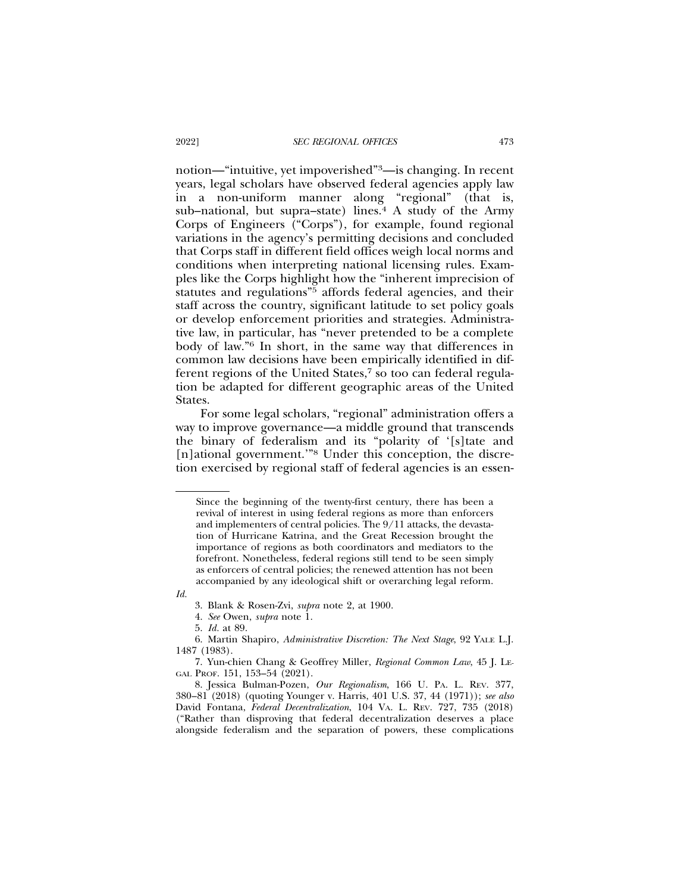notion—"intuitive, yet impoverished"[3]—is changing. In recent years, legal scholars have observed federal agencies apply law in a non-uniform manner along "regional" (that is, sub–national, but supra–state) lines.[4] A study of the Army Corps of Engineers ("Corps"), for example, found regional variations in the agency's permitting decisions and concluded that Corps staff in different field offices weigh local norms and conditions when interpreting national licensing rules. Examples like the Corps highlight how the "inherent imprecision of statutes and regulations"[5] affords federal agencies, and their staff across the country, significant latitude to set policy goals or develop enforcement priorities and strategies. Administrative law, in particular, has "never pretended to be a complete body of law."[6] In short, in the same way that differences in common law decisions have been empirically identified in different regions of the United States,[7] so too can federal regulation be adapted for different geographic areas of the United States.

For some legal scholars, "regional" administration offers a way to improve governance—a middle ground that transcends the binary of federalism and its "polarity of '[s]tate and [n]ational government.'"[8] Under this conception, the discretion exercised by regional staff of federal agencies is an essen-

> Since the beginning of the twenty-first century, there has been a revival of interest in using federal regions as more than enforcers and implementers of central policies. The 9/11 attacks, the devastation of Hurricane Katrina, and the Great Recession brought the importance of regions as both coordinators and mediators to the forefront. Nonetheless, federal regions still tend to be seen simply as enforcers of central policies; the renewed attention has not been accompanied by any ideological shift or overarching legal reform.

*Id.*

3. Blank & Rosen-Zvi, *supra* note 2, at 1900.

4. *See* Owen, *supra* note 1.

5. *Id.* at 89.

6. Martin Shapiro, *Administrative Discretion: The Next Stage*, 92 YALE L.J. 1487 (1983).

7. Yun-chien Chang & Geoffrey Miller, *Regional Common Law*, 45 J. LEGAL PROF. 151, 153–54 (2021).

8. Jessica Bulman-Pozen, *Our Regionalism*, 166 U. PA. L. REV. 377, 380–81 (2018) (quoting Younger v. Harris, 401 U.S. 37, 44 (1971)); *see also* David Fontana, *Federal Decentralization*, 104 VA. L. REV. 727, 735 (2018) ("Rather than disproving that federal decentralization deserves a place alongside federalism and the separation of powers, these complications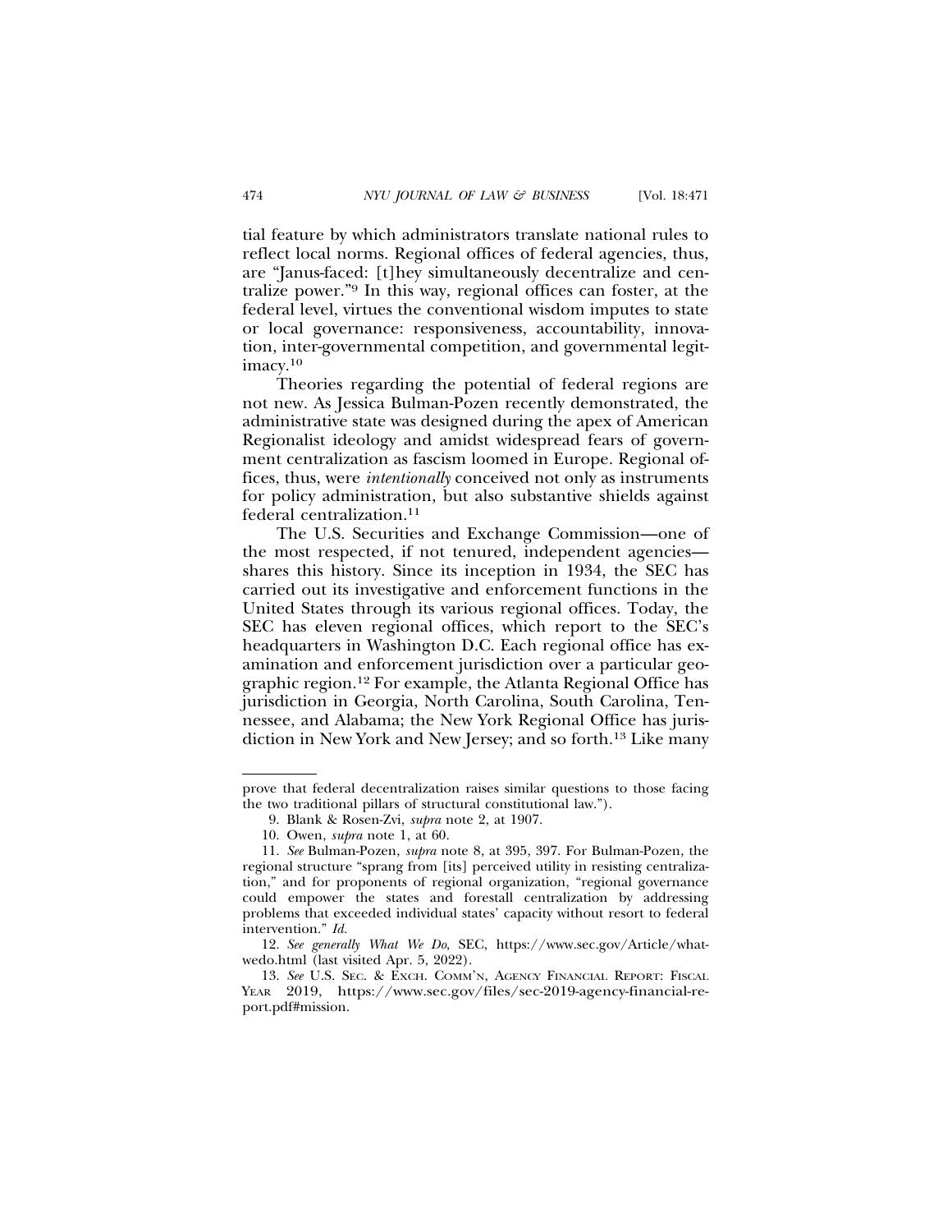tial feature by which administrators translate national rules to reflect local norms. Regional offices of federal agencies, thus, are "Janus-faced: [t]hey simultaneously decentralize and centralize power."[9] In this way, regional offices can foster, at the federal level, virtues the conventional wisdom imputes to state or local governance: responsiveness, accountability, innovation, inter-governmental competition, and governmental legitimacy.[10]

Theories regarding the potential of federal regions are not new. As Jessica Bulman-Pozen recently demonstrated, the administrative state was designed during the apex of American Regionalist ideology and amidst widespread fears of government centralization as fascism loomed in Europe. Regional offices, thus, were *intentionally* conceived not only as instruments for policy administration, but also substantive shields against federal centralization.[11]

The U.S. Securities and Exchange Commission—one of the most respected, if not tenured, independent agencies—shares this history. Since its inception in 1934, the SEC has carried out its investigative and enforcement functions in the United States through its various regional offices. Today, the SEC has eleven regional offices, which report to the SEC's headquarters in Washington D.C. Each regional office has examination and enforcement jurisdiction over a particular geographic region.[12] For example, the Atlanta Regional Office has jurisdiction in Georgia, North Carolina, South Carolina, Tennessee, and Alabama; the New York Regional Office has jurisdiction in New York and New Jersey; and so forth.[13] Like many

---

prove that federal decentralization raises similar questions to those facing the two traditional pillars of structural constitutional law.").

9. Blank & Rosen-Zvi, *supra* note 2, at 1907.

10. Owen, *supra* note 1, at 60.

11. *See* Bulman-Pozen, *supra* note 8, at 395, 397. For Bulman-Pozen, the regional structure "sprang from [its] perceived utility in resisting centralization," and for proponents of regional organization, "regional governance could empower the states and forestall centralization by addressing problems that exceeded individual states' capacity without resort to federal intervention." *Id.*

12. *See generally What We Do*, SEC, https://www.sec.gov/Article/whatwedo.html (last visited Apr. 5, 2022).

13. *See* U.S. SEC. & EXCH. COMM'N, AGENCY FINANCIAL REPORT: FISCAL YEAR 2019, https://www.sec.gov/files/sec-2019-agency-financial-report.pdf#mission.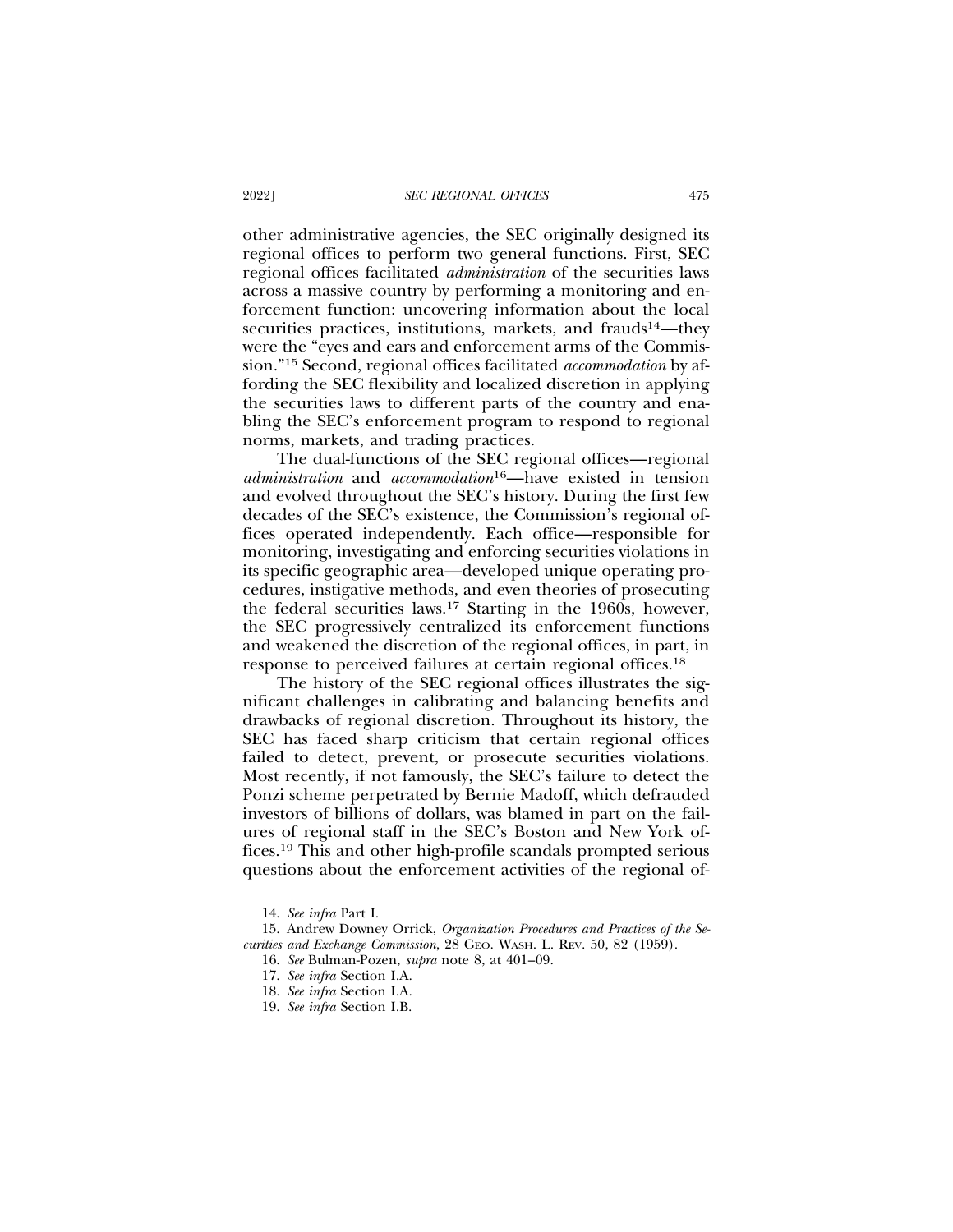other administrative agencies, the SEC originally designed its regional offices to perform two general functions. First, SEC regional offices facilitated *administration* of the securities laws across a massive country by performing a monitoring and enforcement function: uncovering information about the local securities practices, institutions, markets, and frauds[14]—they were the "eyes and ears and enforcement arms of the Commission."[15] Second, regional offices facilitated *accommodation* by affording the SEC flexibility and localized discretion in applying the securities laws to different parts of the country and enabling the SEC's enforcement program to respond to regional norms, markets, and trading practices.

The dual-functions of the SEC regional offices—regional *administration* and *accommodation*[16]—have existed in tension and evolved throughout the SEC's history. During the first few decades of the SEC's existence, the Commission's regional offices operated independently. Each office—responsible for monitoring, investigating and enforcing securities violations in its specific geographic area—developed unique operating procedures, instigative methods, and even theories of prosecuting the federal securities laws.[17] Starting in the 1960s, however, the SEC progressively centralized its enforcement functions and weakened the discretion of the regional offices, in part, in response to perceived failures at certain regional offices.[18]

The history of the SEC regional offices illustrates the significant challenges in calibrating and balancing benefits and drawbacks of regional discretion. Throughout its history, the SEC has faced sharp criticism that certain regional offices failed to detect, prevent, or prosecute securities violations. Most recently, if not famously, the SEC's failure to detect the Ponzi scheme perpetrated by Bernie Madoff, which defrauded investors of billions of dollars, was blamed in part on the failures of regional staff in the SEC's Boston and New York offices.[19] This and other high-profile scandals prompted serious questions about the enforcement activities of the regional of-

---

14. *See infra* Part I.

15. Andrew Downey Orrick, *Organization Procedures and Practices of the Securities and Exchange Commission*, 28 GEO. WASH. L. REV. 50, 82 (1959).

16. *See* Bulman-Pozen, *supra* note 8, at 401–09.

17. *See infra* Section I.A.

18. *See infra* Section I.A.

19. *See infra* Section I.B.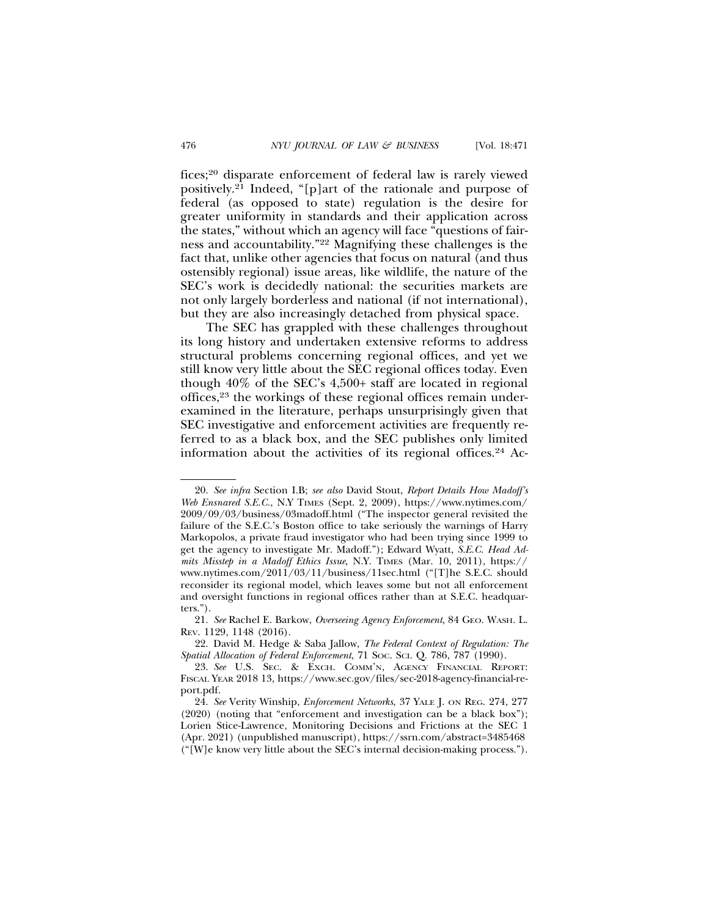fices;[20] disparate enforcement of federal law is rarely viewed positively.[21] Indeed, "[p]art of the rationale and purpose of federal (as opposed to state) regulation is the desire for greater uniformity in standards and their application across the states," without which an agency will face "questions of fairness and accountability."[22] Magnifying these challenges is the fact that, unlike other agencies that focus on natural (and thus ostensibly regional) issue areas, like wildlife, the nature of the SEC's work is decidedly national: the securities markets are not only largely borderless and national (if not international), but they are also increasingly detached from physical space.

The SEC has grappled with these challenges throughout its long history and undertaken extensive reforms to address structural problems concerning regional offices, and yet we still know very little about the SEC regional offices today. Even though 40% of the SEC's 4,500+ staff are located in regional offices,[23] the workings of these regional offices remain underexamined in the literature, perhaps unsurprisingly given that SEC investigative and enforcement activities are frequently referred to as a black box, and the SEC publishes only limited information about the activities of its regional offices.[24] Ac-

---

20. *See infra* Section I.B; *see also* David Stout, *Report Details How Madoff's Web Ensnared S.E.C.*, N.Y TIMES (Sept. 2, 2009), https://www.nytimes.com/2009/09/03/business/03madoff.html ("The inspector general revisited the failure of the S.E.C.'s Boston office to take seriously the warnings of Harry Markopolos, a private fraud investigator who had been trying since 1999 to get the agency to investigate Mr. Madoff."); Edward Wyatt, *S.E.C. Head Admits Misstep in a Madoff Ethics Issue*, N.Y. TIMES (Mar. 10, 2011), https://www.nytimes.com/2011/03/11/business/11sec.html ("[T]he S.E.C. should reconsider its regional model, which leaves some but not all enforcement and oversight functions in regional offices rather than at S.E.C. headquarters.").

21. *See* Rachel E. Barkow, *Overseeing Agency Enforcement*, 84 GEO. WASH. L. REV. 1129, 1148 (2016).

22. David M. Hedge & Saba Jallow, *The Federal Context of Regulation: The Spatial Allocation of Federal Enforcement*, 71 SOC. SCI. Q. 786, 787 (1990).

23. *See* U.S. SEC. & EXCH. COMM'N, AGENCY FINANCIAL REPORT: FISCAL YEAR 2018 13, https://www.sec.gov/files/sec-2018-agency-financial-report.pdf.

24. *See* Verity Winship, *Enforcement Networks*, 37 YALE J. ON REG. 274, 277 (2020) (noting that "enforcement and investigation can be a black box"); Lorien Stice-Lawrence, Monitoring Decisions and Frictions at the SEC 1 (Apr. 2021) (unpublished manuscript), https://ssrn.com/abstract=3485468 ("[W]e know very little about the SEC's internal decision-making process.").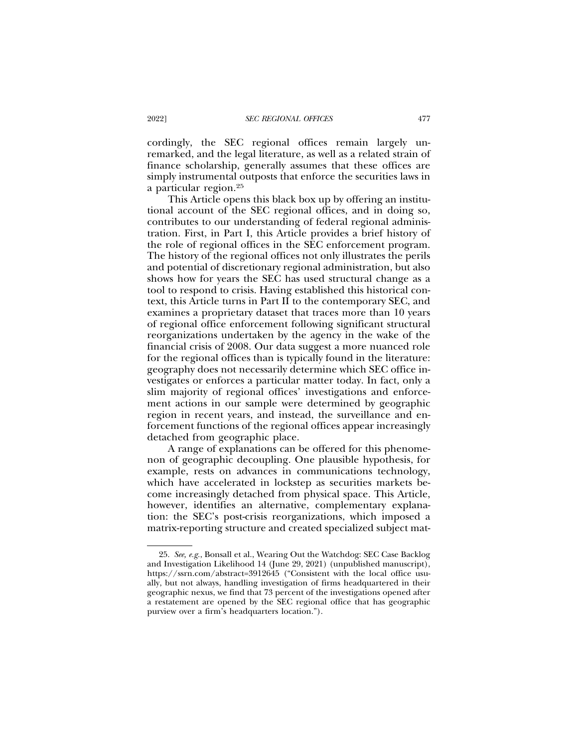cordingly, the SEC regional offices remain largely unremarked, and the legal literature, as well as a related strain of finance scholarship, generally assumes that these offices are simply instrumental outposts that enforce the securities laws in a particular region.[25]

This Article opens this black box up by offering an institutional account of the SEC regional offices, and in doing so, contributes to our understanding of federal regional administration. First, in Part I, this Article provides a brief history of the role of regional offices in the SEC enforcement program. The history of the regional offices not only illustrates the perils and potential of discretionary regional administration, but also shows how for years the SEC has used structural change as a tool to respond to crisis. Having established this historical context, this Article turns in Part II to the contemporary SEC, and examines a proprietary dataset that traces more than 10 years of regional office enforcement following significant structural reorganizations undertaken by the agency in the wake of the financial crisis of 2008. Our data suggest a more nuanced role for the regional offices than is typically found in the literature: geography does not necessarily determine which SEC office investigates or enforces a particular matter today. In fact, only a slim majority of regional offices' investigations and enforcement actions in our sample were determined by geographic region in recent years, and instead, the surveillance and enforcement functions of the regional offices appear increasingly detached from geographic place.

A range of explanations can be offered for this phenomenon of geographic decoupling. One plausible hypothesis, for example, rests on advances in communications technology, which have accelerated in lockstep as securities markets become increasingly detached from physical space. This Article, however, identifies an alternative, complementary explanation: the SEC's post-crisis reorganizations, which imposed a matrix-reporting structure and created specialized subject mat-

25. *See, e.g.*, Bonsall et al., Wearing Out the Watchdog: SEC Case Backlog and Investigation Likelihood 14 (June 29, 2021) (unpublished manuscript), https://ssrn.com/abstract=3912645 ("Consistent with the local office usually, but not always, handling investigation of firms headquartered in their geographic nexus, we find that 73 percent of the investigations opened after a restatement are opened by the SEC regional office that has geographic purview over a firm's headquarters location.").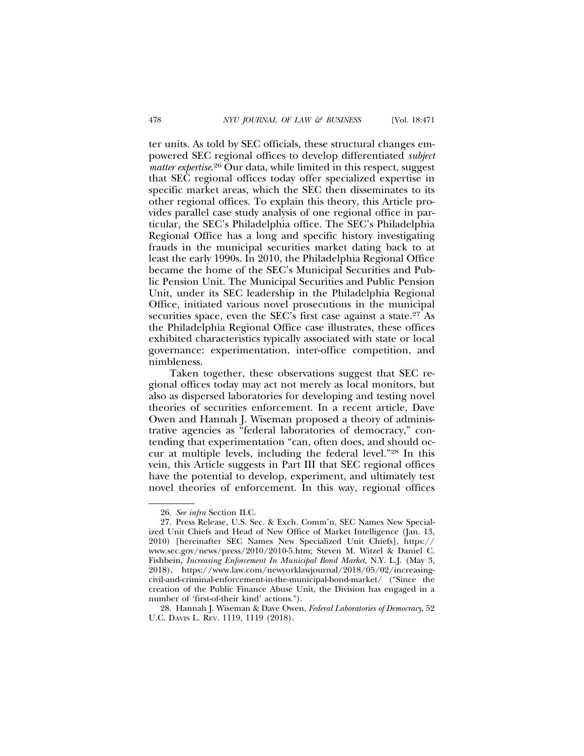ter units. As told by SEC officials, these structural changes empowered SEC regional offices to develop differentiated *subject matter expertise*.[26] Our data, while limited in this respect, suggest that SEC regional offices today offer specialized expertise in specific market areas, which the SEC then disseminates to its other regional offices. To explain this theory, this Article provides parallel case study analysis of one regional office in particular, the SEC's Philadelphia office. The SEC's Philadelphia Regional Office has a long and specific history investigating frauds in the municipal securities market dating back to at least the early 1990s. In 2010, the Philadelphia Regional Office became the home of the SEC's Municipal Securities and Public Pension Unit. The Municipal Securities and Public Pension Unit, under its SEC leadership in the Philadelphia Regional Office, initiated various novel prosecutions in the municipal securities space, even the SEC's first case against a state.[27] As the Philadelphia Regional Office case illustrates, these offices exhibited characteristics typically associated with state or local governance: experimentation, inter-office competition, and nimbleness.

Taken together, these observations suggest that SEC regional offices today may act not merely as local monitors, but also as dispersed laboratories for developing and testing novel theories of securities enforcement. In a recent article, Dave Owen and Hannah J. Wiseman proposed a theory of administrative agencies as "federal laboratories of democracy," contending that experimentation "can, often does, and should occur at multiple levels, including the federal level."[28] In this vein, this Article suggests in Part III that SEC regional offices have the potential to develop, experiment, and ultimately test novel theories of enforcement. In this way, regional offices

---

26. *See infra* Section II.C.

27. Press Release, U.S. Sec. & Exch. Comm'n, SEC Names New Specialized Unit Chiefs and Head of New Office of Market Intelligence (Jan. 13, 2010) [hereinafter SEC Names New Specialized Unit Chiefs], https://www.sec.gov/news/press/2010/2010-5.htm; Steven M. Witzel & Daniel C. Fishbein, *Increasing Enforcement In Municipal Bond Market*, N.Y. L.J. (May 3, 2018), https://www.law.com/newyorklawjournal/2018/05/02/increasing-civil-and-criminal-enforcement-in-the-municipal-bond-market/ ("Since the creation of the Public Finance Abuse Unit, the Division has engaged in a number of 'first-of-their kind' actions.").

28. Hannah J. Wiseman & Dave Owen, *Federal Laboratories of Democracy*, 52 U.C. DAVIS L. REV. 1119, 1119 (2018).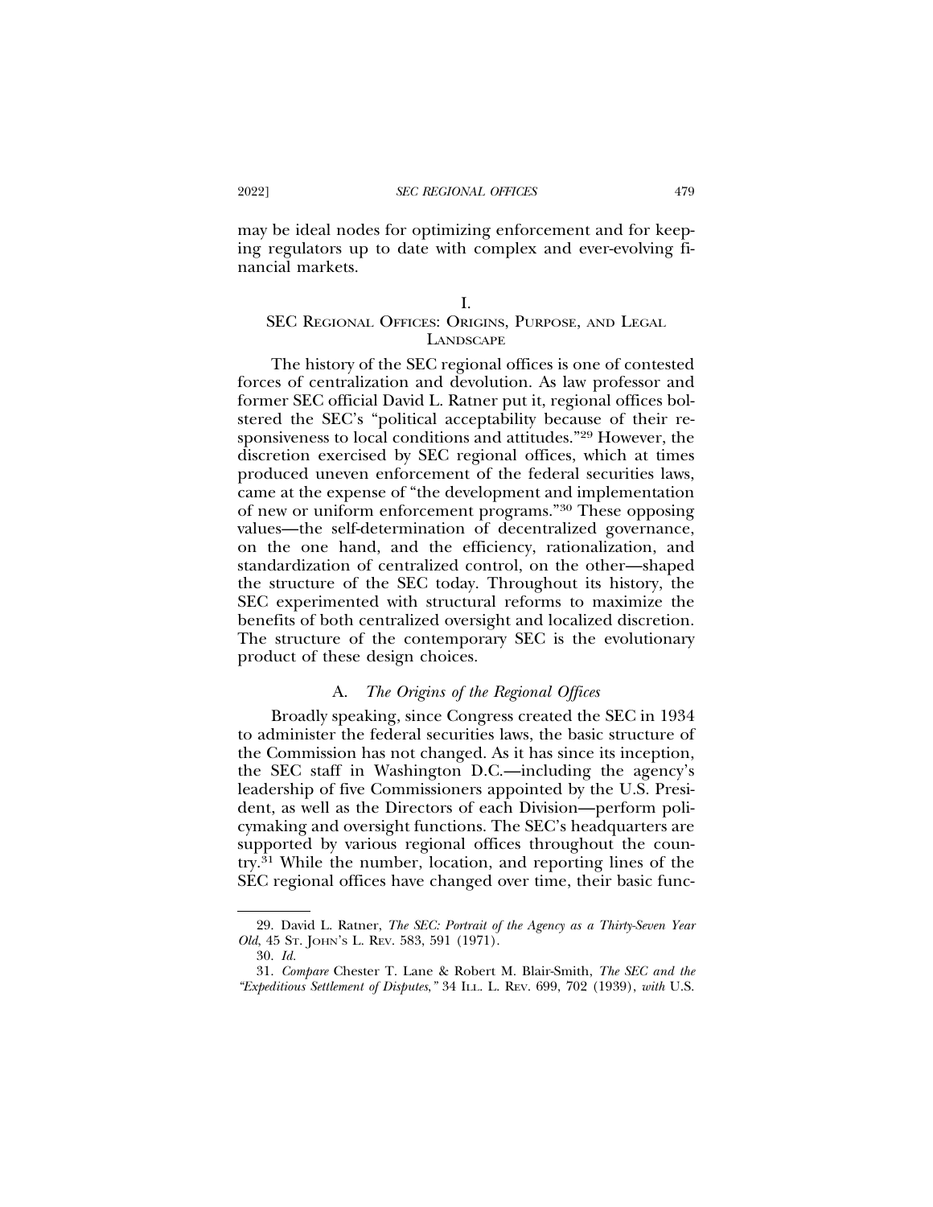may be ideal nodes for optimizing enforcement and for keeping regulators up to date with complex and ever-evolving financial markets.

# I. SEC Regional Offices: Origins, Purpose, and Legal Landscape

The history of the SEC regional offices is one of contested forces of centralization and devolution. As law professor and former SEC official David L. Ratner put it, regional offices bolstered the SEC's "political acceptability because of their responsiveness to local conditions and attitudes."[29] However, the discretion exercised by SEC regional offices, which at times produced uneven enforcement of the federal securities laws, came at the expense of "the development and implementation of new or uniform enforcement programs."[30] These opposing values—the self-determination of decentralized governance, on the one hand, and the efficiency, rationalization, and standardization of centralized control, on the other—shaped the structure of the SEC today. Throughout its history, the SEC experimented with structural reforms to maximize the benefits of both centralized oversight and localized discretion. The structure of the contemporary SEC is the evolutionary product of these design choices.

## A. *The Origins of the Regional Offices*

Broadly speaking, since Congress created the SEC in 1934 to administer the federal securities laws, the basic structure of the Commission has not changed. As it has since its inception, the SEC staff in Washington D.C.—including the agency's leadership of five Commissioners appointed by the U.S. President, as well as the Directors of each Division—perform policymaking and oversight functions. The SEC's headquarters are supported by various regional offices throughout the country.[31] While the number, location, and reporting lines of the SEC regional offices have changed over time, their basic func-

---

29. David L. Ratner, *The SEC: Portrait of the Agency as a Thirty-Seven Year Old*, 45 St. John's L. Rev. 583, 591 (1971).

30. *Id.*

31. *Compare* Chester T. Lane & Robert M. Blair-Smith, *The SEC and the "Expeditious Settlement of Disputes,"* 34 Ill. L. Rev. 699, 702 (1939), *with* U.S.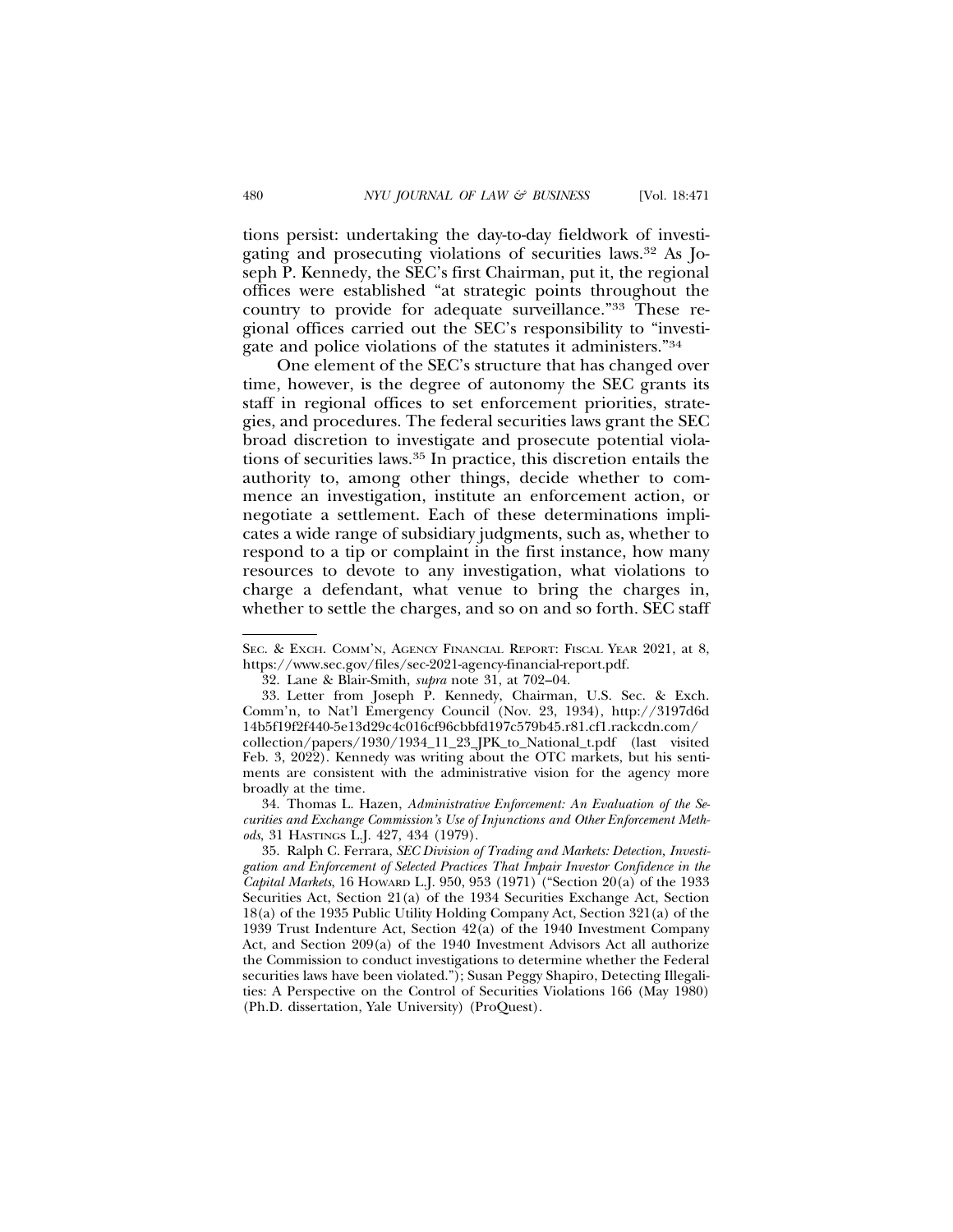tions persist: undertaking the day-to-day fieldwork of investigating and prosecuting violations of securities laws.[32] As Joseph P. Kennedy, the SEC's first Chairman, put it, the regional offices were established "at strategic points throughout the country to provide for adequate surveillance."[33] These regional offices carried out the SEC's responsibility to "investigate and police violations of the statutes it administers."[34]

One element of the SEC's structure that has changed over time, however, is the degree of autonomy the SEC grants its staff in regional offices to set enforcement priorities, strategies, and procedures. The federal securities laws grant the SEC broad discretion to investigate and prosecute potential violations of securities laws.[35] In practice, this discretion entails the authority to, among other things, decide whether to commence an investigation, institute an enforcement action, or negotiate a settlement. Each of these determinations implicates a wide range of subsidiary judgments, such as, whether to respond to a tip or complaint in the first instance, how many resources to devote to any investigation, what violations to charge a defendant, what venue to bring the charges in, whether to settle the charges, and so on and so forth. SEC staff

---

SEC. & EXCH. COMM'N, AGENCY FINANCIAL REPORT: FISCAL YEAR 2021, at 8, https://www.sec.gov/files/sec-2021-agency-financial-report.pdf.

32. Lane & Blair-Smith, *supra* note 31, at 702–04.

33. Letter from Joseph P. Kennedy, Chairman, U.S. Sec. & Exch. Comm'n, to Nat'l Emergency Council (Nov. 23, 1934), http://3197d6d14b5f19f2f440-5e13d29c4c016cf96cbbfd197c579b45.r81.cf1.rackcdn.com/collection/papers/1930/1934_11_23_JPK_to_National_t.pdf (last visited Feb. 3, 2022). Kennedy was writing about the OTC markets, but his sentiments are consistent with the administrative vision for the agency more broadly at the time.

34. Thomas L. Hazen, *Administrative Enforcement: An Evaluation of the Securities and Exchange Commission's Use of Injunctions and Other Enforcement Methods*, 31 HASTINGS L.J. 427, 434 (1979).

35. Ralph C. Ferrara, *SEC Division of Trading and Markets: Detection, Investigation and Enforcement of Selected Practices That Impair Investor Confidence in the Capital Markets*, 16 HOWARD L.J. 950, 953 (1971) ("Section 20(a) of the 1933 Securities Act, Section 21(a) of the 1934 Securities Exchange Act, Section 18(a) of the 1935 Public Utility Holding Company Act, Section 321(a) of the 1939 Trust Indenture Act, Section 42(a) of the 1940 Investment Company Act, and Section 209(a) of the 1940 Investment Advisors Act all authorize the Commission to conduct investigations to determine whether the Federal securities laws have been violated."); Susan Peggy Shapiro, Detecting Illegalities: A Perspective on the Control of Securities Violations 166 (May 1980) (Ph.D. dissertation, Yale University) (ProQuest).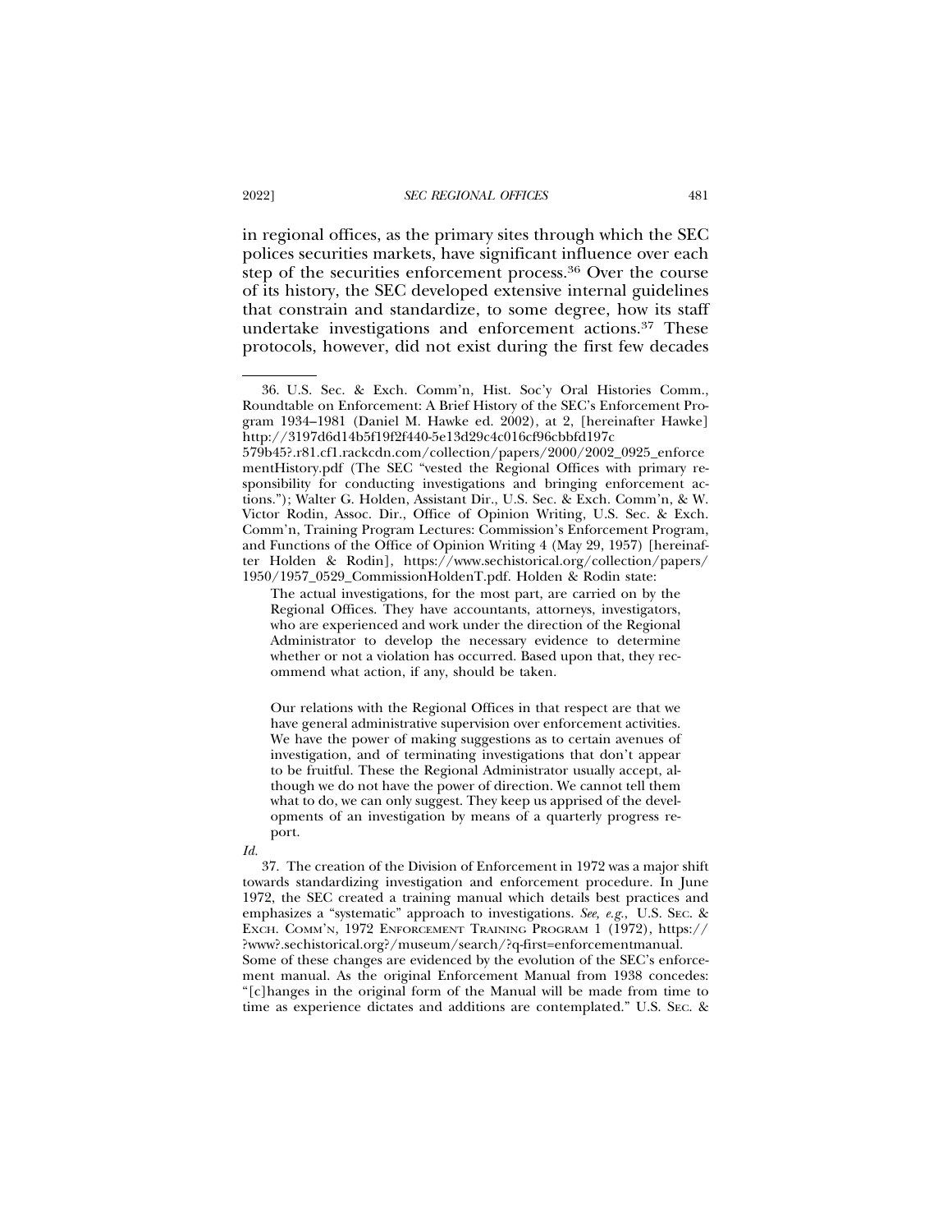in regional offices, as the primary sites through which the SEC polices securities markets, have significant influence over each step of the securities enforcement process.[36] Over the course of its history, the SEC developed extensive internal guidelines that constrain and standardize, to some degree, how its staff undertake investigations and enforcement actions.[37] These protocols, however, did not exist during the first few decades

---

36. U.S. Sec. & Exch. Comm'n, Hist. Soc'y Oral Histories Comm., Roundtable on Enforcement: A Brief History of the SEC's Enforcement Program 1934–1981 (Daniel M. Hawke ed. 2002), at 2, [hereinafter Hawke] http://3197d6d14b5f19f2f440-5e13d29c4c016cf96cbbfd197c579b45?.r81.cf1.rackcdn.com/collection/papers/2000/2002_0925_enforcementHistory.pdf (The SEC "vested the Regional Offices with primary responsibility for conducting investigations and bringing enforcement actions."); Walter G. Holden, Assistant Dir., U.S. Sec. & Exch. Comm'n, & W. Victor Rodin, Assoc. Dir., Office of Opinion Writing, U.S. Sec. & Exch. Comm'n, Training Program Lectures: Commission's Enforcement Program, and Functions of the Office of Opinion Writing 4 (May 29, 1957) [hereinafter Holden & Rodin], https://www.sechistorical.org/collection/papers/1950/1957_0529_CommissionHoldenT.pdf. Holden & Rodin state:

> The actual investigations, for the most part, are carried on by the Regional Offices. They have accountants, attorneys, investigators, who are experienced and work under the direction of the Regional Administrator to develop the necessary evidence to determine whether or not a violation has occurred. Based upon that, they recommend what action, if any, should be taken.
>
> Our relations with the Regional Offices in that respect are that we have general administrative supervision over enforcement activities. We have the power of making suggestions as to certain avenues of investigation, and of terminating investigations that don't appear to be fruitful. These the Regional Administrator usually accept, although we do not have the power of direction. We cannot tell them what to do, we can only suggest. They keep us apprised of the developments of an investigation by means of a quarterly progress report.

*Id.*

37. The creation of the Division of Enforcement in 1972 was a major shift towards standardizing investigation and enforcement procedure. In June 1972, the SEC created a training manual which details best practices and emphasizes a "systematic" approach to investigations. *See, e.g.*, U.S. SEC. & EXCH. COMM'N, 1972 ENFORCEMENT TRAINING PROGRAM 1 (1972), https://?www?.sechistorical.org?/museum/search/?q-first=enforcementmanual. Some of these changes are evidenced by the evolution of the SEC's enforcement manual. As the original Enforcement Manual from 1938 concedes: "[c]hanges in the original form of the Manual will be made from time to time as experience dictates and additions are contemplated." U.S. SEC. &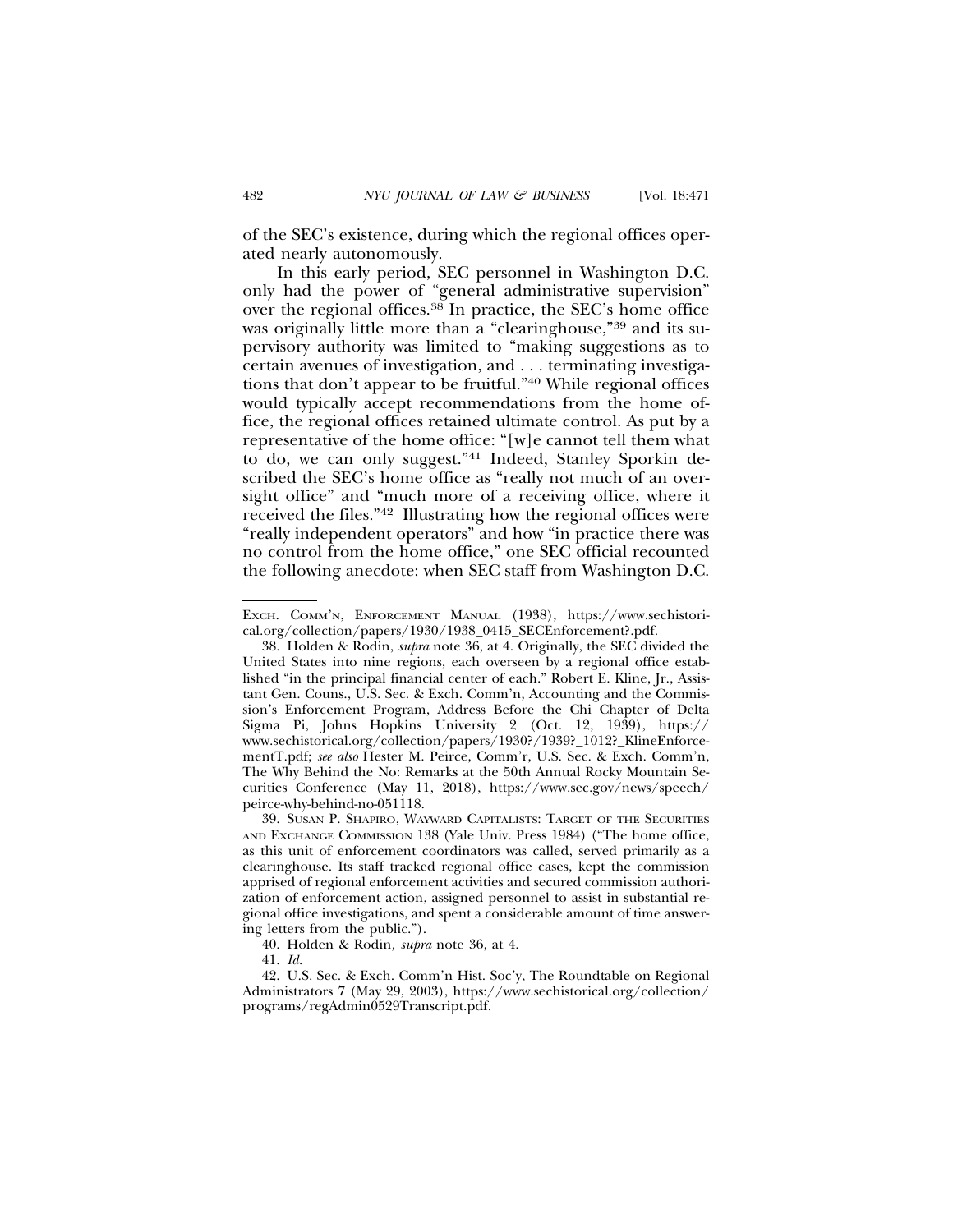of the SEC's existence, during which the regional offices operated nearly autonomously.

In this early period, SEC personnel in Washington D.C. only had the power of "general administrative supervision" over the regional offices.[38] In practice, the SEC's home office was originally little more than a "clearinghouse,"[39] and its supervisory authority was limited to "making suggestions as to certain avenues of investigation, and . . . terminating investigations that don't appear to be fruitful."[40] While regional offices would typically accept recommendations from the home office, the regional offices retained ultimate control. As put by a representative of the home office: "[w]e cannot tell them what to do, we can only suggest."[41] Indeed, Stanley Sporkin described the SEC's home office as "really not much of an oversight office" and "much more of a receiving office, where it received the files."[42] Illustrating how the regional offices were "really independent operators" and how "in practice there was no control from the home office," one SEC official recounted the following anecdote: when SEC staff from Washington D.C.

---

EXCH. COMM'N, ENFORCEMENT MANUAL (1938), https://www.sechistorical.org/collection/papers/1930/1938_0415_SECEnforcement?.pdf.

38. Holden & Rodin, *supra* note 36, at 4. Originally, the SEC divided the United States into nine regions, each overseen by a regional office established "in the principal financial center of each." Robert E. Kline, Jr., Assistant Gen. Couns., U.S. Sec. & Exch. Comm'n, Accounting and the Commission's Enforcement Program, Address Before the Chi Chapter of Delta Sigma Pi, Johns Hopkins University 2 (Oct. 12, 1939), https://www.sechistorical.org/collection/papers/1930?/1939?_1012?_KlineEnforcementT.pdf; *see also* Hester M. Peirce, Comm'r, U.S. Sec. & Exch. Comm'n, The Why Behind the No: Remarks at the 50th Annual Rocky Mountain Securities Conference (May 11, 2018), https://www.sec.gov/news/speech/peirce-why-behind-no-051118.

39. SUSAN P. SHAPIRO, WAYWARD CAPITALISTS: TARGET OF THE SECURITIES AND EXCHANGE COMMISSION 138 (Yale Univ. Press 1984) ("The home office, as this unit of enforcement coordinators was called, served primarily as a clearinghouse. Its staff tracked regional office cases, kept the commission apprised of regional enforcement activities and secured commission authorization of enforcement action, assigned personnel to assist in substantial regional office investigations, and spent a considerable amount of time answering letters from the public.").

40. Holden & Rodin, *supra* note 36, at 4.

41. *Id.*

42. U.S. Sec. & Exch. Comm'n Hist. Soc'y, The Roundtable on Regional Administrators 7 (May 29, 2003), https://www.sechistorical.org/collection/programs/regAdmin0529Transcript.pdf.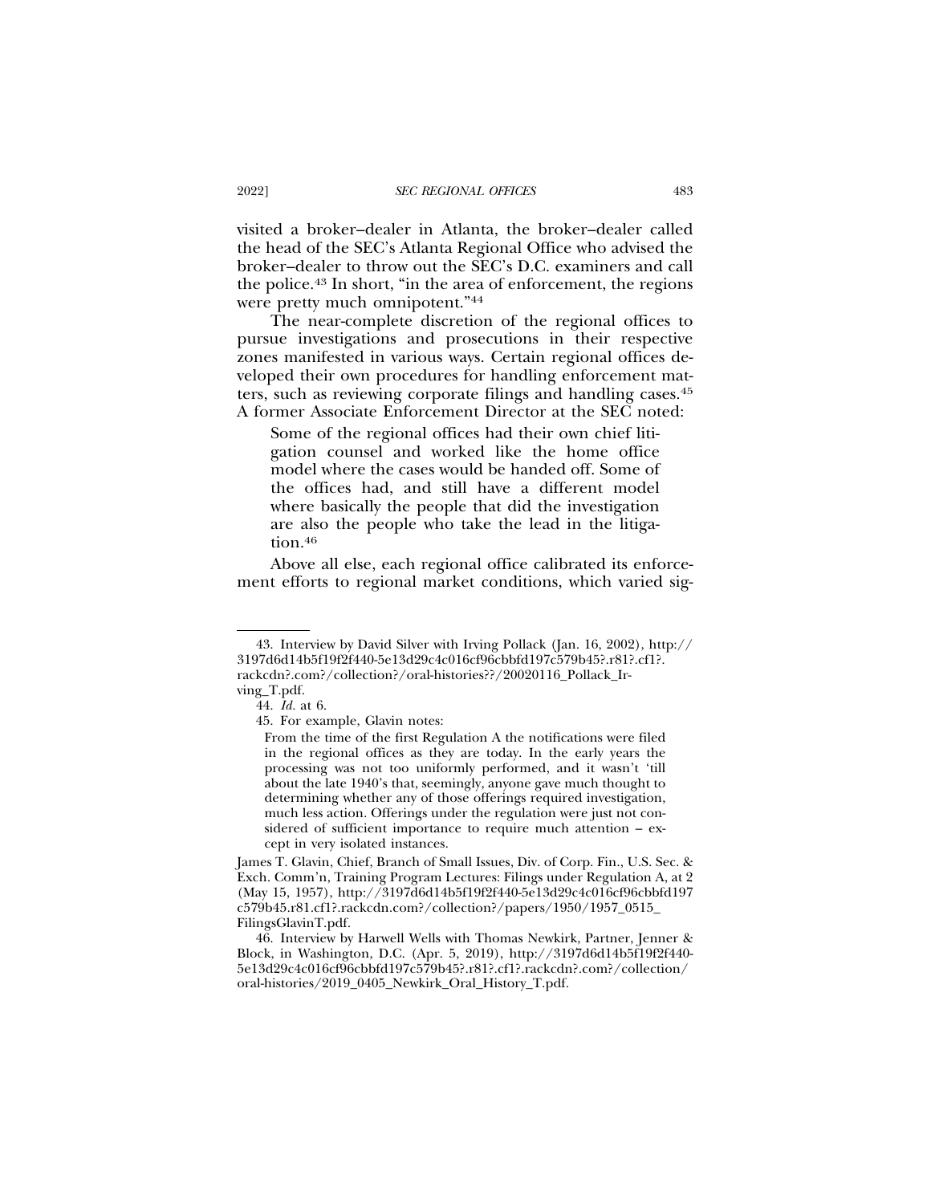visited a broker–dealer in Atlanta, the broker–dealer called the head of the SEC's Atlanta Regional Office who advised the broker–dealer to throw out the SEC's D.C. examiners and call the police.[43] In short, "in the area of enforcement, the regions were pretty much omnipotent."[44]

The near-complete discretion of the regional offices to pursue investigations and prosecutions in their respective zones manifested in various ways. Certain regional offices developed their own procedures for handling enforcement matters, such as reviewing corporate filings and handling cases.[45] A former Associate Enforcement Director at the SEC noted:

> Some of the regional offices had their own chief litigation counsel and worked like the home office model where the cases would be handed off. Some of the offices had, and still have a different model where basically the people that did the investigation are also the people who take the lead in the litigation.[46]

Above all else, each regional office calibrated its enforcement efforts to regional market conditions, which varied sig-

---

43. Interview by David Silver with Irving Pollack (Jan. 16, 2002), http://3197d6d14b5f19f2f440-5e13d29c4c016cf96cbbfd197c579b45?.r81?.cf1?.rackcdn?.com?/collection?/oral-histories??/20020116_Pollack_Irving_T.pdf.

44. *Id.* at 6.

45. For example, Glavin notes:

> From the time of the first Regulation A the notifications were filed in the regional offices as they are today. In the early years the processing was not too uniformly performed, and it wasn't 'till about the late 1940's that, seemingly, anyone gave much thought to determining whether any of those offerings required investigation, much less action. Offerings under the regulation were just not considered of sufficient importance to require much attention – except in very isolated instances.

James T. Glavin, Chief, Branch of Small Issues, Div. of Corp. Fin., U.S. Sec. & Exch. Comm'n, Training Program Lectures: Filings under Regulation A, at 2 (May 15, 1957), http://3197d6d14b5f19f2f440-5e13d29c4c016cf96cbbfd197c579b45.r81.cf1?.rackcdn.com?/collection?/papers/1950/1957_0515_FilingsGlavinT.pdf.

46. Interview by Harwell Wells with Thomas Newkirk, Partner, Jenner & Block, in Washington, D.C. (Apr. 5, 2019), http://3197d6d14b5f19f2f440-5e13d29c4c016cf96cbbfd197c579b45?.r81?.cf1?.rackcdn?.com?/collection/oral-histories/2019_0405_Newkirk_Oral_History_T.pdf.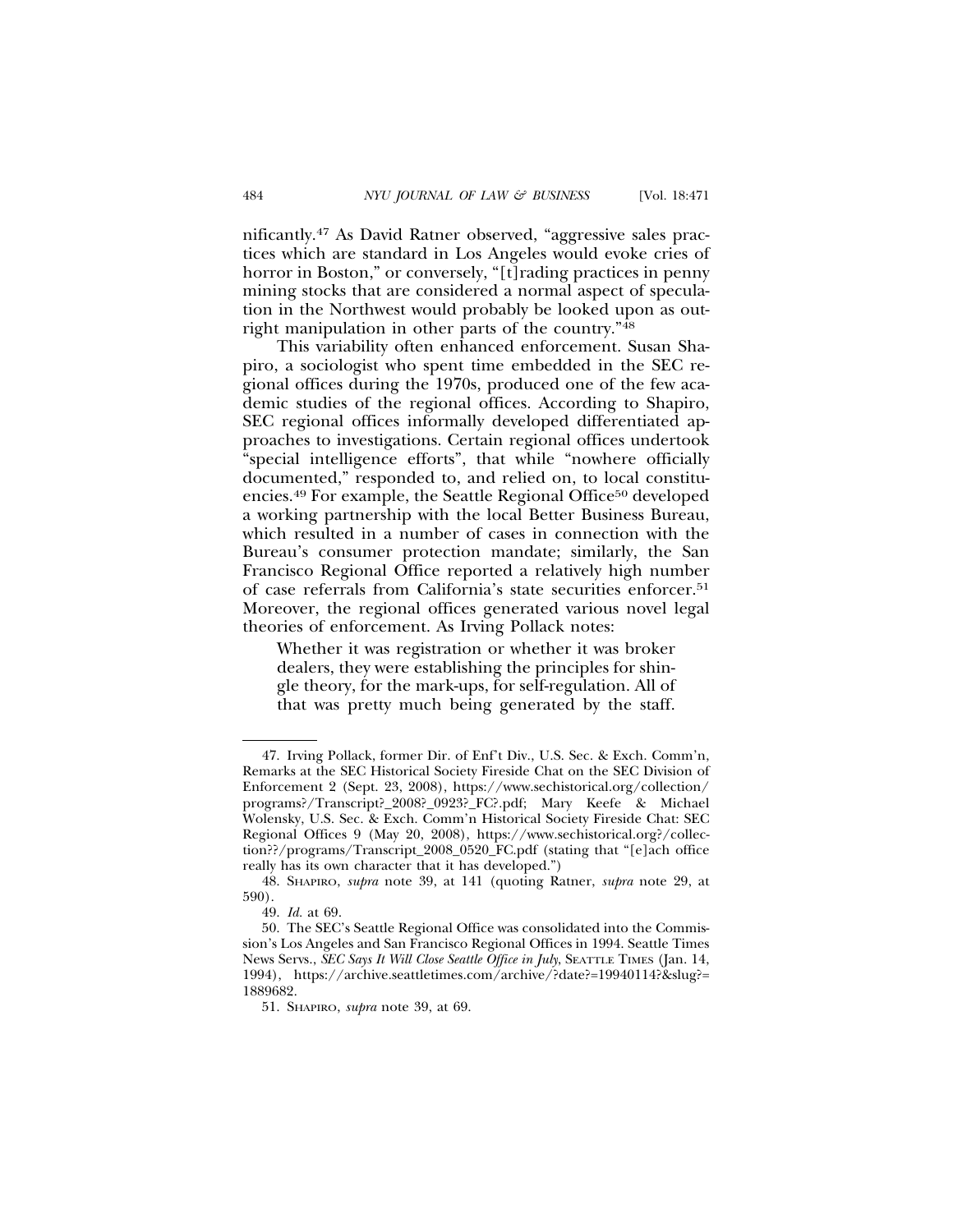nificantly.[47] As David Ratner observed, "aggressive sales practices which are standard in Los Angeles would evoke cries of horror in Boston," or conversely, "[t]rading practices in penny mining stocks that are considered a normal aspect of speculation in the Northwest would probably be looked upon as outright manipulation in other parts of the country."[48]

This variability often enhanced enforcement. Susan Shapiro, a sociologist who spent time embedded in the SEC regional offices during the 1970s, produced one of the few academic studies of the regional offices. According to Shapiro, SEC regional offices informally developed differentiated approaches to investigations. Certain regional offices undertook "special intelligence efforts", that while "nowhere officially documented," responded to, and relied on, to local constituencies.[49] For example, the Seattle Regional Office[50] developed a working partnership with the local Better Business Bureau, which resulted in a number of cases in connection with the Bureau's consumer protection mandate; similarly, the San Francisco Regional Office reported a relatively high number of case referrals from California's state securities enforcer.[51] Moreover, the regional offices generated various novel legal theories of enforcement. As Irving Pollack notes:

> Whether it was registration or whether it was broker dealers, they were establishing the principles for shingle theory, for the mark-ups, for self-regulation. All of that was pretty much being generated by the staff.

---

47. Irving Pollack, former Dir. of Enf't Div., U.S. Sec. & Exch. Comm'n, Remarks at the SEC Historical Society Fireside Chat on the SEC Division of Enforcement 2 (Sept. 23, 2008), https://www.sechistorical.org/collection/programs?/Transcript?_2008?_0923?_FC?.pdf; Mary Keefe & Michael Wolensky, U.S. Sec. & Exch. Comm'n Historical Society Fireside Chat: SEC Regional Offices 9 (May 20, 2008), https://www.sechistorical.org?/collection??/programs/Transcript_2008_0520_FC.pdf (stating that "[e]ach office really has its own character that it has developed.")

48. SHAPIRO, *supra* note 39, at 141 (quoting Ratner, *supra* note 29, at 590).

49. *Id.* at 69.

50. The SEC's Seattle Regional Office was consolidated into the Commission's Los Angeles and San Francisco Regional Offices in 1994. Seattle Times News Servs., *SEC Says It Will Close Seattle Office in July*, SEATTLE TIMES (Jan. 14, 1994), https://archive.seattletimes.com/archive/?date?=19940114?&slug?=1889682.

51. SHAPIRO, *supra* note 39, at 69.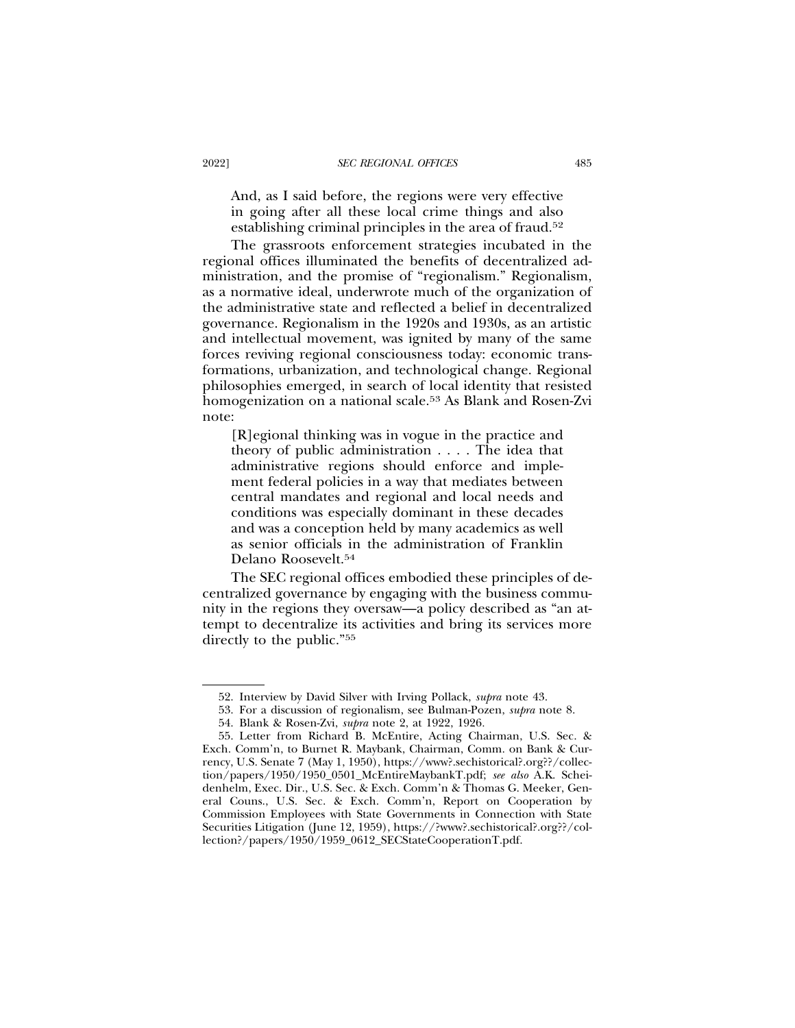> And, as I said before, the regions were very effective in going after all these local crime things and also establishing criminal principles in the area of fraud.[52]

The grassroots enforcement strategies incubated in the regional offices illuminated the benefits of decentralized administration, and the promise of "regionalism." Regionalism, as a normative ideal, underwrote much of the organization of the administrative state and reflected a belief in decentralized governance. Regionalism in the 1920s and 1930s, as an artistic and intellectual movement, was ignited by many of the same forces reviving regional consciousness today: economic transformations, urbanization, and technological change. Regional philosophies emerged, in search of local identity that resisted homogenization on a national scale.[53] As Blank and Rosen-Zvi note:

> [R]egional thinking was in vogue in the practice and theory of public administration . . . . The idea that administrative regions should enforce and implement federal policies in a way that mediates between central mandates and regional and local needs and conditions was especially dominant in these decades and was a conception held by many academics as well as senior officials in the administration of Franklin Delano Roosevelt.[54]

The SEC regional offices embodied these principles of decentralized governance by engaging with the business community in the regions they oversaw—a policy described as "an attempt to decentralize its activities and bring its services more directly to the public."[55]

---

52. Interview by David Silver with Irving Pollack, *supra* note 43.

53. For a discussion of regionalism, see Bulman-Pozen, *supra* note 8.

54. Blank & Rosen-Zvi, *supra* note 2, at 1922, 1926.

55. Letter from Richard B. McEntire, Acting Chairman, U.S. Sec. & Exch. Comm'n, to Burnet R. Maybank, Chairman, Comm. on Bank & Currency, U.S. Senate 7 (May 1, 1950), https://www?.sechistorical?.org??/collection/papers/1950/1950_0501_McEntireMaybankT.pdf; *see also* A.K. Scheidenhelm, Exec. Dir., U.S. Sec. & Exch. Comm'n & Thomas G. Meeker, General Couns., U.S. Sec. & Exch. Comm'n, Report on Cooperation by Commission Employees with State Governments in Connection with State Securities Litigation (June 12, 1959), https://?www?.sechistorical?.org??/collection?/papers/1950/1959_0612_SECStateCooperationT.pdf.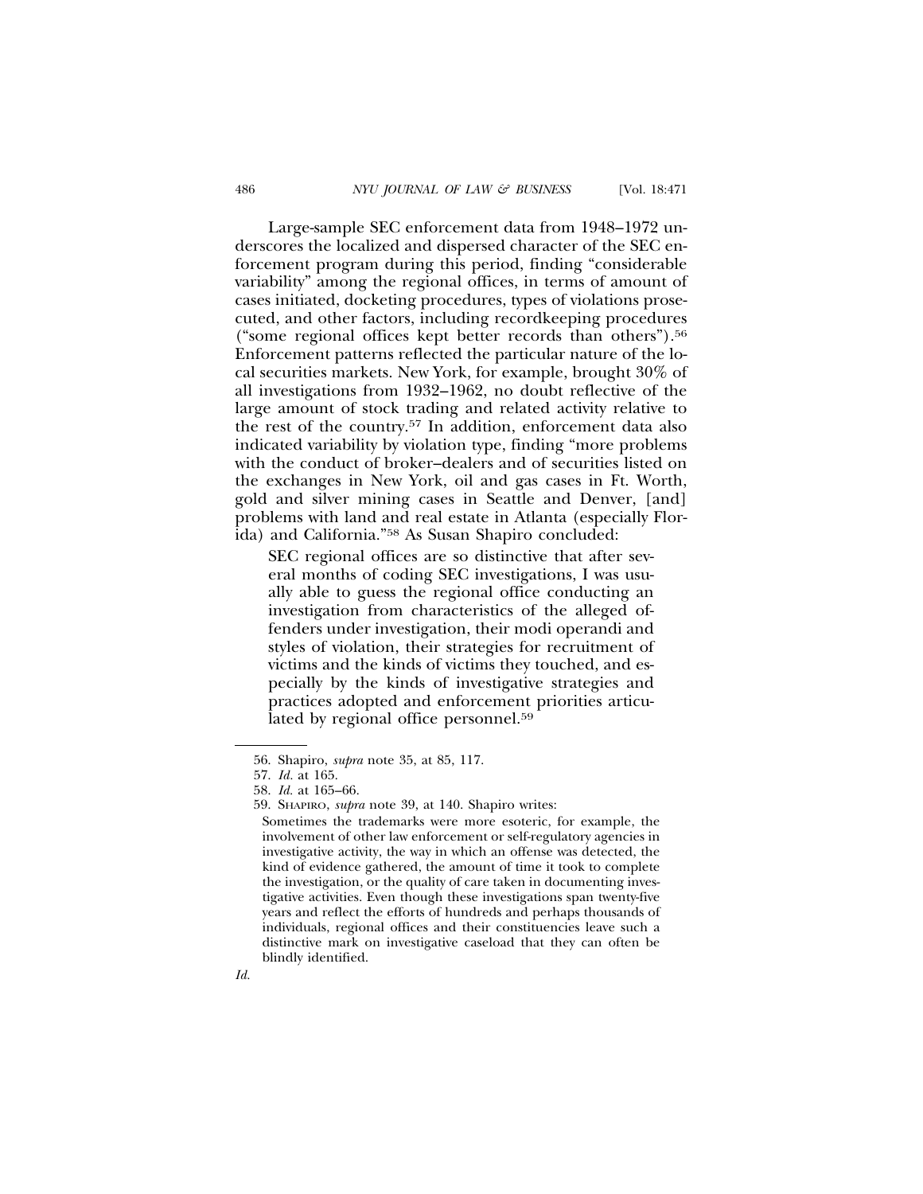Large-sample SEC enforcement data from 1948–1972 underscores the localized and dispersed character of the SEC enforcement program during this period, finding "considerable variability" among the regional offices, in terms of amount of cases initiated, docketing procedures, types of violations prosecuted, and other factors, including recordkeeping procedures ("some regional offices kept better records than others").[56] Enforcement patterns reflected the particular nature of the local securities markets. New York, for example, brought 30% of all investigations from 1932–1962, no doubt reflective of the large amount of stock trading and related activity relative to the rest of the country.[57] In addition, enforcement data also indicated variability by violation type, finding "more problems with the conduct of broker–dealers and of securities listed on the exchanges in New York, oil and gas cases in Ft. Worth, gold and silver mining cases in Seattle and Denver, [and] problems with land and real estate in Atlanta (especially Florida) and California."[58] As Susan Shapiro concluded:

> SEC regional offices are so distinctive that after several months of coding SEC investigations, I was usually able to guess the regional office conducting an investigation from characteristics of the alleged offenders under investigation, their modi operandi and styles of violation, their strategies for recruitment of victims and the kinds of victims they touched, and especially by the kinds of investigative strategies and practices adopted and enforcement priorities articulated by regional office personnel.[59]

---

56. Shapiro, *supra* note 35, at 85, 117.

57. *Id.* at 165.

58. *Id.* at 165–66.

59. SHAPIRO, *supra* note 39, at 140. Shapiro writes:

> Sometimes the trademarks were more esoteric, for example, the involvement of other law enforcement or self-regulatory agencies in investigative activity, the way in which an offense was detected, the kind of evidence gathered, the amount of time it took to complete the investigation, or the quality of care taken in documenting investigative activities. Even though these investigations span twenty-five years and reflect the efforts of hundreds and perhaps thousands of individuals, regional offices and their constituencies leave such a distinctive mark on investigative caseload that they can often be blindly identified.

*Id.*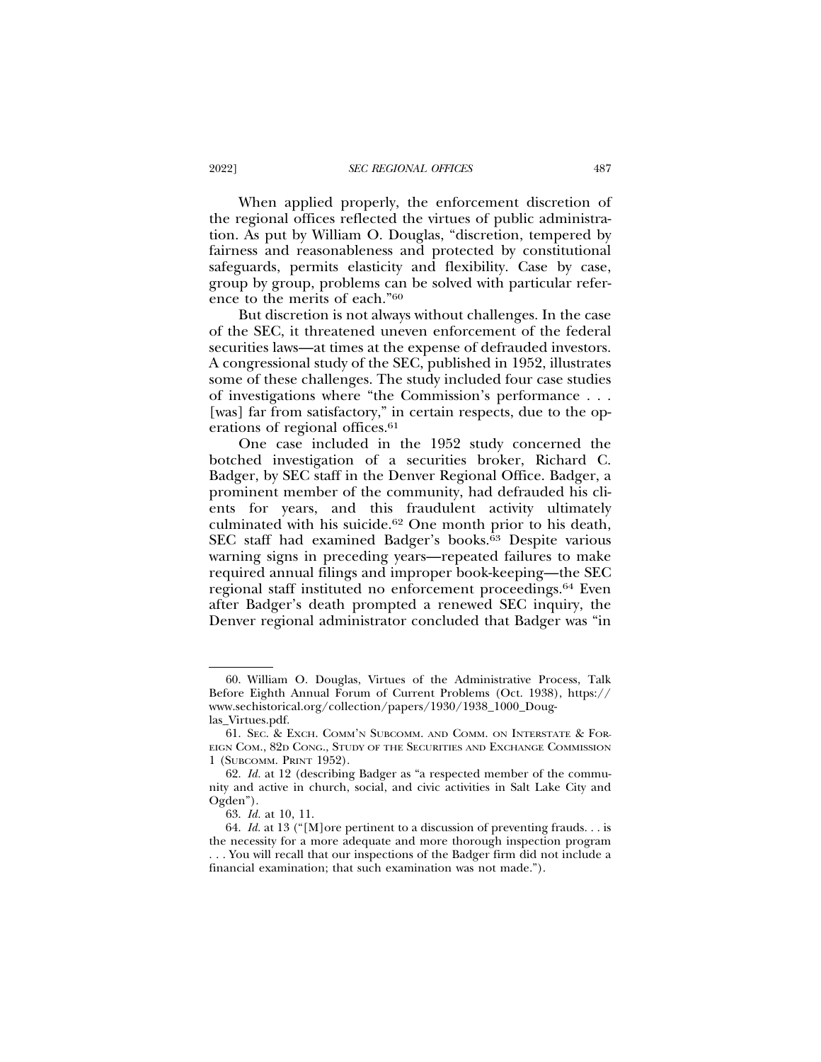When applied properly, the enforcement discretion of the regional offices reflected the virtues of public administration. As put by William O. Douglas, "discretion, tempered by fairness and reasonableness and protected by constitutional safeguards, permits elasticity and flexibility. Case by case, group by group, problems can be solved with particular reference to the merits of each."[60]

But discretion is not always without challenges. In the case of the SEC, it threatened uneven enforcement of the federal securities laws—at times at the expense of defrauded investors. A congressional study of the SEC, published in 1952, illustrates some of these challenges. The study included four case studies of investigations where "the Commission's performance . . . [was] far from satisfactory," in certain respects, due to the operations of regional offices.[61]

One case included in the 1952 study concerned the botched investigation of a securities broker, Richard C. Badger, by SEC staff in the Denver Regional Office. Badger, a prominent member of the community, had defrauded his clients for years, and this fraudulent activity ultimately culminated with his suicide.[62] One month prior to his death, SEC staff had examined Badger's books.[63] Despite various warning signs in preceding years—repeated failures to make required annual filings and improper book-keeping—the SEC regional staff instituted no enforcement proceedings.[64] Even after Badger's death prompted a renewed SEC inquiry, the Denver regional administrator concluded that Badger was "in

---

60. William O. Douglas, Virtues of the Administrative Process, Talk Before Eighth Annual Forum of Current Problems (Oct. 1938), https://www.sechistorical.org/collection/papers/1930/1938_1000_Douglas_Virtues.pdf.

61. SEC. & EXCH. COMM'N SUBCOMM. AND COMM. ON INTERSTATE & FOREIGN COM., 82D CONG., STUDY OF THE SECURITIES AND EXCHANGE COMMISSION 1 (SUBCOMM. PRINT 1952).

62. *Id.* at 12 (describing Badger as "a respected member of the community and active in church, social, and civic activities in Salt Lake City and Ogden").

63. *Id.* at 10, 11.

64. *Id.* at 13 ("[M]ore pertinent to a discussion of preventing frauds. . . is the necessity for a more adequate and more thorough inspection program . . . You will recall that our inspections of the Badger firm did not include a financial examination; that such examination was not made.").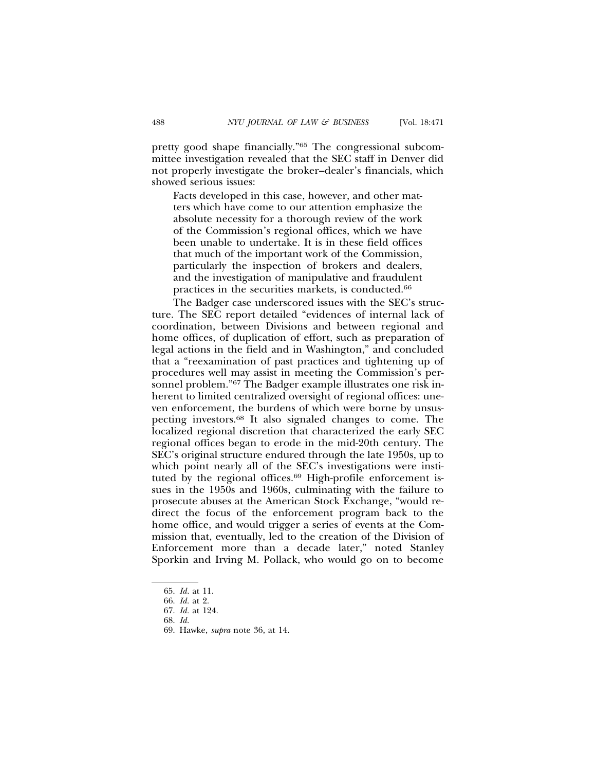pretty good shape financially."[65] The congressional subcommittee investigation revealed that the SEC staff in Denver did not properly investigate the broker–dealer's financials, which showed serious issues:

> Facts developed in this case, however, and other matters which have come to our attention emphasize the absolute necessity for a thorough review of the work of the Commission's regional offices, which we have been unable to undertake. It is in these field offices that much of the important work of the Commission, particularly the inspection of brokers and dealers, and the investigation of manipulative and fraudulent practices in the securities markets, is conducted.[66]

The Badger case underscored issues with the SEC's structure. The SEC report detailed "evidences of internal lack of coordination, between Divisions and between regional and home offices, of duplication of effort, such as preparation of legal actions in the field and in Washington," and concluded that a "reexamination of past practices and tightening up of procedures well may assist in meeting the Commission's personnel problem."[67] The Badger example illustrates one risk inherent to limited centralized oversight of regional offices: uneven enforcement, the burdens of which were borne by unsuspecting investors.[68] It also signaled changes to come. The localized regional discretion that characterized the early SEC regional offices began to erode in the mid-20th century. The SEC's original structure endured through the late 1950s, up to which point nearly all of the SEC's investigations were instituted by the regional offices.[69] High-profile enforcement issues in the 1950s and 1960s, culminating with the failure to prosecute abuses at the American Stock Exchange, "would redirect the focus of the enforcement program back to the home office, and would trigger a series of events at the Commission that, eventually, led to the creation of the Division of Enforcement more than a decade later," noted Stanley Sporkin and Irving M. Pollack, who would go on to become

---

65. *Id.* at 11.

66. *Id.* at 2.

67. *Id.* at 124.

68. *Id.*

69. Hawke, *supra* note 36, at 14.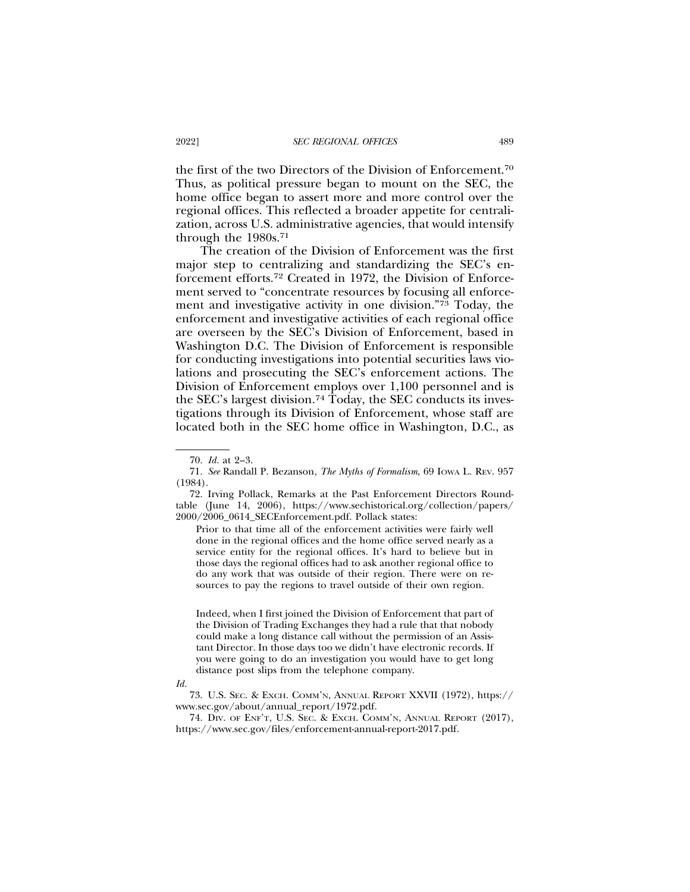the first of the two Directors of the Division of Enforcement.[70] Thus, as political pressure began to mount on the SEC, the home office began to assert more and more control over the regional offices. This reflected a broader appetite for centralization, across U.S. administrative agencies, that would intensify through the 1980s.[71]

The creation of the Division of Enforcement was the first major step to centralizing and standardizing the SEC's enforcement efforts.[72] Created in 1972, the Division of Enforcement served to "concentrate resources by focusing all enforcement and investigative activity in one division."[73] Today, the enforcement and investigative activities of each regional office are overseen by the SEC's Division of Enforcement, based in Washington D.C. The Division of Enforcement is responsible for conducting investigations into potential securities laws violations and prosecuting the SEC's enforcement actions. The Division of Enforcement employs over 1,100 personnel and is the SEC's largest division.[74] Today, the SEC conducts its investigations through its Division of Enforcement, whose staff are located both in the SEC home office in Washington, D.C., as

---

70. *Id.* at 2–3.

71. *See* Randall P. Bezanson, *The Myths of Formalism*, 69 IOWA L. REV. 957 (1984).

72. Irving Pollack, Remarks at the Past Enforcement Directors Roundtable (June 14, 2006), https://www.sechistorical.org/collection/papers/2000/2006_0614_SECEnforcement.pdf. Pollack states:

> Prior to that time all of the enforcement activities were fairly well done in the regional offices and the home office served nearly as a service entity for the regional offices. It's hard to believe but in those days the regional offices had to ask another regional office to do any work that was outside of their region. There were on resources to pay the regions to travel outside of their own region.
>
> Indeed, when I first joined the Division of Enforcement that part of the Division of Trading Exchanges they had a rule that that nobody could make a long distance call without the permission of an Assistant Director. In those days too we didn't have electronic records. If you were going to do an investigation you would have to get long distance post slips from the telephone company.

*Id.*

73. U.S. SEC. & EXCH. COMM'N, ANNUAL REPORT XXVII (1972), https://www.sec.gov/about/annual_report/1972.pdf.

74. DIV. OF ENF'T, U.S. SEC. & EXCH. COMM'N, ANNUAL REPORT (2017), https://www.sec.gov/files/enforcement-annual-report-2017.pdf.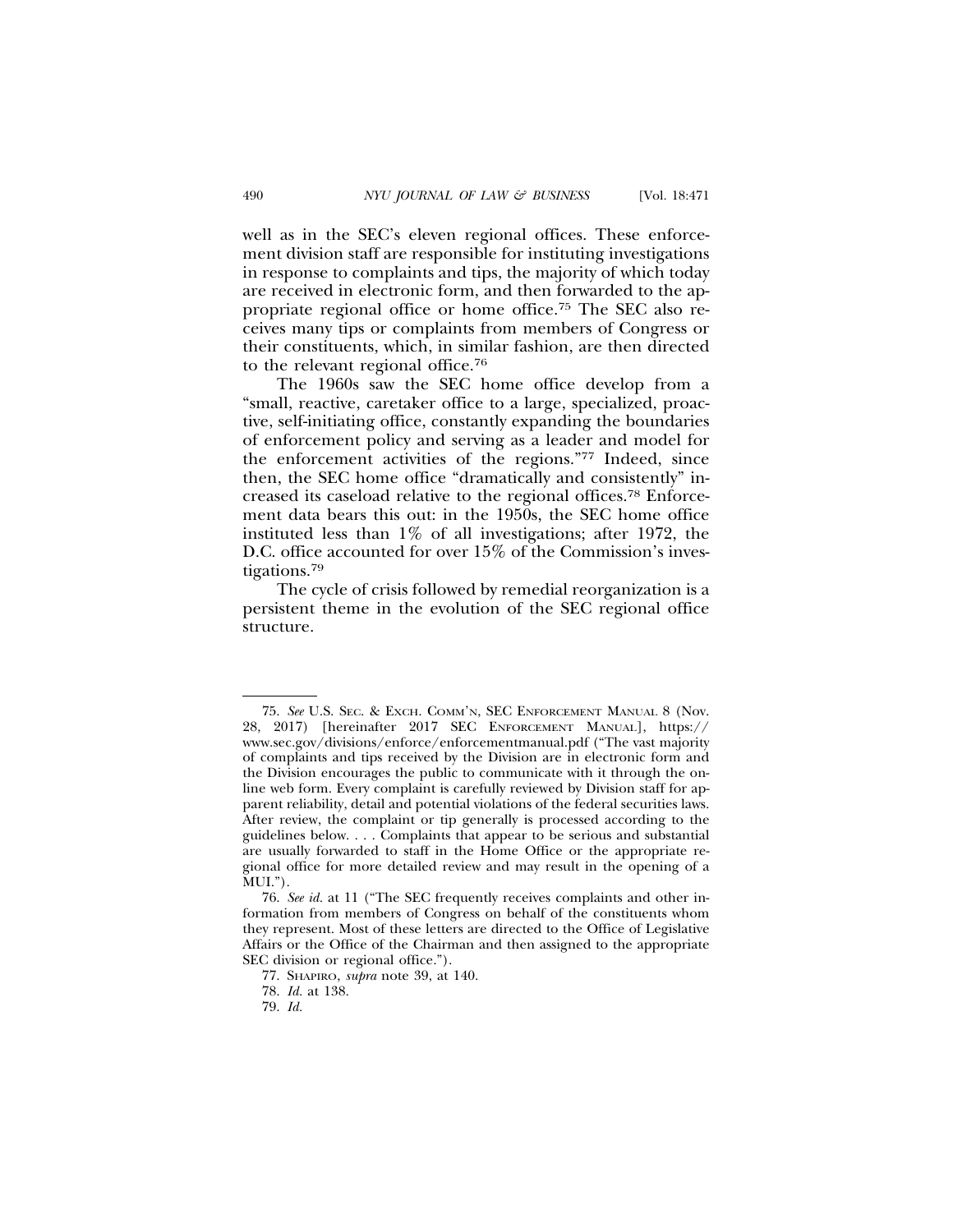well as in the SEC's eleven regional offices. These enforcement division staff are responsible for instituting investigations in response to complaints and tips, the majority of which today are received in electronic form, and then forwarded to the appropriate regional office or home office.[75] The SEC also receives many tips or complaints from members of Congress or their constituents, which, in similar fashion, are then directed to the relevant regional office.[76]

The 1960s saw the SEC home office develop from a "small, reactive, caretaker office to a large, specialized, proactive, self-initiating office, constantly expanding the boundaries of enforcement policy and serving as a leader and model for the enforcement activities of the regions."[77] Indeed, since then, the SEC home office "dramatically and consistently" increased its caseload relative to the regional offices.[78] Enforcement data bears this out: in the 1950s, the SEC home office instituted less than 1% of all investigations; after 1972, the D.C. office accounted for over 15% of the Commission's investigations.[79]

The cycle of crisis followed by remedial reorganization is a persistent theme in the evolution of the SEC regional office structure.

---

75. *See* U.S. SEC. & EXCH. COMM'N, SEC ENFORCEMENT MANUAL 8 (Nov. 28, 2017) [hereinafter 2017 SEC ENFORCEMENT MANUAL], https://www.sec.gov/divisions/enforce/enforcementmanual.pdf ("The vast majority of complaints and tips received by the Division are in electronic form and the Division encourages the public to communicate with it through the online web form. Every complaint is carefully reviewed by Division staff for apparent reliability, detail and potential violations of the federal securities laws. After review, the complaint or tip generally is processed according to the guidelines below. . . . Complaints that appear to be serious and substantial are usually forwarded to staff in the Home Office or the appropriate regional office for more detailed review and may result in the opening of a MUI.").

76. *See id.* at 11 ("The SEC frequently receives complaints and other information from members of Congress on behalf of the constituents whom they represent. Most of these letters are directed to the Office of Legislative Affairs or the Office of the Chairman and then assigned to the appropriate SEC division or regional office.").

77. SHAPIRO, *supra* note 39, at 140.

78. *Id.* at 138.

79. *Id.*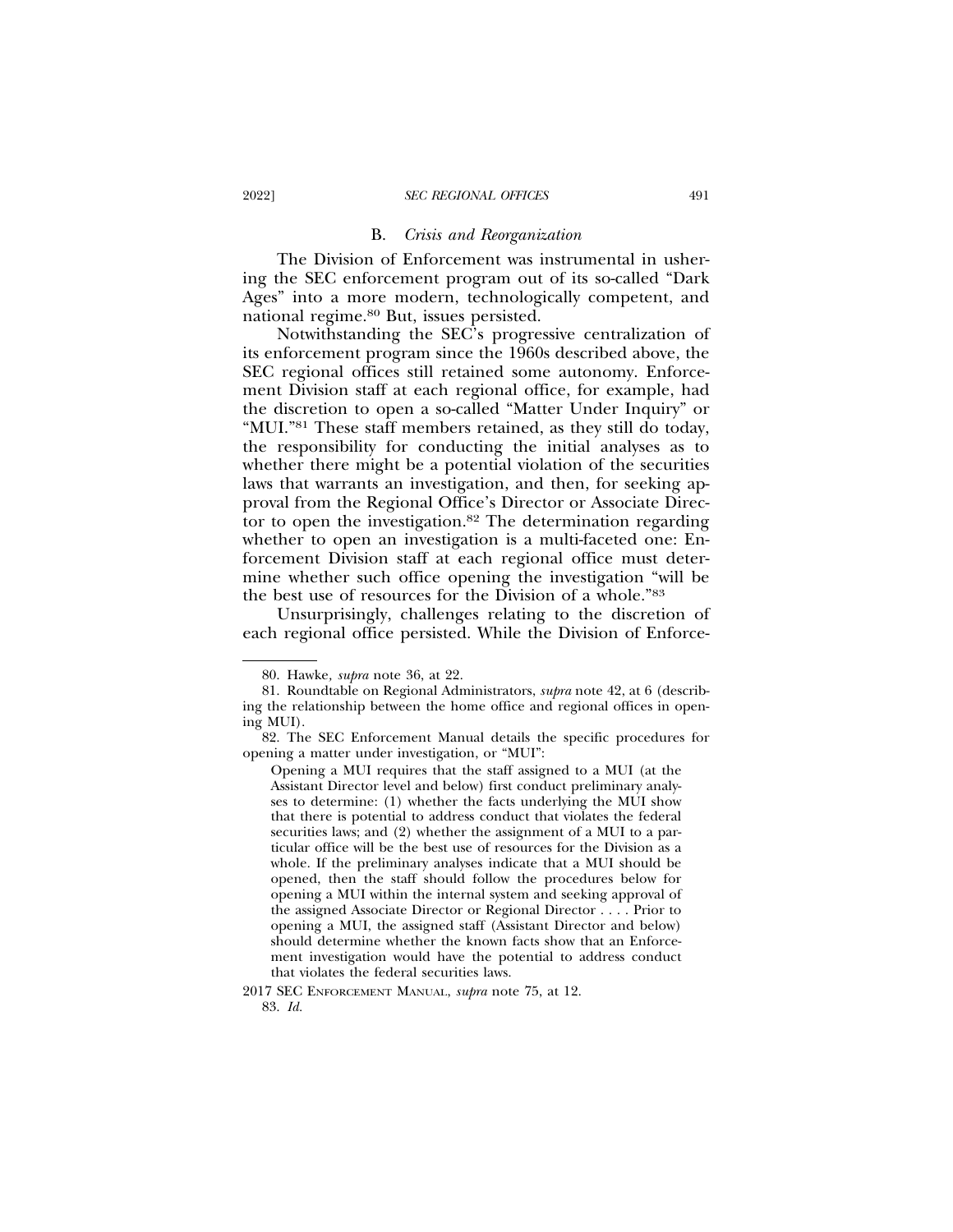### B. *Crisis and Reorganization*

The Division of Enforcement was instrumental in ushering the SEC enforcement program out of its so-called "Dark Ages" into a more modern, technologically competent, and national regime.[80] But, issues persisted.

Notwithstanding the SEC's progressive centralization of its enforcement program since the 1960s described above, the SEC regional offices still retained some autonomy. Enforcement Division staff at each regional office, for example, had the discretion to open a so-called "Matter Under Inquiry" or "MUI."[81] These staff members retained, as they still do today, the responsibility for conducting the initial analyses as to whether there might be a potential violation of the securities laws that warrants an investigation, and then, for seeking approval from the Regional Office's Director or Associate Director to open the investigation.[82] The determination regarding whether to open an investigation is a multi-faceted one: Enforcement Division staff at each regional office must determine whether such office opening the investigation "will be the best use of resources for the Division of a whole."[83]

Unsurprisingly, challenges relating to the discretion of each regional office persisted. While the Division of Enforce-

---

80. Hawke, *supra* note 36, at 22.

81. Roundtable on Regional Administrators, *supra* note 42, at 6 (describing the relationship between the home office and regional offices in opening MUI).

82. The SEC Enforcement Manual details the specific procedures for opening a matter under investigation, or "MUI":

> Opening a MUI requires that the staff assigned to a MUI (at the Assistant Director level and below) first conduct preliminary analyses to determine: (1) whether the facts underlying the MUI show that there is potential to address conduct that violates the federal securities laws; and (2) whether the assignment of a MUI to a particular office will be the best use of resources for the Division as a whole. If the preliminary analyses indicate that a MUI should be opened, then the staff should follow the procedures below for opening a MUI within the internal system and seeking approval of the assigned Associate Director or Regional Director . . . . Prior to opening a MUI, the assigned staff (Assistant Director and below) should determine whether the known facts show that an Enforcement investigation would have the potential to address conduct that violates the federal securities laws.

2017 SEC ENFORCEMENT MANUAL, *supra* note 75, at 12.

83. *Id.*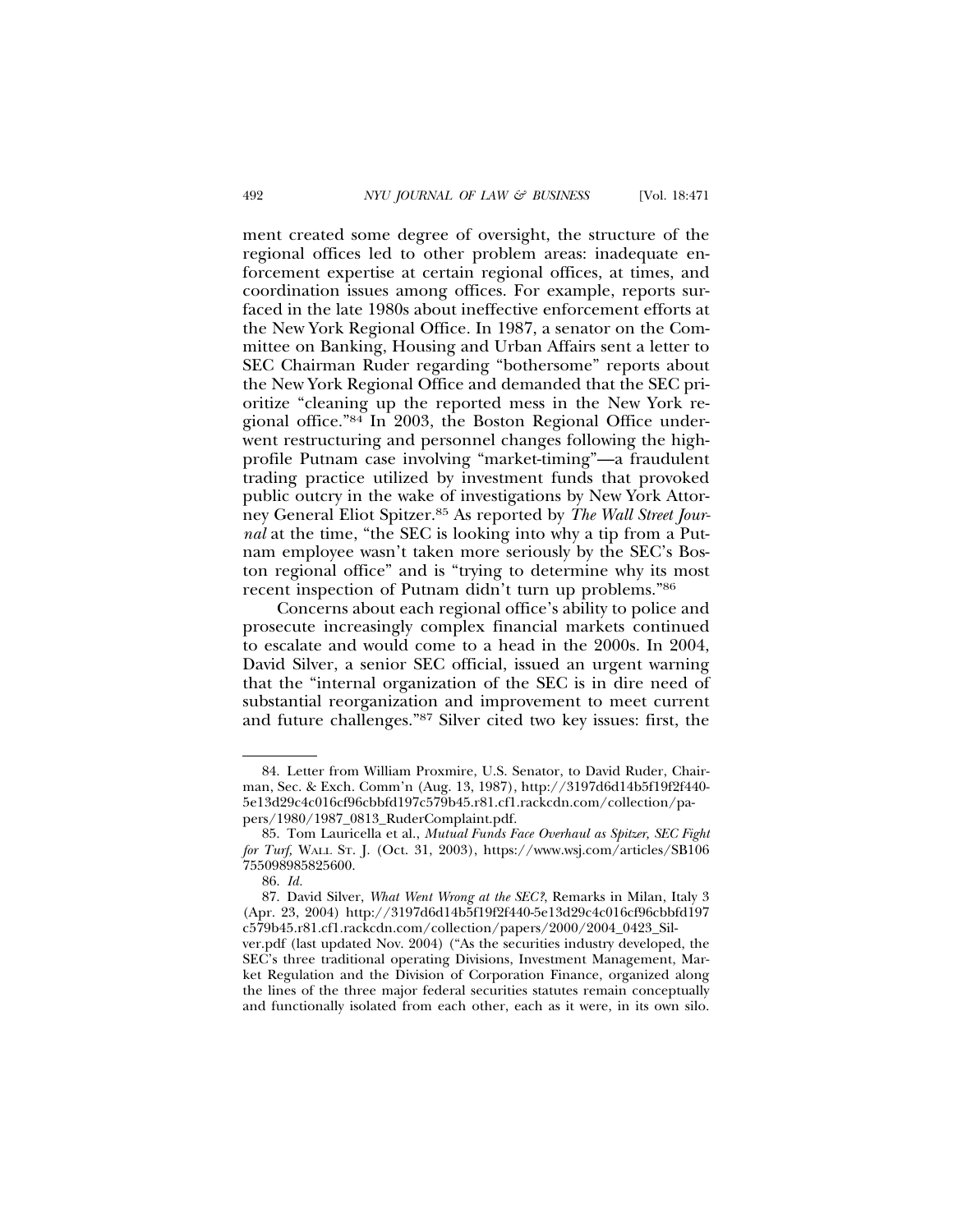ment created some degree of oversight, the structure of the regional offices led to other problem areas: inadequate enforcement expertise at certain regional offices, at times, and coordination issues among offices. For example, reports surfaced in the late 1980s about ineffective enforcement efforts at the New York Regional Office. In 1987, a senator on the Committee on Banking, Housing and Urban Affairs sent a letter to SEC Chairman Ruder regarding "bothersome" reports about the New York Regional Office and demanded that the SEC prioritize "cleaning up the reported mess in the New York regional office."[84] In 2003, the Boston Regional Office underwent restructuring and personnel changes following the high-profile Putnam case involving "market-timing"—a fraudulent trading practice utilized by investment funds that provoked public outcry in the wake of investigations by New York Attorney General Eliot Spitzer.[85] As reported by *The Wall Street Journal* at the time, "the SEC is looking into why a tip from a Putnam employee wasn't taken more seriously by the SEC's Boston regional office" and is "trying to determine why its most recent inspection of Putnam didn't turn up problems."[86]

Concerns about each regional office's ability to police and prosecute increasingly complex financial markets continued to escalate and would come to a head in the 2000s. In 2004, David Silver, a senior SEC official, issued an urgent warning that the "internal organization of the SEC is in dire need of substantial reorganization and improvement to meet current and future challenges."[87] Silver cited two key issues: first, the

---

84. Letter from William Proxmire, U.S. Senator, to David Ruder, Chairman, Sec. & Exch. Comm'n (Aug. 13, 1987), http://3197d6d14b5f19f2f440-5e13d29c4c016cf96cbbfd197c579b45.r81.cf1.rackcdn.com/collection/papers/1980/1987_0813_RuderComplaint.pdf.

85. Tom Lauricella et al., *Mutual Funds Face Overhaul as Spitzer, SEC Fight for Turf,* WALL ST. J. (Oct. 31, 2003), https://www.wsj.com/articles/SB106755098985825600.

86. *Id.*

87. David Silver, *What Went Wrong at the SEC?*, Remarks in Milan, Italy 3 (Apr. 23, 2004) http://3197d6d14b5f19f2f440-5e13d29c4c016cf96cbbfd197c579b45.r81.cf1.rackcdn.com/collection/papers/2000/2004_0423_Silver.pdf (last updated Nov. 2004) ("As the securities industry developed, the SEC's three traditional operating Divisions, Investment Management, Market Regulation and the Division of Corporation Finance, organized along the lines of the three major federal securities statutes remain conceptually and functionally isolated from each other, each as it were, in its own silo.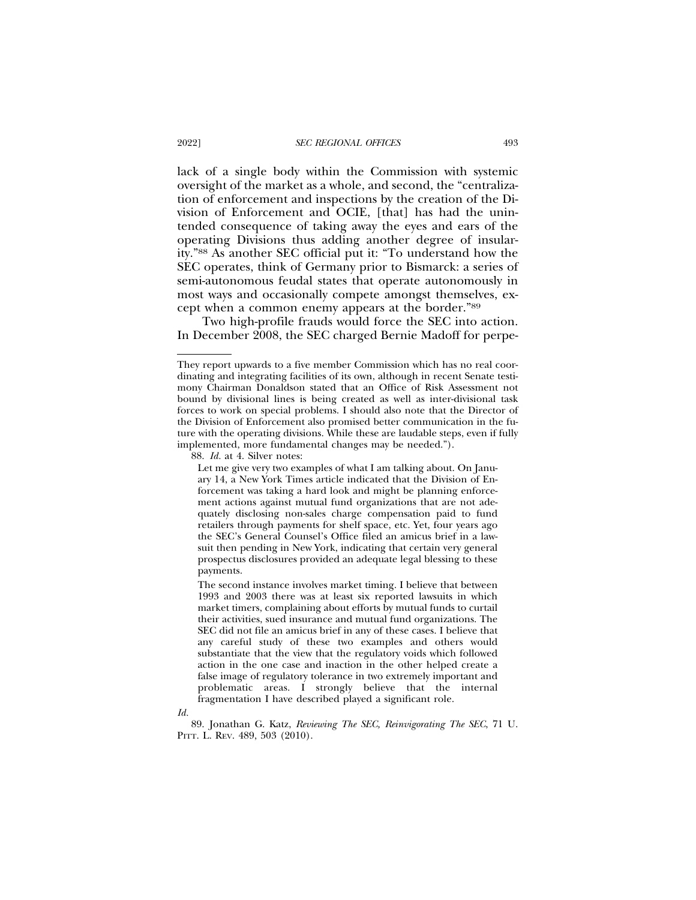lack of a single body within the Commission with systemic oversight of the market as a whole, and second, the "centralization of enforcement and inspections by the creation of the Division of Enforcement and OCIE, [that] has had the unintended consequence of taking away the eyes and ears of the operating Divisions thus adding another degree of insularity."[88] As another SEC official put it: "To understand how the SEC operates, think of Germany prior to Bismarck: a series of semi-autonomous feudal states that operate autonomously in most ways and occasionally compete amongst themselves, except when a common enemy appears at the border."[89]

Two high-profile frauds would force the SEC into action. In December 2008, the SEC charged Bernie Madoff for perpe-

---

They report upwards to a five member Commission which has no real coordinating and integrating facilities of its own, although in recent Senate testimony Chairman Donaldson stated that an Office of Risk Assessment not bound by divisional lines is being created as well as inter-divisional task forces to work on special problems. I should also note that the Director of the Division of Enforcement also promised better communication in the future with the operating divisions. While these are laudable steps, even if fully implemented, more fundamental changes may be needed.").

88. *Id.* at 4. Silver notes:

> Let me give very two examples of what I am talking about. On January 14, a New York Times article indicated that the Division of Enforcement was taking a hard look and might be planning enforcement actions against mutual fund organizations that are not adequately disclosing non-sales charge compensation paid to fund retailers through payments for shelf space, etc. Yet, four years ago the SEC's General Counsel's Office filed an amicus brief in a lawsuit then pending in New York, indicating that certain very general prospectus disclosures provided an adequate legal blessing to these payments.
>
> The second instance involves market timing. I believe that between 1993 and 2003 there was at least six reported lawsuits in which market timers, complaining about efforts by mutual funds to curtail their activities, sued insurance and mutual fund organizations. The SEC did not file an amicus brief in any of these cases. I believe that any careful study of these two examples and others would substantiate that the view that the regulatory voids which followed action in the one case and inaction in the other helped create a false image of regulatory tolerance in two extremely important and problematic areas. I strongly believe that the internal fragmentation I have described played a significant role.

*Id.*

89. Jonathan G. Katz, *Reviewing The SEC, Reinvigorating The SEC*, 71 U. PITT. L. REV. 489, 503 (2010).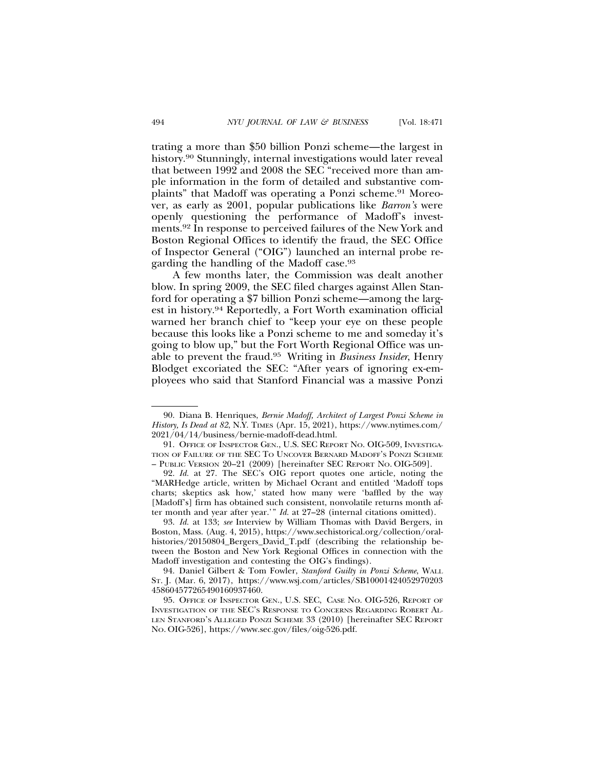trating a more than $50 billion Ponzi scheme—the largest in history.[90] Stunningly, internal investigations would later reveal that between 1992 and 2008 the SEC "received more than ample information in the form of detailed and substantive complaints" that Madoff was operating a Ponzi scheme.[91] Moreover, as early as 2001, popular publications like *Barron's* were openly questioning the performance of Madoff's investments.[92] In response to perceived failures of the New York and Boston Regional Offices to identify the fraud, the SEC Office of Inspector General ("OIG") launched an internal probe regarding the handling of the Madoff case.[93]

A few months later, the Commission was dealt another blow. In spring 2009, the SEC filed charges against Allen Stanford for operating a $7 billion Ponzi scheme—among the largest in history.[94] Reportedly, a Fort Worth examination official warned her branch chief to "keep your eye on these people because this looks like a Ponzi scheme to me and someday it's going to blow up," but the Fort Worth Regional Office was unable to prevent the fraud.[95] Writing in *Business Insider*, Henry Blodget excoriated the SEC: "After years of ignoring ex-employees who said that Stanford Financial was a massive Ponzi

---

90. Diana B. Henriques, *Bernie Madoff, Architect of Largest Ponzi Scheme in History, Is Dead at 82*, N.Y. TIMES (Apr. 15, 2021), https://www.nytimes.com/2021/04/14/business/bernie-madoff-dead.html.

91. OFFICE OF INSPECTOR GEN., U.S. SEC REPORT NO. OIG-509, INVESTIGATION OF FAILURE OF THE SEC TO UNCOVER BERNARD MADOFF'S PONZI SCHEME – PUBLIC VERSION 20–21 (2009) [hereinafter SEC REPORT NO. OIG-509].

92. *Id.* at 27. The SEC's OIG report quotes one article, noting the "MARHedge article, written by Michael Ocrant and entitled 'Madoff tops charts; skeptics ask how,' stated how many were 'baffled by the way [Madoff's] firm has obtained such consistent, nonvolatile returns month after month and year after year.'" *Id.* at 27–28 (internal citations omitted).

93. *Id.* at 133; *see* Interview by William Thomas with David Bergers, in Boston, Mass. (Aug. 4, 2015), https://www.sechistorical.org/collection/oral-histories/20150804_Bergers_David_T.pdf (describing the relationship between the Boston and New York Regional Offices in connection with the Madoff investigation and contesting the OIG's findings).

94. Daniel Gilbert & Tom Fowler, *Stanford Guilty in Ponzi Scheme*, WALL ST. J. (Mar. 6, 2017), https://www.wsj.com/articles/SB10001424052970203458604577265490160937460.

95. OFFICE OF INSPECTOR GEN., U.S. SEC, CASE NO. OIG-526, REPORT OF INVESTIGATION OF THE SEC'S RESPONSE TO CONCERNS REGARDING ROBERT ALLEN STANFORD'S ALLEGED PONZI SCHEME 33 (2010) [hereinafter SEC REPORT NO. OIG-526], https://www.sec.gov/files/oig-526.pdf.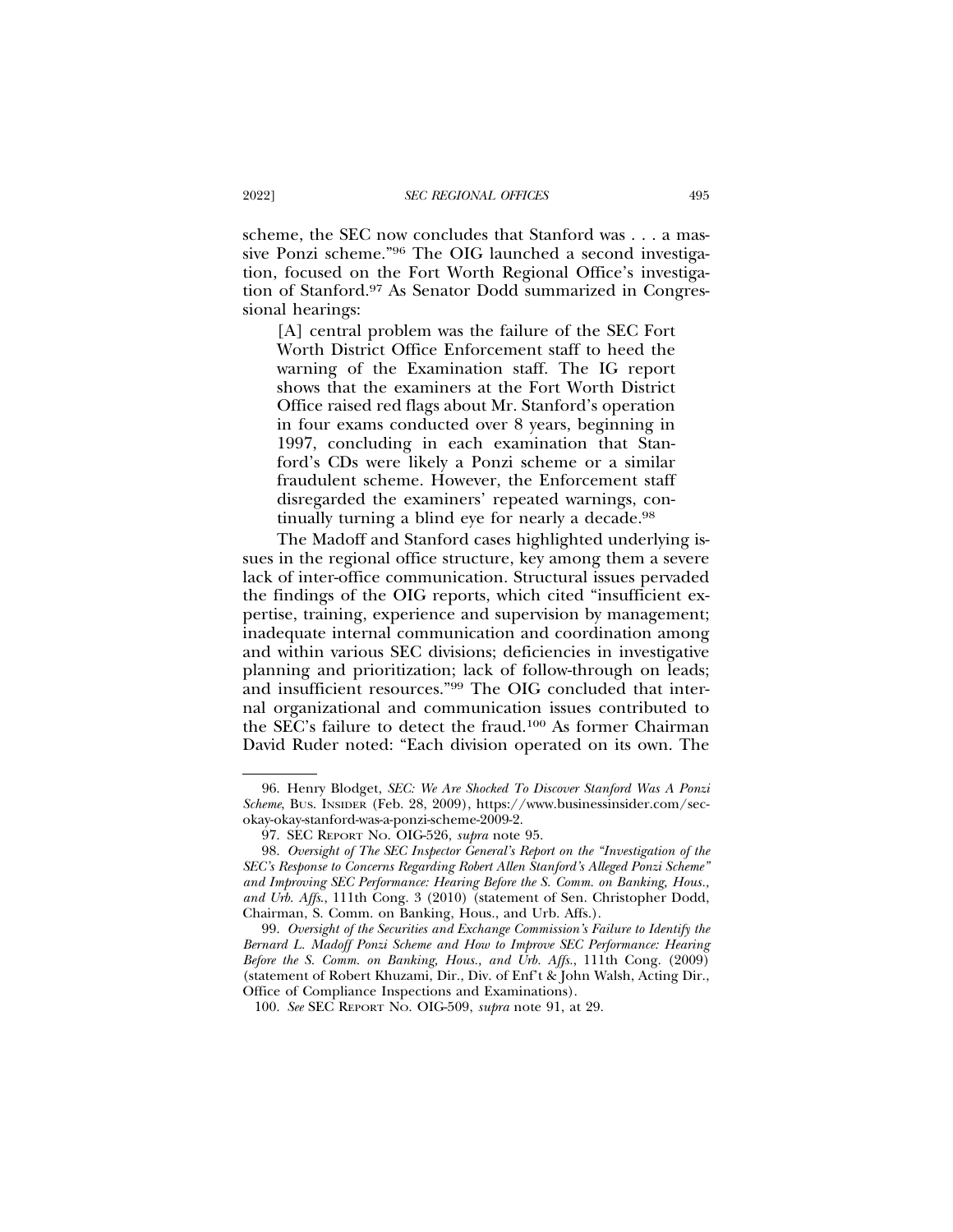scheme, the SEC now concludes that Stanford was . . . a massive Ponzi scheme."[96] The OIG launched a second investigation, focused on the Fort Worth Regional Office's investigation of Stanford.[97] As Senator Dodd summarized in Congressional hearings:

> [A] central problem was the failure of the SEC Fort Worth District Office Enforcement staff to heed the warning of the Examination staff. The IG report shows that the examiners at the Fort Worth District Office raised red flags about Mr. Stanford's operation in four exams conducted over 8 years, beginning in 1997, concluding in each examination that Stanford's CDs were likely a Ponzi scheme or a similar fraudulent scheme. However, the Enforcement staff disregarded the examiners' repeated warnings, continually turning a blind eye for nearly a decade.[98]

The Madoff and Stanford cases highlighted underlying issues in the regional office structure, key among them a severe lack of inter-office communication. Structural issues pervaded the findings of the OIG reports, which cited "insufficient expertise, training, experience and supervision by management; inadequate internal communication and coordination among and within various SEC divisions; deficiencies in investigative planning and prioritization; lack of follow-through on leads; and insufficient resources."[99] The OIG concluded that internal organizational and communication issues contributed to the SEC's failure to detect the fraud.[100] As former Chairman David Ruder noted: "Each division operated on its own. The

---

96. Henry Blodget, *SEC: We Are Shocked To Discover Stanford Was A Ponzi Scheme*, BUS. INSIDER (Feb. 28, 2009), https://www.businessinsider.com/sec-okay-okay-stanford-was-a-ponzi-scheme-2009-2.

97. SEC REPORT NO. OIG-526, *supra* note 95.

98. *Oversight of The SEC Inspector General's Report on the "Investigation of the SEC's Response to Concerns Regarding Robert Allen Stanford's Alleged Ponzi Scheme" and Improving SEC Performance: Hearing Before the S. Comm. on Banking, Hous., and Urb. Affs.*, 111th Cong. 3 (2010) (statement of Sen. Christopher Dodd, Chairman, S. Comm. on Banking, Hous., and Urb. Affs.).

99. *Oversight of the Securities and Exchange Commission's Failure to Identify the Bernard L. Madoff Ponzi Scheme and How to Improve SEC Performance: Hearing Before the S. Comm. on Banking, Hous., and Urb. Affs.*, 111th Cong. (2009) (statement of Robert Khuzami, Dir., Div. of Enf't & John Walsh, Acting Dir., Office of Compliance Inspections and Examinations).

100. *See* SEC REPORT NO. OIG-509, *supra* note 91, at 29.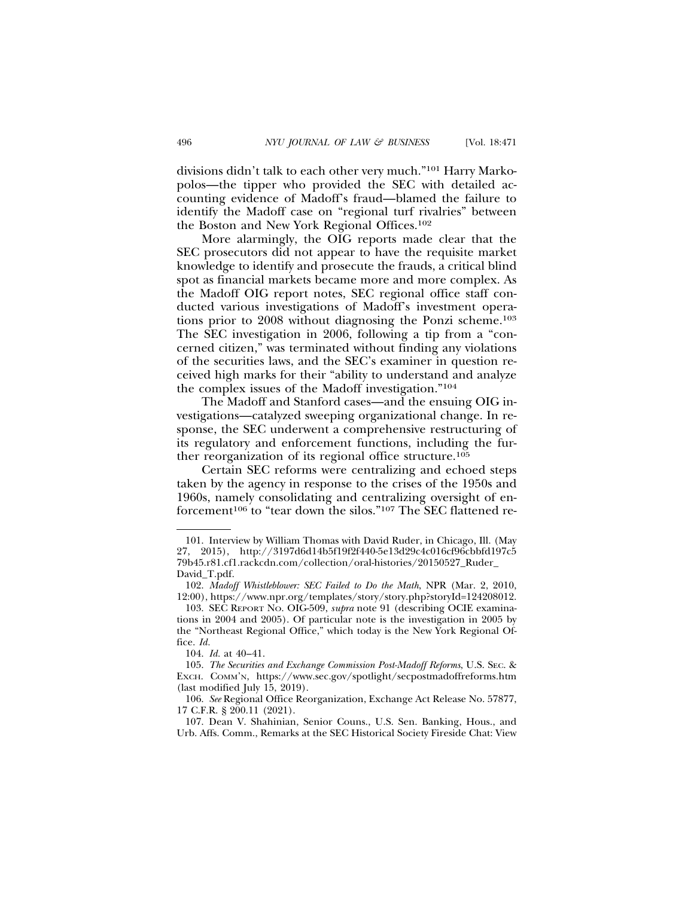divisions didn't talk to each other very much."[101] Harry Markopolos—the tipper who provided the SEC with detailed accounting evidence of Madoff's fraud—blamed the failure to identify the Madoff case on "regional turf rivalries" between the Boston and New York Regional Offices.[102]

More alarmingly, the OIG reports made clear that the SEC prosecutors did not appear to have the requisite market knowledge to identify and prosecute the frauds, a critical blind spot as financial markets became more and more complex. As the Madoff OIG report notes, SEC regional office staff conducted various investigations of Madoff's investment operations prior to 2008 without diagnosing the Ponzi scheme.[103] The SEC investigation in 2006, following a tip from a "concerned citizen," was terminated without finding any violations of the securities laws, and the SEC's examiner in question received high marks for their "ability to understand and analyze the complex issues of the Madoff investigation."[104]

The Madoff and Stanford cases—and the ensuing OIG investigations—catalyzed sweeping organizational change. In response, the SEC underwent a comprehensive restructuring of its regulatory and enforcement functions, including the further reorganization of its regional office structure.[105]

Certain SEC reforms were centralizing and echoed steps taken by the agency in response to the crises of the 1950s and 1960s, namely consolidating and centralizing oversight of enforcement[106] to "tear down the silos."[107] The SEC flattened re-

101. Interview by William Thomas with David Ruder, in Chicago, Ill. (May 27, 2015), http://3197d6d14b5f19f2f440-5e13d29c4c016cf96cbbfd197c579b45.r81.cf1.rackcdn.com/collection/oral-histories/20150527_Ruder_David_T.pdf.

102. *Madoff Whistleblower: SEC Failed to Do the Math*, NPR (Mar. 2, 2010, 12:00), https://www.npr.org/templates/story/story.php?storyId=124208012.

103. SEC Report No. OIG-509, *supra* note 91 (describing OCIE examinations in 2004 and 2005). Of particular note is the investigation in 2005 by the "Northeast Regional Office," which today is the New York Regional Office. *Id.*

104. *Id.* at 40–41.

105. *The Securities and Exchange Commission Post-Madoff Reforms*, U.S. Sec. & Exch. Comm'n, https://www.sec.gov/spotlight/secpostmadoffreforms.htm (last modified July 15, 2019).

106. *See* Regional Office Reorganization, Exchange Act Release No. 57877, 17 C.F.R. § 200.11 (2021).

107. Dean V. Shahinian, Senior Couns., U.S. Sen. Banking, Hous., and Urb. Affs. Comm., Remarks at the SEC Historical Society Fireside Chat: View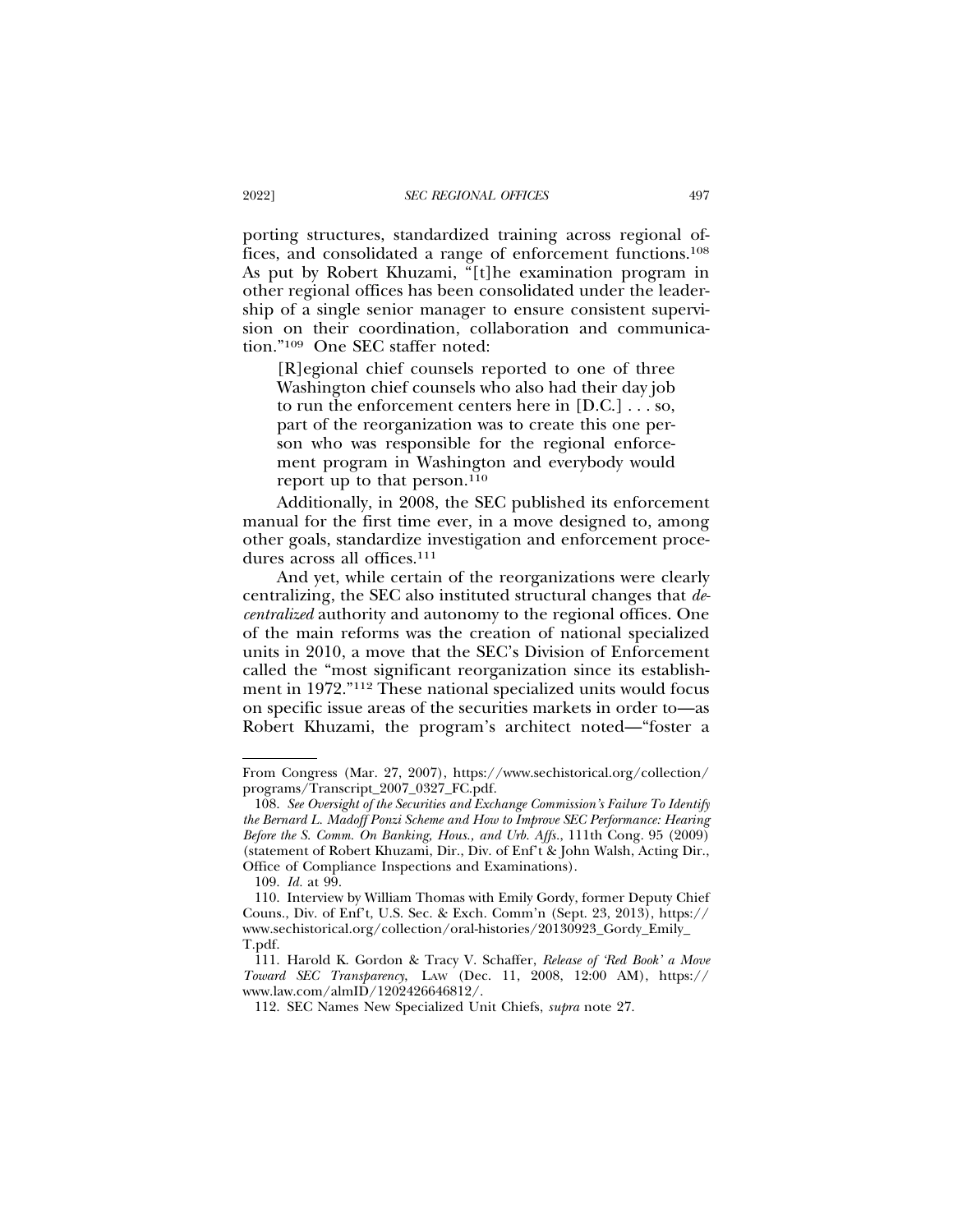porting structures, standardized training across regional offices, and consolidated a range of enforcement functions.[108] As put by Robert Khuzami, "[t]he examination program in other regional offices has been consolidated under the leadership of a single senior manager to ensure consistent supervision on their coordination, collaboration and communication."[109] One SEC staffer noted:

> [R]egional chief counsels reported to one of three Washington chief counsels who also had their day job to run the enforcement centers here in [D.C.] . . . so, part of the reorganization was to create this one person who was responsible for the regional enforcement program in Washington and everybody would report up to that person.[110]

Additionally, in 2008, the SEC published its enforcement manual for the first time ever, in a move designed to, among other goals, standardize investigation and enforcement procedures across all offices.[111]

And yet, while certain of the reorganizations were clearly centralizing, the SEC also instituted structural changes that *decentralized* authority and autonomy to the regional offices. One of the main reforms was the creation of national specialized units in 2010, a move that the SEC's Division of Enforcement called the "most significant reorganization since its establishment in 1972."[112] These national specialized units would focus on specific issue areas of the securities markets in order to—as Robert Khuzami, the program's architect noted—"foster a

---

From Congress (Mar. 27, 2007), https://www.sechistorical.org/collection/programs/Transcript_2007_0327_FC.pdf.

108. *See Oversight of the Securities and Exchange Commission's Failure To Identify the Bernard L. Madoff Ponzi Scheme and How to Improve SEC Performance: Hearing Before the S. Comm. On Banking, Hous., and Urb. Affs.*, 111th Cong. 95 (2009) (statement of Robert Khuzami, Dir., Div. of Enf't & John Walsh, Acting Dir., Office of Compliance Inspections and Examinations).

109. *Id.* at 99.

110. Interview by William Thomas with Emily Gordy, former Deputy Chief Couns., Div. of Enf't, U.S. Sec. & Exch. Comm'n (Sept. 23, 2013), https://www.sechistorical.org/collection/oral-histories/20130923_Gordy_Emily_T.pdf.

111. Harold K. Gordon & Tracy V. Schaffer, *Release of 'Red Book' a Move Toward SEC Transparency*, LAW (Dec. 11, 2008, 12:00 AM), https://www.law.com/almID/1202426646812/.

112. SEC Names New Specialized Unit Chiefs, *supra* note 27.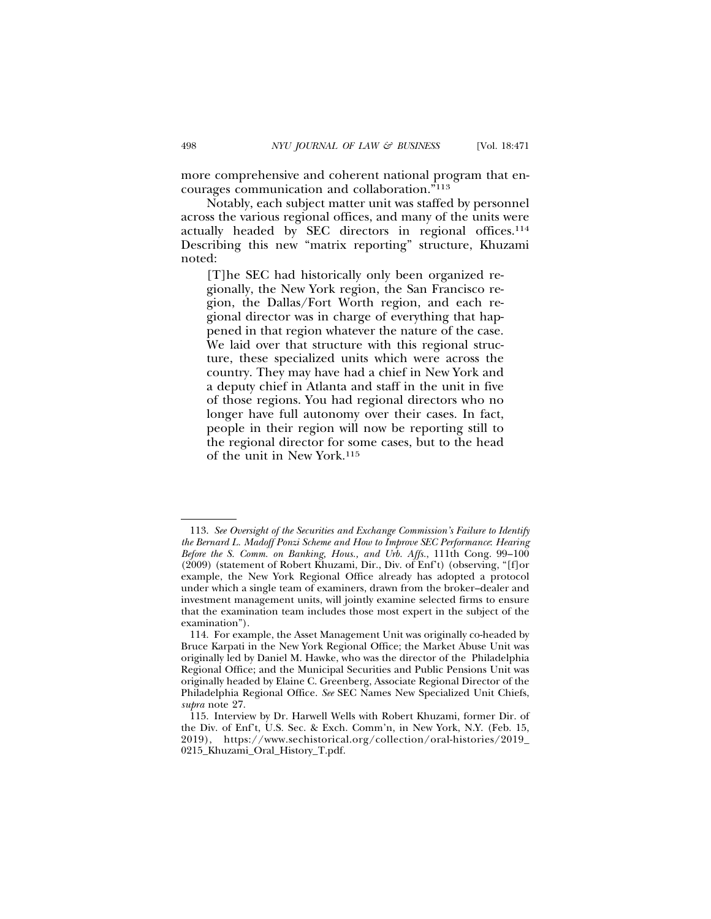more comprehensive and coherent national program that encourages communication and collaboration."[113]

Notably, each subject matter unit was staffed by personnel across the various regional offices, and many of the units were actually headed by SEC directors in regional offices.[114] Describing this new "matrix reporting" structure, Khuzami noted:

> [T]he SEC had historically only been organized regionally, the New York region, the San Francisco region, the Dallas/Fort Worth region, and each regional director was in charge of everything that happened in that region whatever the nature of the case. We laid over that structure with this regional structure, these specialized units which were across the country. They may have had a chief in New York and a deputy chief in Atlanta and staff in the unit in five of those regions. You had regional directors who no longer have full autonomy over their cases. In fact, people in their region will now be reporting still to the regional director for some cases, but to the head of the unit in New York.[115]

---

113. *See Oversight of the Securities and Exchange Commission's Failure to Identify the Bernard L. Madoff Ponzi Scheme and How to Improve SEC Performance*: *Hearing Before the S. Comm. on Banking, Hous., and Urb. Affs.*, 111th Cong. 99–100 (2009) (statement of Robert Khuzami, Dir., Div. of Enf't) (observing, "[f]or example, the New York Regional Office already has adopted a protocol under which a single team of examiners, drawn from the broker–dealer and investment management units, will jointly examine selected firms to ensure that the examination team includes those most expert in the subject of the examination").

114. For example, the Asset Management Unit was originally co-headed by Bruce Karpati in the New York Regional Office; the Market Abuse Unit was originally led by Daniel M. Hawke, who was the director of the Philadelphia Regional Office; and the Municipal Securities and Public Pensions Unit was originally headed by Elaine C. Greenberg, Associate Regional Director of the Philadelphia Regional Office. *See* SEC Names New Specialized Unit Chiefs, *supra* note 27.

115. Interview by Dr. Harwell Wells with Robert Khuzami, former Dir. of the Div. of Enf't, U.S. Sec. & Exch. Comm'n, in New York, N.Y. (Feb. 15, 2019), https://www.sechistorical.org/collection/oral-histories/2019_0215_Khuzami_Oral_History_T.pdf.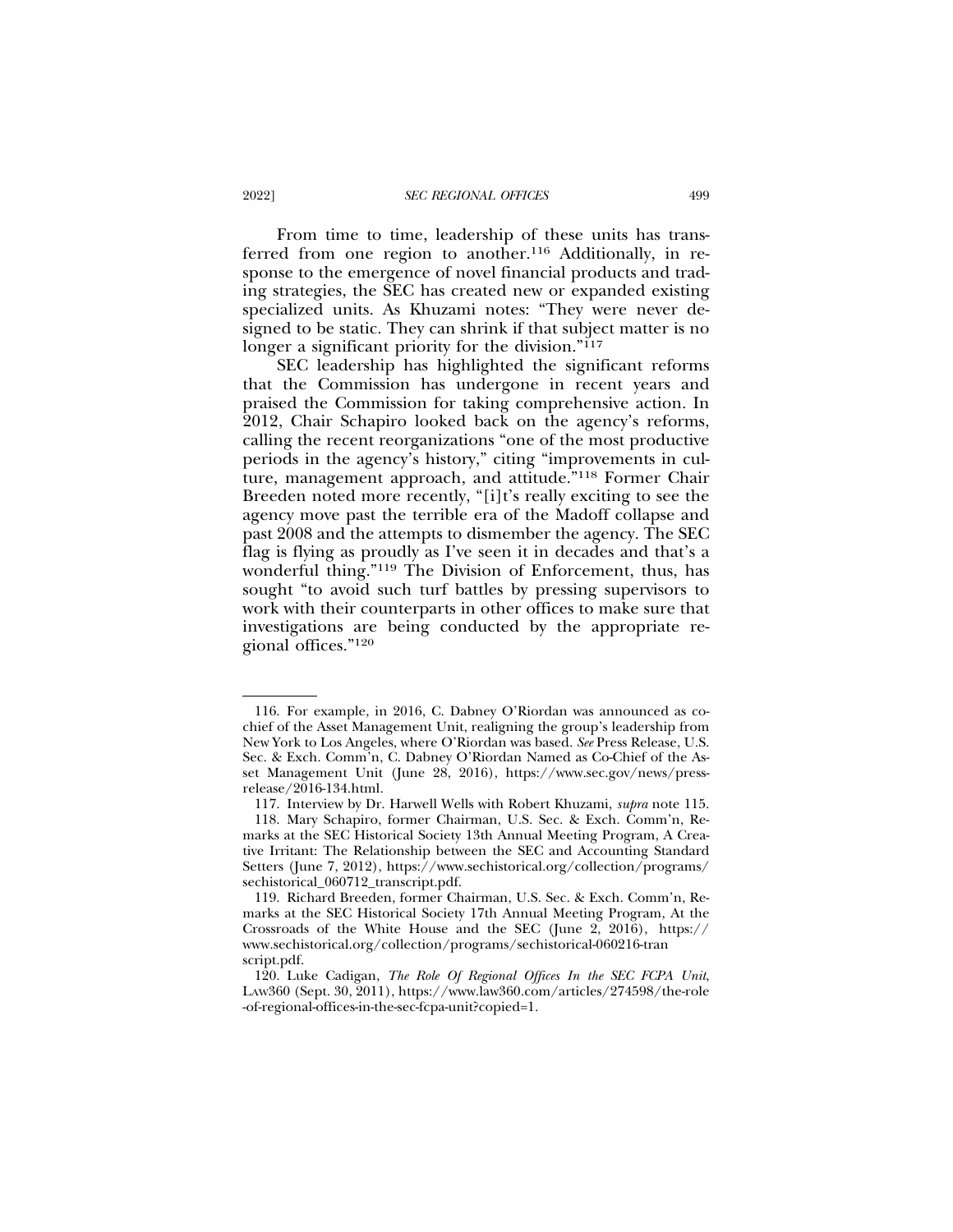From time to time, leadership of these units has transferred from one region to another.[116] Additionally, in response to the emergence of novel financial products and trading strategies, the SEC has created new or expanded existing specialized units. As Khuzami notes: "They were never designed to be static. They can shrink if that subject matter is no longer a significant priority for the division."[117]

SEC leadership has highlighted the significant reforms that the Commission has undergone in recent years and praised the Commission for taking comprehensive action. In 2012, Chair Schapiro looked back on the agency's reforms, calling the recent reorganizations "one of the most productive periods in the agency's history," citing "improvements in culture, management approach, and attitude."[118] Former Chair Breeden noted more recently, "[i]t's really exciting to see the agency move past the terrible era of the Madoff collapse and past 2008 and the attempts to dismember the agency. The SEC flag is flying as proudly as I've seen it in decades and that's a wonderful thing."[119] The Division of Enforcement, thus, has sought "to avoid such turf battles by pressing supervisors to work with their counterparts in other offices to make sure that investigations are being conducted by the appropriate regional offices."[120]

---

116. For example, in 2016, C. Dabney O'Riordan was announced as co-chief of the Asset Management Unit, realigning the group's leadership from New York to Los Angeles, where O'Riordan was based. *See* Press Release, U.S. Sec. & Exch. Comm'n, C. Dabney O'Riordan Named as Co-Chief of the Asset Management Unit (June 28, 2016), https://www.sec.gov/news/press-release/2016-134.html.

117. Interview by Dr. Harwell Wells with Robert Khuzami, *supra* note 115.

118. Mary Schapiro, former Chairman, U.S. Sec. & Exch. Comm'n, Remarks at the SEC Historical Society 13th Annual Meeting Program, A Creative Irritant: The Relationship between the SEC and Accounting Standard Setters (June 7, 2012), https://www.sechistorical.org/collection/programs/sechistorical_060712_transcript.pdf.

119. Richard Breeden, former Chairman, U.S. Sec. & Exch. Comm'n, Remarks at the SEC Historical Society 17th Annual Meeting Program, At the Crossroads of the White House and the SEC (June 2, 2016), https://www.sechistorical.org/collection/programs/sechistorical-060216-transcript.pdf.

120. Luke Cadigan, *The Role Of Regional Offices In the SEC FCPA Unit*, LAW360 (Sept. 30, 2011), https://www.law360.com/articles/274598/the-role-of-regional-offices-in-the-sec-fcpa-unit?copied=1.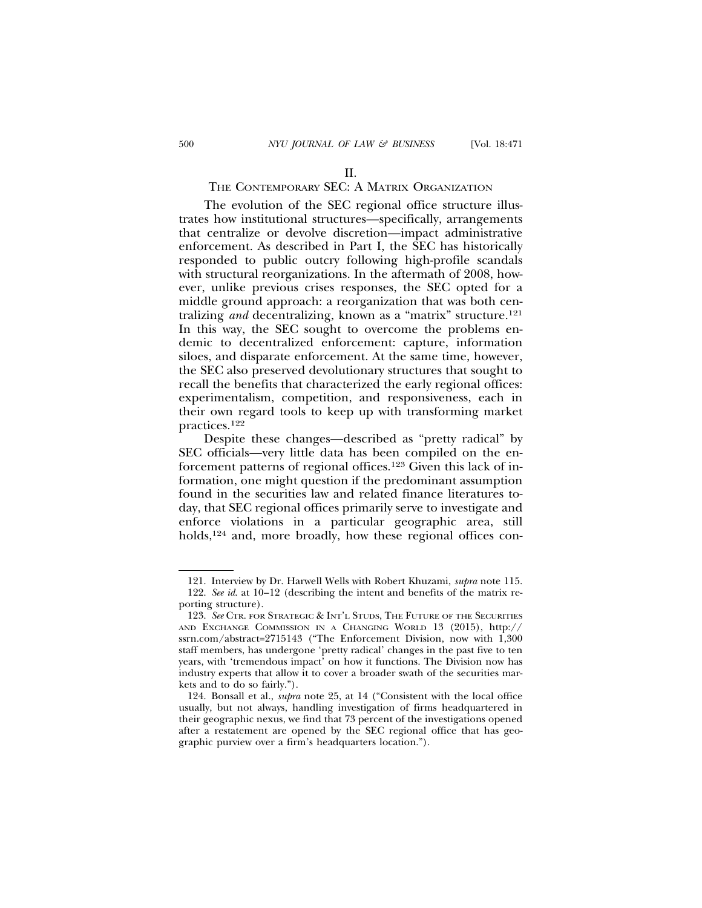## II.
## THE CONTEMPORARY SEC: A MATRIX ORGANIZATION

The evolution of the SEC regional office structure illustrates how institutional structures—specifically, arrangements that centralize or devolve discretion—impact administrative enforcement. As described in Part I, the SEC has historically responded to public outcry following high-profile scandals with structural reorganizations. In the aftermath of 2008, however, unlike previous crises responses, the SEC opted for a middle ground approach: a reorganization that was both centralizing *and* decentralizing, known as a "matrix" structure.[121] In this way, the SEC sought to overcome the problems endemic to decentralized enforcement: capture, information siloes, and disparate enforcement. At the same time, however, the SEC also preserved devolutionary structures that sought to recall the benefits that characterized the early regional offices: experimentalism, competition, and responsiveness, each in their own regard tools to keep up with transforming market practices.[122]

Despite these changes—described as "pretty radical" by SEC officials—very little data has been compiled on the enforcement patterns of regional offices.[123] Given this lack of information, one might question if the predominant assumption found in the securities law and related finance literatures today, that SEC regional offices primarily serve to investigate and enforce violations in a particular geographic area, still holds,[124] and, more broadly, how these regional offices con-

---

121. Interview by Dr. Harwell Wells with Robert Khuzami, *supra* note 115.

122. *See id.* at 10–12 (describing the intent and benefits of the matrix reporting structure).

123. *See* CTR. FOR STRATEGIC & INT'L STUDS, THE FUTURE OF THE SECURITIES AND EXCHANGE COMMISSION IN A CHANGING WORLD 13 (2015), http://ssrn.com/abstract=2715143 ("The Enforcement Division, now with 1,300 staff members, has undergone 'pretty radical' changes in the past five to ten years, with 'tremendous impact' on how it functions. The Division now has industry experts that allow it to cover a broader swath of the securities markets and to do so fairly.").

124. Bonsall et al., *supra* note 25, at 14 ("Consistent with the local office usually, but not always, handling investigation of firms headquartered in their geographic nexus, we find that 73 percent of the investigations opened after a restatement are opened by the SEC regional office that has geographic purview over a firm's headquarters location.").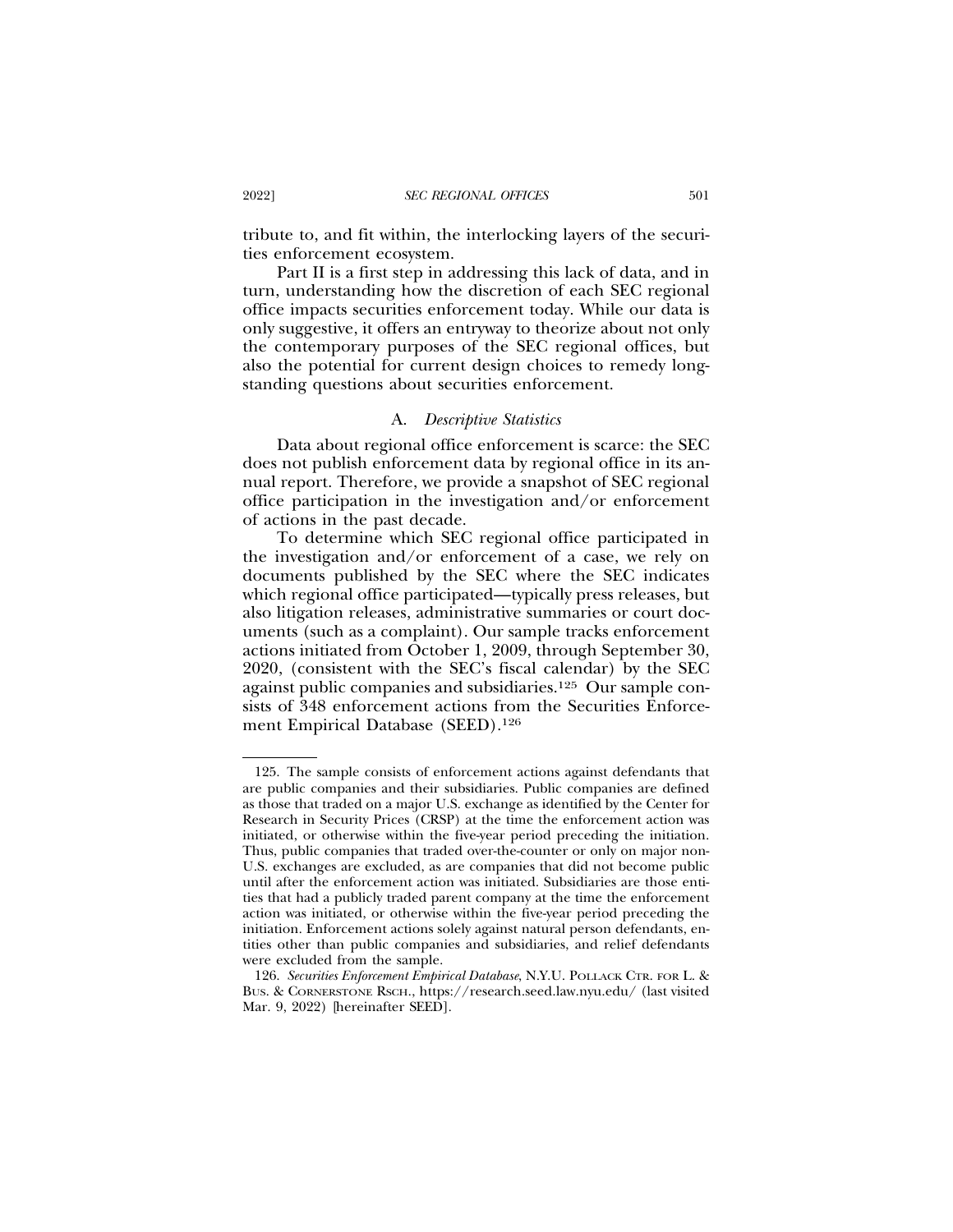tribute to, and fit within, the interlocking layers of the securities enforcement ecosystem.

Part II is a first step in addressing this lack of data, and in turn, understanding how the discretion of each SEC regional office impacts securities enforcement today. While our data is only suggestive, it offers an entryway to theorize about not only the contemporary purposes of the SEC regional offices, but also the potential for current design choices to remedy long-standing questions about securities enforcement.

### A. *Descriptive Statistics*

Data about regional office enforcement is scarce: the SEC does not publish enforcement data by regional office in its annual report. Therefore, we provide a snapshot of SEC regional office participation in the investigation and/or enforcement of actions in the past decade.

To determine which SEC regional office participated in the investigation and/or enforcement of a case, we rely on documents published by the SEC where the SEC indicates which regional office participated—typically press releases, but also litigation releases, administrative summaries or court documents (such as a complaint). Our sample tracks enforcement actions initiated from October 1, 2009, through September 30, 2020, (consistent with the SEC's fiscal calendar) by the SEC against public companies and subsidiaries.[125] Our sample consists of 348 enforcement actions from the Securities Enforcement Empirical Database (SEED).[126]

---

125. The sample consists of enforcement actions against defendants that are public companies and their subsidiaries. Public companies are defined as those that traded on a major U.S. exchange as identified by the Center for Research in Security Prices (CRSP) at the time the enforcement action was initiated, or otherwise within the five-year period preceding the initiation. Thus, public companies that traded over-the-counter or only on major non-U.S. exchanges are excluded, as are companies that did not become public until after the enforcement action was initiated. Subsidiaries are those entities that had a publicly traded parent company at the time the enforcement action was initiated, or otherwise within the five-year period preceding the initiation. Enforcement actions solely against natural person defendants, entities other than public companies and subsidiaries, and relief defendants were excluded from the sample.

126. *Securities Enforcement Empirical Database*, N.Y.U. POLLACK CTR. FOR L. & BUS. & CORNERSTONE RSCH., https://research.seed.law.nyu.edu/ (last visited Mar. 9, 2022) [hereinafter SEED].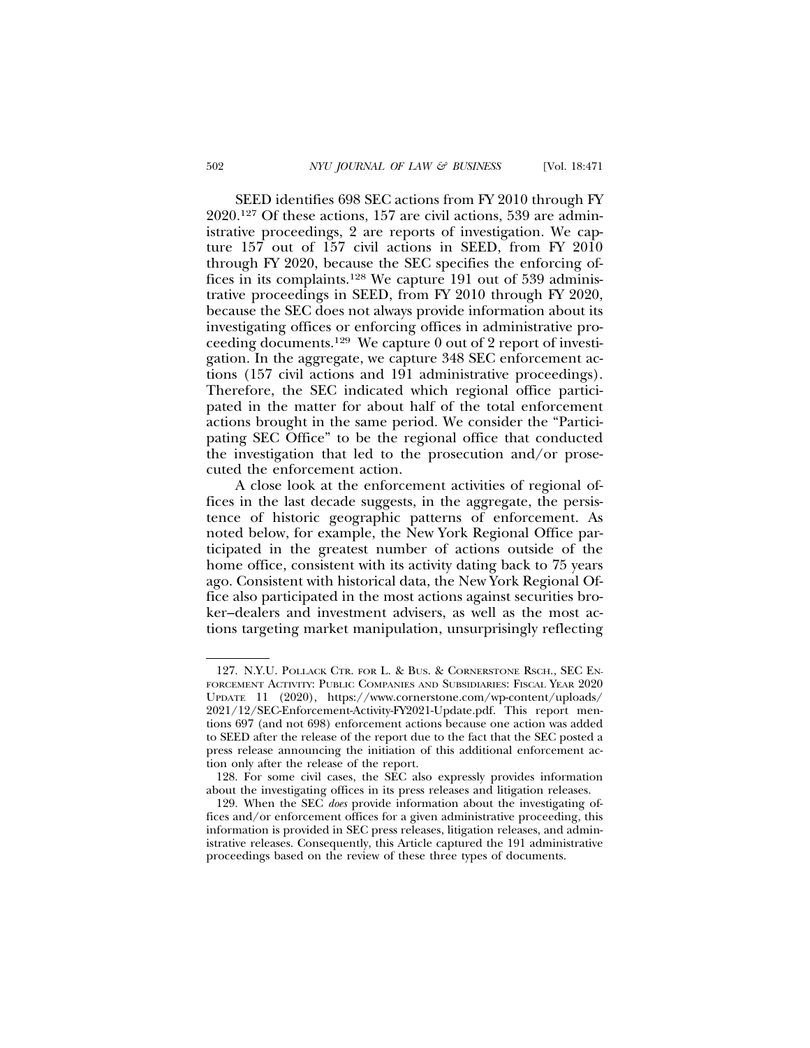SEED identifies 698 SEC actions from FY 2010 through FY 2020.[127] Of these actions, 157 are civil actions, 539 are administrative proceedings, 2 are reports of investigation. We capture 157 out of 157 civil actions in SEED, from FY 2010 through FY 2020, because the SEC specifies the enforcing offices in its complaints.[128] We capture 191 out of 539 administrative proceedings in SEED, from FY 2010 through FY 2020, because the SEC does not always provide information about its investigating offices or enforcing offices in administrative proceeding documents.[129] We capture 0 out of 2 report of investigation. In the aggregate, we capture 348 SEC enforcement actions (157 civil actions and 191 administrative proceedings). Therefore, the SEC indicated which regional office participated in the matter for about half of the total enforcement actions brought in the same period. We consider the "Participating SEC Office" to be the regional office that conducted the investigation that led to the prosecution and/or prosecuted the enforcement action.

A close look at the enforcement activities of regional offices in the last decade suggests, in the aggregate, the persistence of historic geographic patterns of enforcement. As noted below, for example, the New York Regional Office participated in the greatest number of actions outside of the home office, consistent with its activity dating back to 75 years ago. Consistent with historical data, the New York Regional Office also participated in the most actions against securities broker–dealers and investment advisers, as well as the most actions targeting market manipulation, unsurprisingly reflecting

---

127. N.Y.U. POLLACK CTR. FOR L. & BUS. & CORNERSTONE RSCH., SEC ENFORCEMENT ACTIVITY: PUBLIC COMPANIES AND SUBSIDIARIES: FISCAL YEAR 2020 UPDATE 11 (2020), https://www.cornerstone.com/wp-content/uploads/2021/12/SEC-Enforcement-Activity-FY2021-Update.pdf. This report mentions 697 (and not 698) enforcement actions because one action was added to SEED after the release of the report due to the fact that the SEC posted a press release announcing the initiation of this additional enforcement action only after the release of the report.

128. For some civil cases, the SEC also expressly provides information about the investigating offices in its press releases and litigation releases.

129. When the SEC *does* provide information about the investigating offices and/or enforcement offices for a given administrative proceeding, this information is provided in SEC press releases, litigation releases, and administrative releases. Consequently, this Article captured the 191 administrative proceedings based on the review of these three types of documents.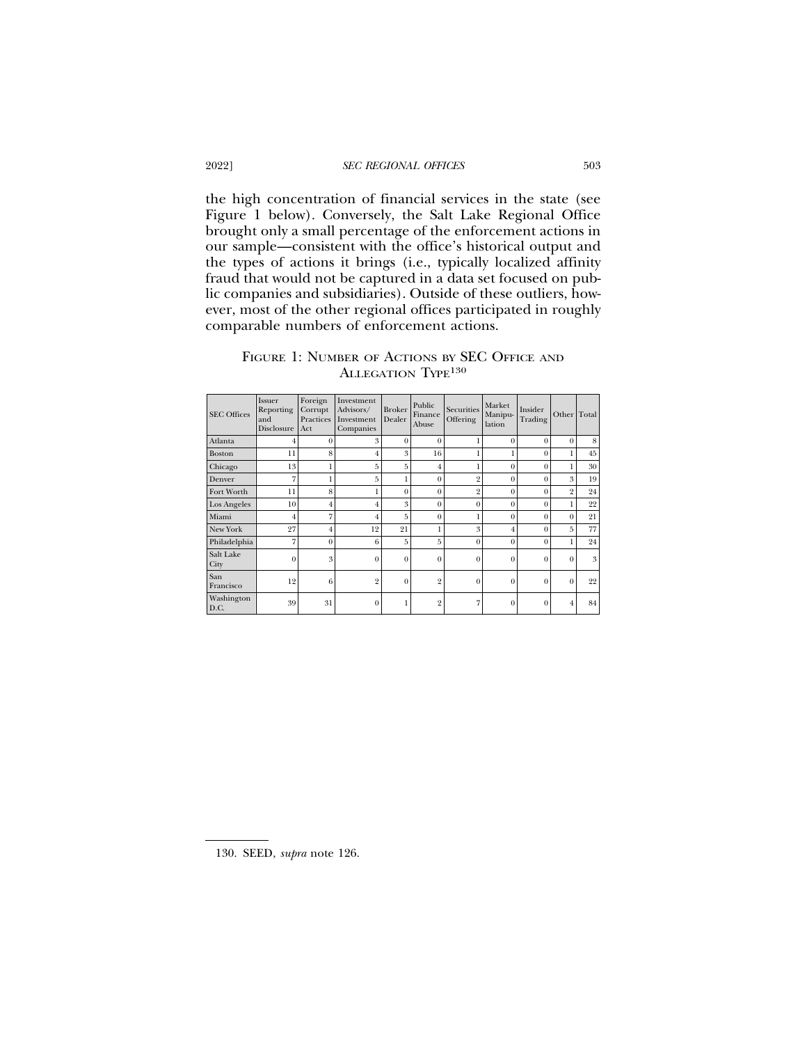the high concentration of financial services in the state (see Figure 1 below). Conversely, the Salt Lake Regional Office brought only a small percentage of the enforcement actions in our sample—consistent with the office's historical output and the types of actions it brings (i.e., typically localized affinity fraud that would not be captured in a data set focused on public companies and subsidiaries). Outside of these outliers, however, most of the other regional offices participated in roughly comparable numbers of enforcement actions.

FIGURE 1: NUMBER OF ACTIONS BY SEC OFFICE AND ALLEGATION TYPE[130]

| SEC Offices | Issuer Reporting and Disclosure | Foreign Corrupt Practices Act | Investment Advisors/ Investment Companies | Broker Dealer | Public Finance Abuse | Securities Offering | Market Manipulation | Insider Trading | Other | Total |
|---|---|---|---|---|---|---|---|---|---|---|
| Atlanta | 4 | 0 | 3 | 0 | 0 | 1 | 0 | 0 | 0 | 8 |
| Boston | 11 | 8 | 4 | 3 | 16 | 1 | 1 | 0 | 1 | 45 |
| Chicago | 13 | 1 | 5 | 5 | 4 | 1 | 0 | 0 | 1 | 30 |
| Denver | 7 | 1 | 5 | 1 | 0 | 2 | 0 | 0 | 3 | 19 |
| Fort Worth | 11 | 8 | 1 | 0 | 0 | 2 | 0 | 0 | 2 | 24 |
| Los Angeles | 10 | 4 | 4 | 3 | 0 | 0 | 0 | 0 | 1 | 22 |
| Miami | 4 | 7 | 4 | 5 | 0 | 1 | 0 | 0 | 0 | 21 |
| New York | 27 | 4 | 12 | 21 | 1 | 3 | 4 | 0 | 5 | 77 |
| Philadelphia | 7 | 0 | 6 | 5 | 5 | 0 | 0 | 0 | 1 | 24 |
| Salt Lake City | 0 | 3 | 0 | 0 | 0 | 0 | 0 | 0 | 0 | 3 |
| San Francisco | 12 | 6 | 2 | 0 | 2 | 0 | 0 | 0 | 0 | 22 |
| Washington D.C. | 39 | 31 | 0 | 1 | 2 | 7 | 0 | 0 | 4 | 84 |

130. SEED, *supra* note 126.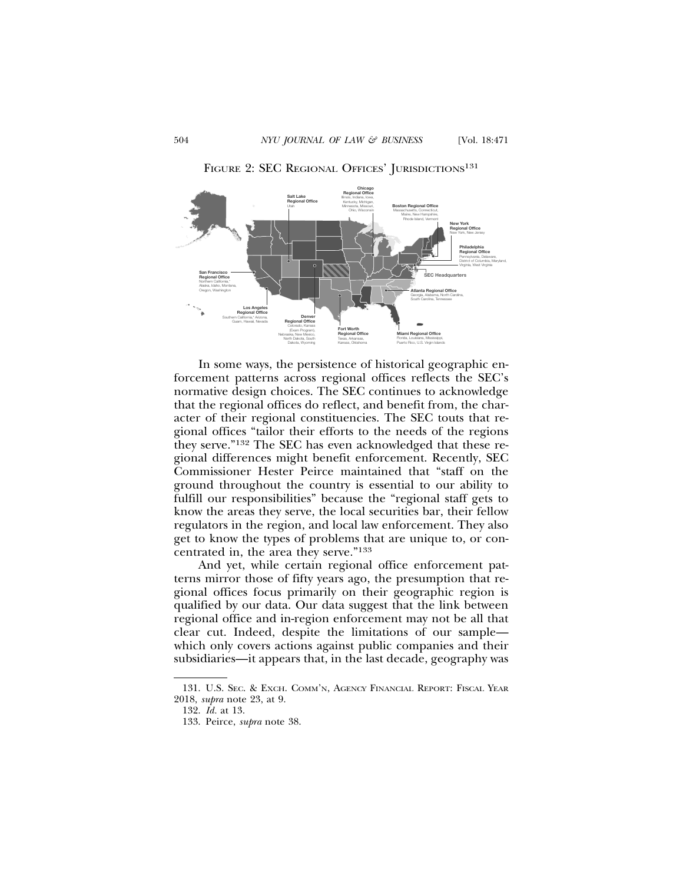FIGURE 2: SEC REGIONAL OFFICES' JURISDICTIONS[131]

In some ways, the persistence of historical geographic enforcement patterns across regional offices reflects the SEC's normative design choices. The SEC continues to acknowledge that the regional offices do reflect, and benefit from, the character of their regional constituencies. The SEC touts that regional offices "tailor their efforts to the needs of the regions they serve."[132] The SEC has even acknowledged that these regional differences might benefit enforcement. Recently, SEC Commissioner Hester Peirce maintained that "staff on the ground throughout the country is essential to our ability to fulfill our responsibilities" because the "regional staff gets to know the areas they serve, the local securities bar, their fellow regulators in the region, and local law enforcement. They also get to know the types of problems that are unique to, or concentrated in, the area they serve."[133]

And yet, while certain regional office enforcement patterns mirror those of fifty years ago, the presumption that regional offices focus primarily on their geographic region is qualified by our data. Our data suggest that the link between regional office and in-region enforcement may not be all that clear cut. Indeed, despite the limitations of our sample—which only covers actions against public companies and their subsidiaries—it appears that, in the last decade, geography was

---

131. U.S. SEC. & EXCH. COMM'N, AGENCY FINANCIAL REPORT: FISCAL YEAR 2018, *supra* note 23, at 9.

132. *Id.* at 13.

133. Peirce, *supra* note 38.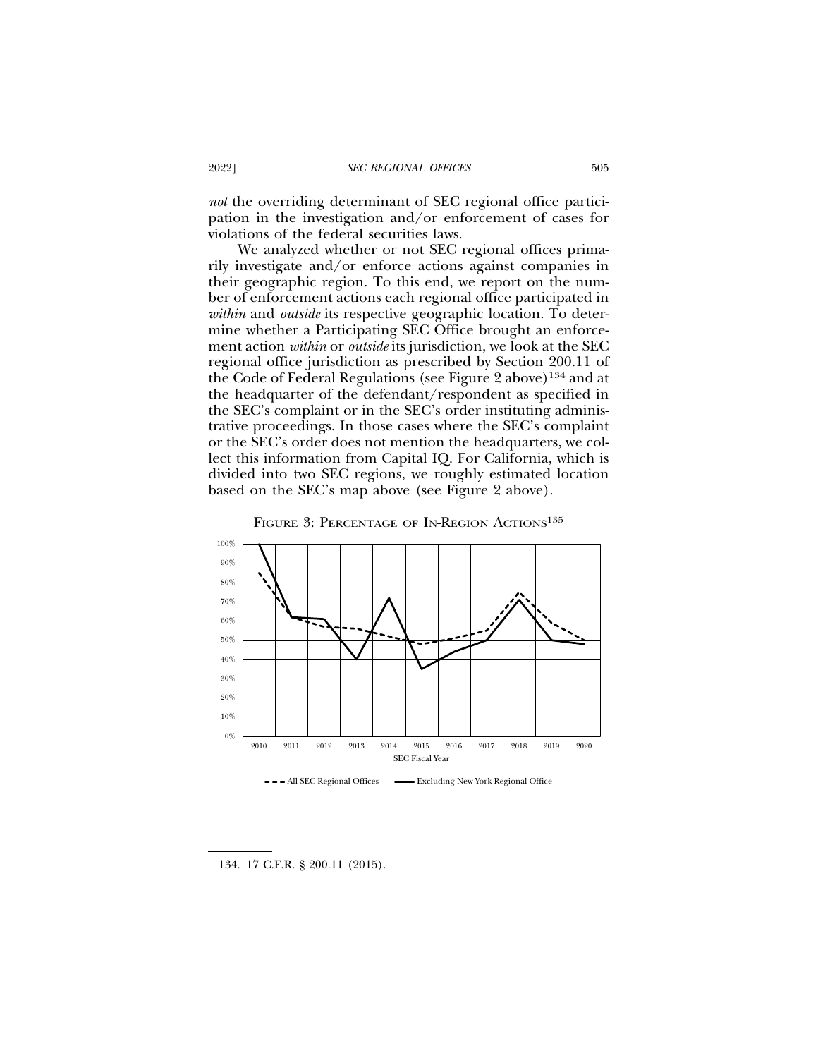*not* the overriding determinant of SEC regional office participation in the investigation and/or enforcement of cases for violations of the federal securities laws.

We analyzed whether or not SEC regional offices primarily investigate and/or enforce actions against companies in their geographic region. To this end, we report on the number of enforcement actions each regional office participated in *within* and *outside* its respective geographic location. To determine whether a Participating SEC Office brought an enforcement action *within* or *outside* its jurisdiction, we look at the SEC regional office jurisdiction as prescribed by Section 200.11 of the Code of Federal Regulations (see Figure 2 above)[134] and at the headquarter of the defendant/respondent as specified in the SEC's complaint or in the SEC's order instituting administrative proceedings. In those cases where the SEC's complaint or the SEC's order does not mention the headquarters, we collect this information from Capital IQ. For California, which is divided into two SEC regions, we roughly estimated location based on the SEC's map above (see Figure 2 above).

FIGURE 3: PERCENTAGE OF IN-REGION ACTIONS[135]

134. 17 C.F.R. § 200.11 (2015).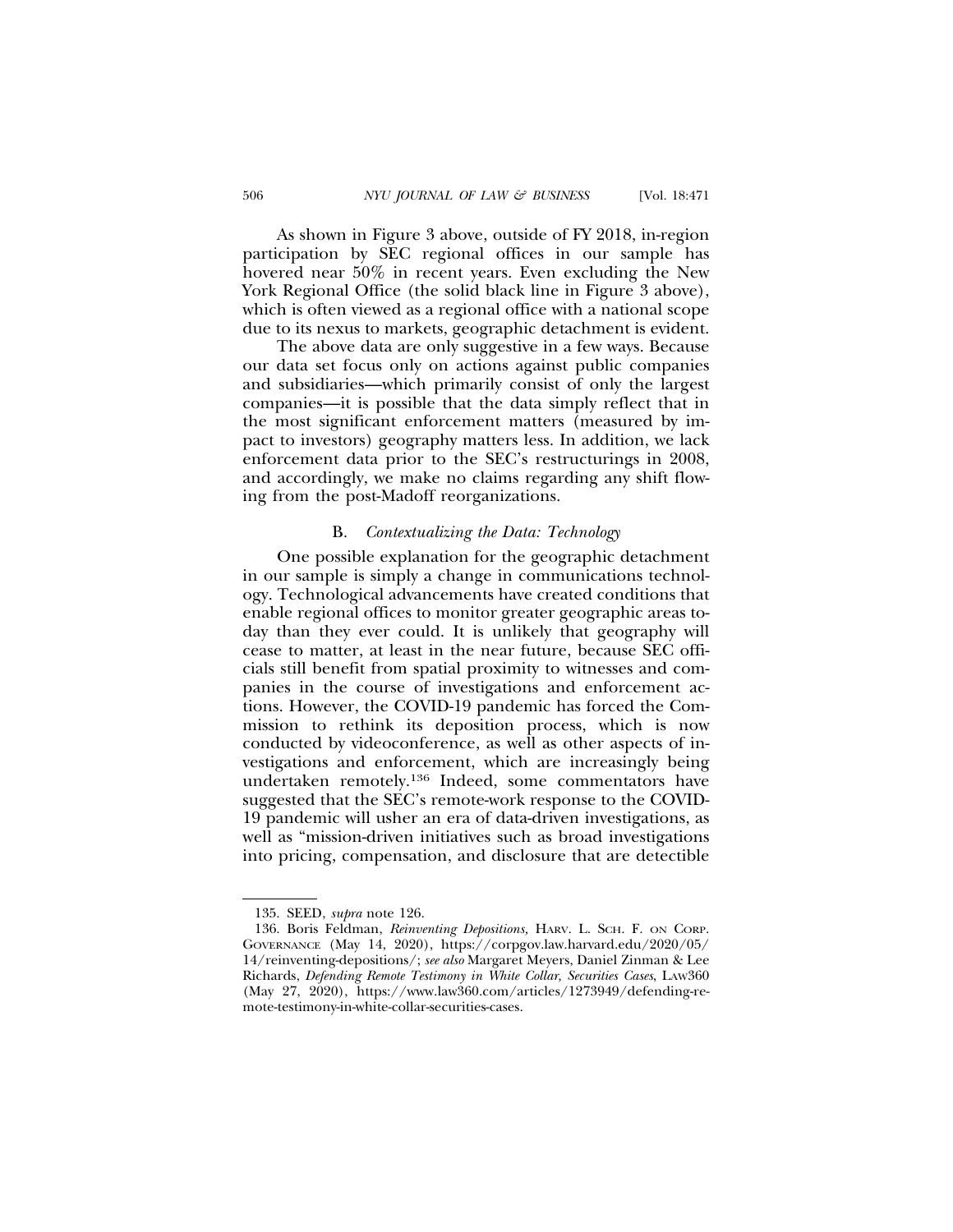As shown in Figure 3 above, outside of FY 2018, in-region participation by SEC regional offices in our sample has hovered near 50% in recent years. Even excluding the New York Regional Office (the solid black line in Figure 3 above), which is often viewed as a regional office with a national scope due to its nexus to markets, geographic detachment is evident.

The above data are only suggestive in a few ways. Because our data set focus only on actions against public companies and subsidiaries—which primarily consist of only the largest companies—it is possible that the data simply reflect that in the most significant enforcement matters (measured by impact to investors) geography matters less. In addition, we lack enforcement data prior to the SEC's restructurings in 2008, and accordingly, we make no claims regarding any shift flowing from the post-Madoff reorganizations.

### B. *Contextualizing the Data: Technology*

One possible explanation for the geographic detachment in our sample is simply a change in communications technology. Technological advancements have created conditions that enable regional offices to monitor greater geographic areas today than they ever could. It is unlikely that geography will cease to matter, at least in the near future, because SEC officials still benefit from spatial proximity to witnesses and companies in the course of investigations and enforcement actions. However, the COVID-19 pandemic has forced the Commission to rethink its deposition process, which is now conducted by videoconference, as well as other aspects of investigations and enforcement, which are increasingly being undertaken remotely.[136] Indeed, some commentators have suggested that the SEC's remote-work response to the COVID-19 pandemic will usher an era of data-driven investigations, as well as "mission-driven initiatives such as broad investigations into pricing, compensation, and disclosure that are detectible

---

135. SEED, *supra* note 126.

136. Boris Feldman, *Reinventing Depositions,* HARV. L. SCH. F. ON CORP. GOVERNANCE (May 14, 2020), https://corpgov.law.harvard.edu/2020/05/14/reinventing-depositions/; *see also* Margaret Meyers, Daniel Zinman & Lee Richards, *Defending Remote Testimony in White Collar, Securities Cases*, LAW360 (May 27, 2020), https://www.law360.com/articles/1273949/defending-remote-testimony-in-white-collar-securities-cases.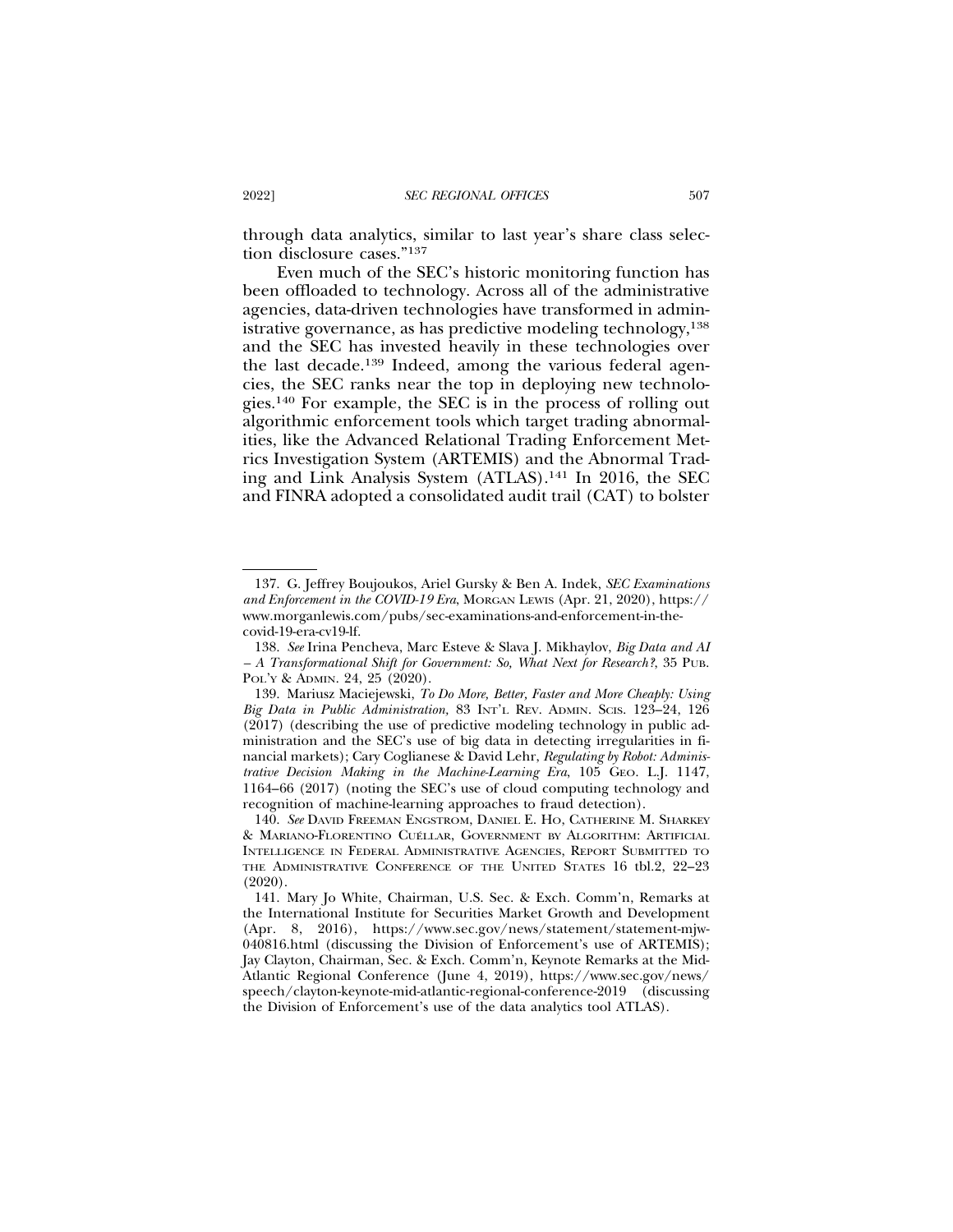through data analytics, similar to last year's share class selection disclosure cases."[137]

Even much of the SEC's historic monitoring function has been offloaded to technology. Across all of the administrative agencies, data-driven technologies have transformed in administrative governance, as has predictive modeling technology,[138] and the SEC has invested heavily in these technologies over the last decade.[139] Indeed, among the various federal agencies, the SEC ranks near the top in deploying new technologies.[140] For example, the SEC is in the process of rolling out algorithmic enforcement tools which target trading abnormalities, like the Advanced Relational Trading Enforcement Metrics Investigation System (ARTEMIS) and the Abnormal Trading and Link Analysis System (ATLAS).[141] In 2016, the SEC and FINRA adopted a consolidated audit trail (CAT) to bolster

---

137. G. Jeffrey Boujoukos, Ariel Gursky & Ben A. Indek, *SEC Examinations and Enforcement in the COVID-19 Era*, MORGAN LEWIS (Apr. 21, 2020), https://www.morganlewis.com/pubs/sec-examinations-and-enforcement-in-the-covid-19-era-cv19-lf.

138. *See* Irina Pencheva, Marc Esteve & Slava J. Mikhaylov, *Big Data and AI – A Transformational Shift for Government: So, What Next for Research?*, 35 PUB. POL'Y & ADMIN. 24, 25 (2020).

139. Mariusz Maciejewski, *To Do More, Better, Faster and More Cheaply: Using Big Data in Public Administration,* 83 INT'L REV. ADMIN. SCIS. 123–24, 126 (2017) (describing the use of predictive modeling technology in public administration and the SEC's use of big data in detecting irregularities in financial markets); Cary Coglianese & David Lehr, *Regulating by Robot: Administrative Decision Making in the Machine-Learning Era*, 105 GEO. L.J. 1147, 1164–66 (2017) (noting the SEC's use of cloud computing technology and recognition of machine-learning approaches to fraud detection).

140. *See* DAVID FREEMAN ENGSTROM, DANIEL E. HO, CATHERINE M. SHARKEY & MARIANO-FLORENTINO CUÉLLAR, GOVERNMENT BY ALGORITHM: ARTIFICIAL INTELLIGENCE IN FEDERAL ADMINISTRATIVE AGENCIES, REPORT SUBMITTED TO THE ADMINISTRATIVE CONFERENCE OF THE UNITED STATES 16 tbl.2, 22–23 (2020).

141. Mary Jo White, Chairman, U.S. Sec. & Exch. Comm'n, Remarks at the International Institute for Securities Market Growth and Development (Apr. 8, 2016), https://www.sec.gov/news/statement/statement-mjw-040816.html (discussing the Division of Enforcement's use of ARTEMIS); Jay Clayton, Chairman, Sec. & Exch. Comm'n, Keynote Remarks at the Mid-Atlantic Regional Conference (June 4, 2019), https://www.sec.gov/news/speech/clayton-keynote-mid-atlantic-regional-conference-2019 (discussing the Division of Enforcement's use of the data analytics tool ATLAS).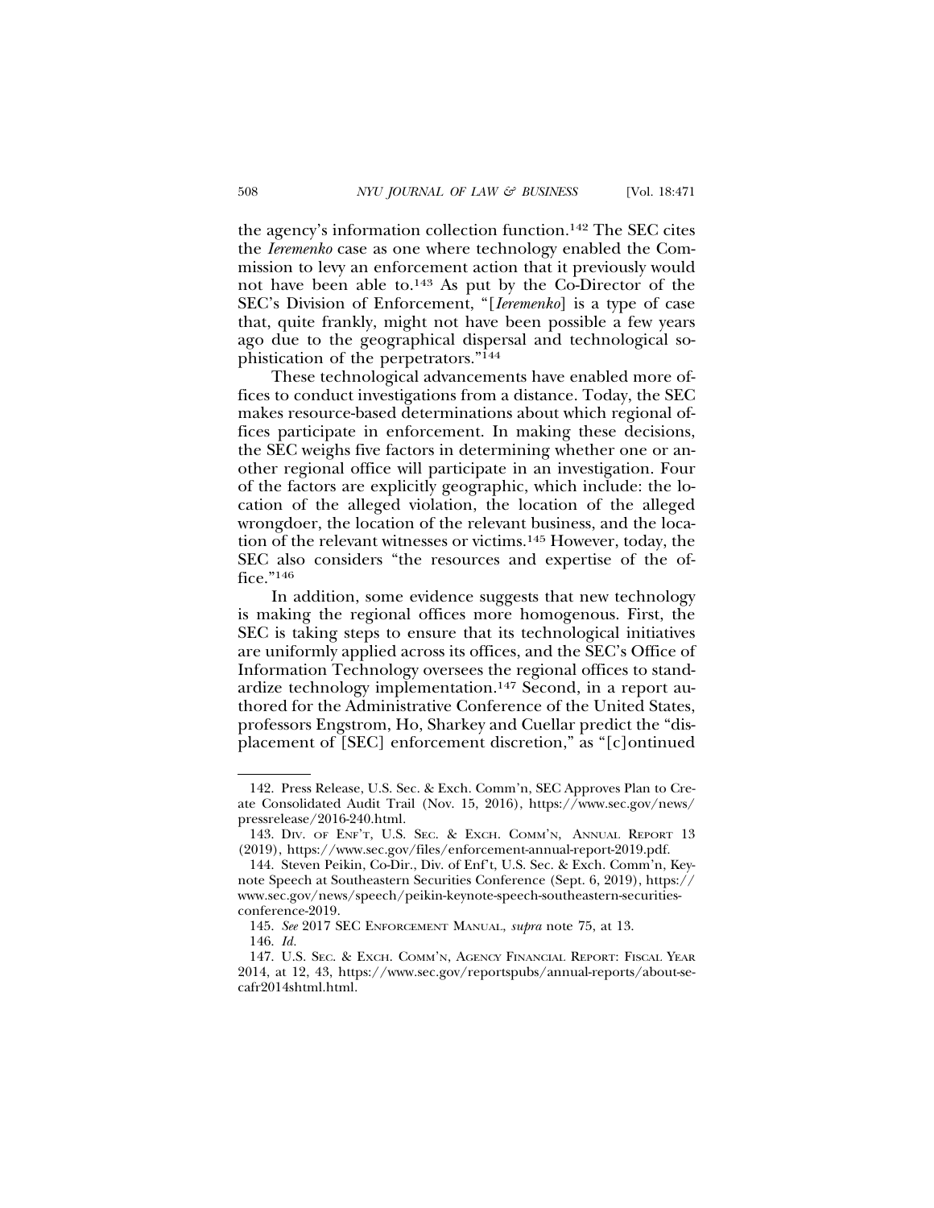the agency's information collection function.[142] The SEC cites the *Ieremenko* case as one where technology enabled the Commission to levy an enforcement action that it previously would not have been able to.[143] As put by the Co-Director of the SEC's Division of Enforcement, "[*Ieremenko*] is a type of case that, quite frankly, might not have been possible a few years ago due to the geographical dispersal and technological sophistication of the perpetrators."[144]

These technological advancements have enabled more offices to conduct investigations from a distance. Today, the SEC makes resource-based determinations about which regional offices participate in enforcement. In making these decisions, the SEC weighs five factors in determining whether one or another regional office will participate in an investigation. Four of the factors are explicitly geographic, which include: the location of the alleged violation, the location of the alleged wrongdoer, the location of the relevant business, and the location of the relevant witnesses or victims.[145] However, today, the SEC also considers "the resources and expertise of the office."[146]

In addition, some evidence suggests that new technology is making the regional offices more homogenous. First, the SEC is taking steps to ensure that its technological initiatives are uniformly applied across its offices, and the SEC's Office of Information Technology oversees the regional offices to standardize technology implementation.[147] Second, in a report authored for the Administrative Conference of the United States, professors Engstrom, Ho, Sharkey and Cuellar predict the "displacement of [SEC] enforcement discretion," as "[c]ontinued

---

142. Press Release, U.S. Sec. & Exch. Comm'n, SEC Approves Plan to Create Consolidated Audit Trail (Nov. 15, 2016), https://www.sec.gov/news/pressrelease/2016-240.html.

143. DIV. OF ENF'T, U.S. SEC. & EXCH. COMM'N, ANNUAL REPORT 13 (2019), https://www.sec.gov/files/enforcement-annual-report-2019.pdf.

144. Steven Peikin, Co-Dir., Div. of Enf't, U.S. Sec. & Exch. Comm'n, Keynote Speech at Southeastern Securities Conference (Sept. 6, 2019), https://www.sec.gov/news/speech/peikin-keynote-speech-southeastern-securities-conference-2019.

145. *See* 2017 SEC ENFORCEMENT MANUAL, *supra* note 75, at 13.

146. *Id.*

147. U.S. SEC. & EXCH. COMM'N, AGENCY FINANCIAL REPORT: FISCAL YEAR 2014, at 12, 43, https://www.sec.gov/reportspubs/annual-reports/about-secafr2014shtml.html.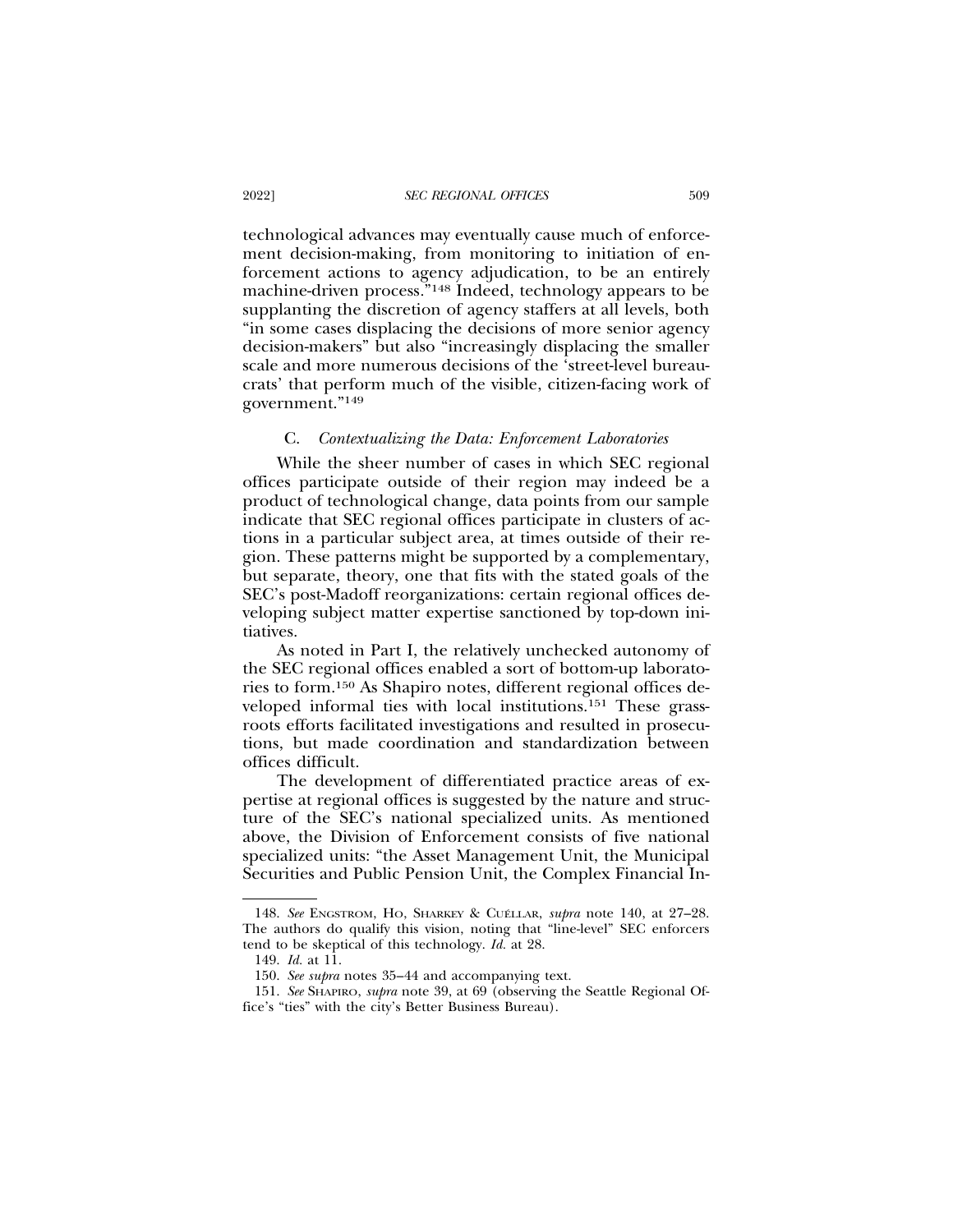technological advances may eventually cause much of enforcement decision-making, from monitoring to initiation of enforcement actions to agency adjudication, to be an entirely machine-driven process."[148] Indeed, technology appears to be supplanting the discretion of agency staffers at all levels, both "in some cases displacing the decisions of more senior agency decision-makers" but also "increasingly displacing the smaller scale and more numerous decisions of the 'street-level bureaucrats' that perform much of the visible, citizen-facing work of government."[149]

### C. *Contextualizing the Data: Enforcement Laboratories*

While the sheer number of cases in which SEC regional offices participate outside of their region may indeed be a product of technological change, data points from our sample indicate that SEC regional offices participate in clusters of actions in a particular subject area, at times outside of their region. These patterns might be supported by a complementary, but separate, theory, one that fits with the stated goals of the SEC's post-Madoff reorganizations: certain regional offices developing subject matter expertise sanctioned by top-down initiatives.

As noted in Part I, the relatively unchecked autonomy of the SEC regional offices enabled a sort of bottom-up laboratories to form.[150] As Shapiro notes, different regional offices developed informal ties with local institutions.[151] These grassroots efforts facilitated investigations and resulted in prosecutions, but made coordination and standardization between offices difficult.

The development of differentiated practice areas of expertise at regional offices is suggested by the nature and structure of the SEC's national specialized units. As mentioned above, the Division of Enforcement consists of five national specialized units: "the Asset Management Unit, the Municipal Securities and Public Pension Unit, the Complex Financial In-

---

148. *See* ENGSTROM, HO, SHARKEY & CUÉLLAR, *supra* note 140, at 27–28. The authors do qualify this vision, noting that "line-level" SEC enforcers tend to be skeptical of this technology. *Id.* at 28.

149. *Id.* at 11.

150. *See supra* notes 35–44 and accompanying text.

151. *See* SHAPIRO, *supra* note 39, at 69 (observing the Seattle Regional Office's "ties" with the city's Better Business Bureau).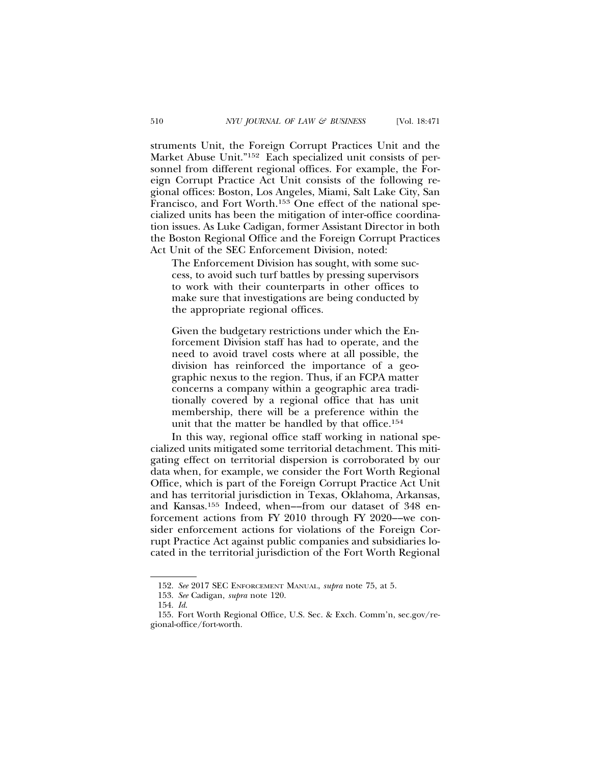struments Unit, the Foreign Corrupt Practices Unit and the Market Abuse Unit."[152] Each specialized unit consists of personnel from different regional offices. For example, the Foreign Corrupt Practice Act Unit consists of the following regional offices: Boston, Los Angeles, Miami, Salt Lake City, San Francisco, and Fort Worth.[153] One effect of the national specialized units has been the mitigation of inter-office coordination issues. As Luke Cadigan, former Assistant Director in both the Boston Regional Office and the Foreign Corrupt Practices Act Unit of the SEC Enforcement Division, noted:

> The Enforcement Division has sought, with some success, to avoid such turf battles by pressing supervisors to work with their counterparts in other offices to make sure that investigations are being conducted by the appropriate regional offices.
>
> Given the budgetary restrictions under which the Enforcement Division staff has had to operate, and the need to avoid travel costs where at all possible, the division has reinforced the importance of a geographic nexus to the region. Thus, if an FCPA matter concerns a company within a geographic area traditionally covered by a regional office that has unit membership, there will be a preference within the unit that the matter be handled by that office.[154]

In this way, regional office staff working in national specialized units mitigated some territorial detachment. This mitigating effect on territorial dispersion is corroborated by our data when, for example, we consider the Fort Worth Regional Office, which is part of the Foreign Corrupt Practice Act Unit and has territorial jurisdiction in Texas, Oklahoma, Arkansas, and Kansas.[155] Indeed, when––from our dataset of 348 enforcement actions from FY 2010 through FY 2020––we consider enforcement actions for violations of the Foreign Corrupt Practice Act against public companies and subsidiaries located in the territorial jurisdiction of the Fort Worth Regional

---

152. *See* 2017 SEC Enforcement Manual, *supra* note 75, at 5.

153. *See* Cadigan, *supra* note 120.

154. *Id.*

155. Fort Worth Regional Office, U.S. Sec. & Exch. Comm'n, sec.gov/regional-office/fort-worth.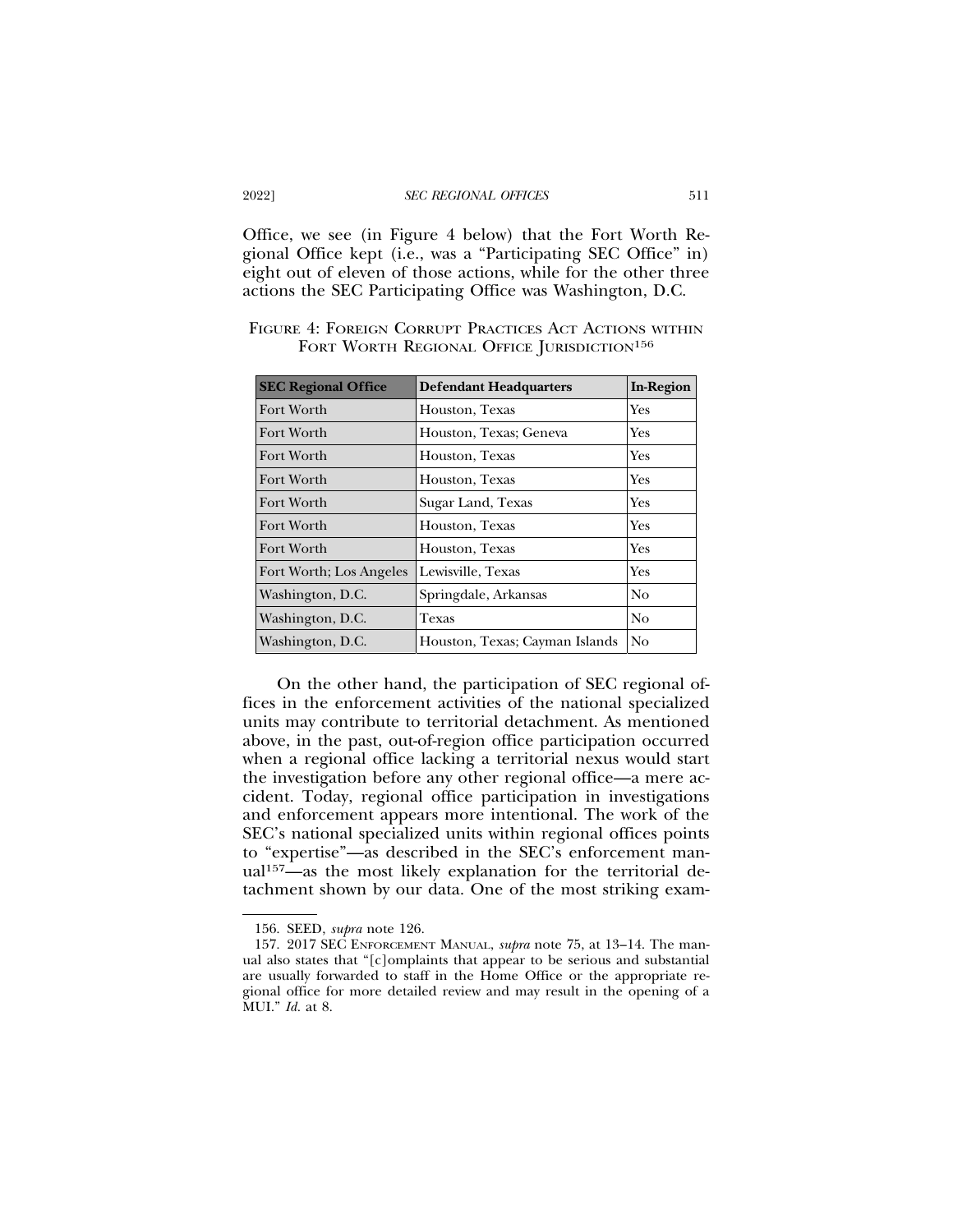Office, we see (in Figure 4 below) that the Fort Worth Regional Office kept (i.e., was a "Participating SEC Office" in) eight out of eleven of those actions, while for the other three actions the SEC Participating Office was Washington, D.C.

FIGURE 4: FOREIGN CORRUPT PRACTICES ACT ACTIONS WITHIN FORT WORTH REGIONAL OFFICE JURISDICTION[156]

| SEC Regional Office | Defendant Headquarters | In-Region |
|---|---|---|
| Fort Worth | Houston, Texas | Yes |
| Fort Worth | Houston, Texas; Geneva | Yes |
| Fort Worth | Houston, Texas | Yes |
| Fort Worth | Houston, Texas | Yes |
| Fort Worth | Sugar Land, Texas | Yes |
| Fort Worth | Houston, Texas | Yes |
| Fort Worth | Houston, Texas | Yes |
| Fort Worth; Los Angeles | Lewisville, Texas | Yes |
| Washington, D.C. | Springdale, Arkansas | No |
| Washington, D.C. | Texas | No |
| Washington, D.C. | Houston, Texas; Cayman Islands | No |

On the other hand, the participation of SEC regional offices in the enforcement activities of the national specialized units may contribute to territorial detachment. As mentioned above, in the past, out-of-region office participation occurred when a regional office lacking a territorial nexus would start the investigation before any other regional office—a mere accident. Today, regional office participation in investigations and enforcement appears more intentional. The work of the SEC's national specialized units within regional offices points to "expertise"—as described in the SEC's enforcement manual[157]—as the most likely explanation for the territorial detachment shown by our data. One of the most striking exam-

156. SEED, *supra* note 126.

157. 2017 SEC ENFORCEMENT MANUAL, *supra* note 75, at 13–14. The manual also states that "[c]omplaints that appear to be serious and substantial are usually forwarded to staff in the Home Office or the appropriate regional office for more detailed review and may result in the opening of a MUI." *Id.* at 8.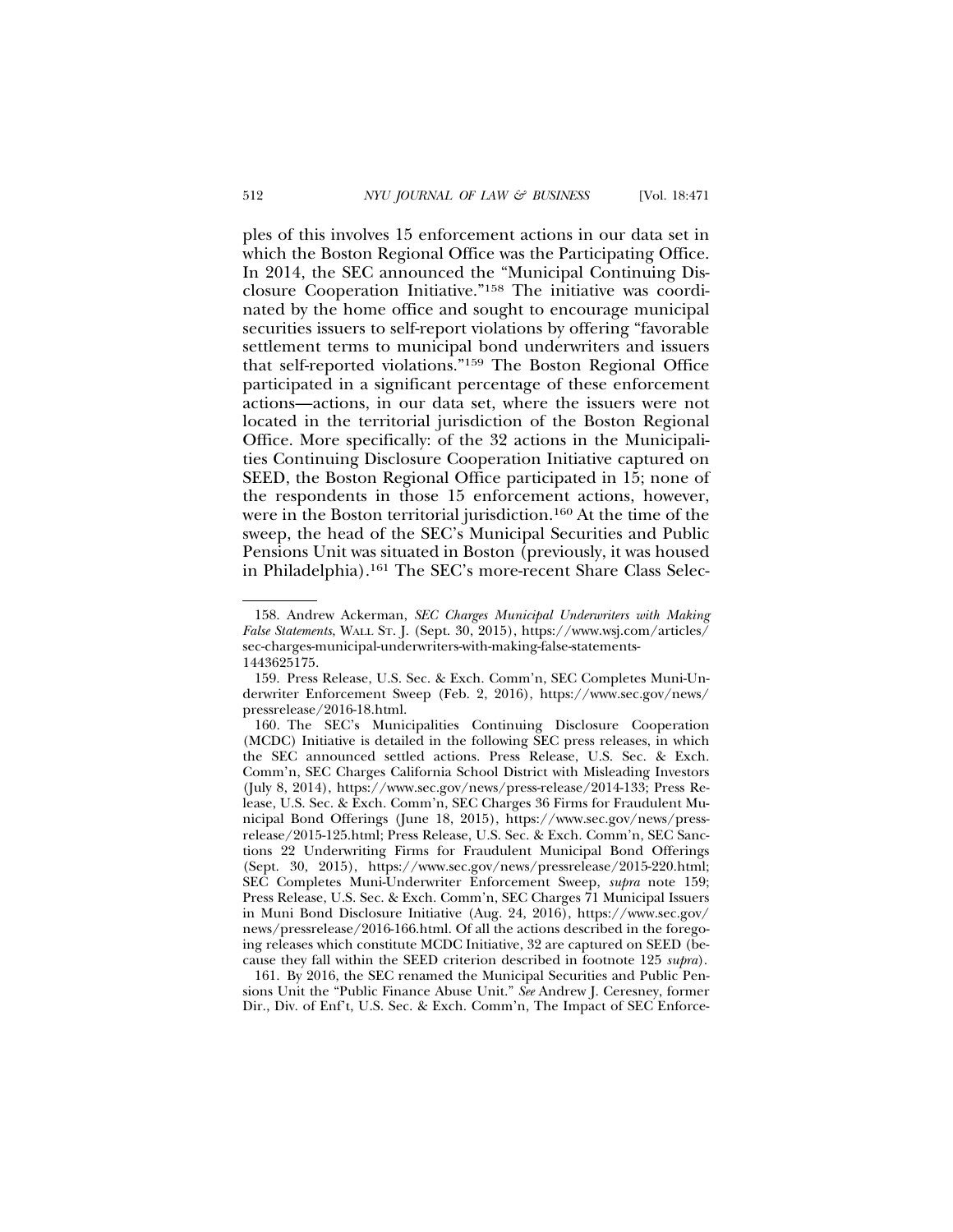ples of this involves 15 enforcement actions in our data set in which the Boston Regional Office was the Participating Office. In 2014, the SEC announced the "Municipal Continuing Disclosure Cooperation Initiative."[158] The initiative was coordinated by the home office and sought to encourage municipal securities issuers to self-report violations by offering "favorable settlement terms to municipal bond underwriters and issuers that self-reported violations."[159] The Boston Regional Office participated in a significant percentage of these enforcement actions—actions, in our data set, where the issuers were not located in the territorial jurisdiction of the Boston Regional Office. More specifically: of the 32 actions in the Municipalities Continuing Disclosure Cooperation Initiative captured on SEED, the Boston Regional Office participated in 15; none of the respondents in those 15 enforcement actions, however, were in the Boston territorial jurisdiction.[160] At the time of the sweep, the head of the SEC's Municipal Securities and Public Pensions Unit was situated in Boston (previously, it was housed in Philadelphia).[161] The SEC's more-recent Share Class Selec-

---

158. Andrew Ackerman, *SEC Charges Municipal Underwriters with Making False Statements*, WALL ST. J. (Sept. 30, 2015), https://www.wsj.com/articles/sec-charges-municipal-underwriters-with-making-false-statements-1443625175.

159. Press Release, U.S. Sec. & Exch. Comm'n, SEC Completes Muni-Underwriter Enforcement Sweep (Feb. 2, 2016), https://www.sec.gov/news/pressrelease/2016-18.html.

160. The SEC's Municipalities Continuing Disclosure Cooperation (MCDC) Initiative is detailed in the following SEC press releases, in which the SEC announced settled actions. Press Release, U.S. Sec. & Exch. Comm'n, SEC Charges California School District with Misleading Investors (July 8, 2014), https://www.sec.gov/news/press-release/2014-133; Press Release, U.S. Sec. & Exch. Comm'n, SEC Charges 36 Firms for Fraudulent Municipal Bond Offerings (June 18, 2015), https://www.sec.gov/news/pressrelease/2015-125.html; Press Release, U.S. Sec. & Exch. Comm'n, SEC Sanctions 22 Underwriting Firms for Fraudulent Municipal Bond Offerings (Sept. 30, 2015), https://www.sec.gov/news/pressrelease/2015-220.html; SEC Completes Muni-Underwriter Enforcement Sweep, *supra* note 159; Press Release, U.S. Sec. & Exch. Comm'n, SEC Charges 71 Municipal Issuers in Muni Bond Disclosure Initiative (Aug. 24, 2016), https://www.sec.gov/news/pressrelease/2016-166.html. Of all the actions described in the foregoing releases which constitute MCDC Initiative, 32 are captured on SEED (because they fall within the SEED criterion described in footnote 125 *supra*).

161. By 2016, the SEC renamed the Municipal Securities and Public Pensions Unit the "Public Finance Abuse Unit." *See* Andrew J. Ceresney, former Dir., Div. of Enf't, U.S. Sec. & Exch. Comm'n, The Impact of SEC Enforce-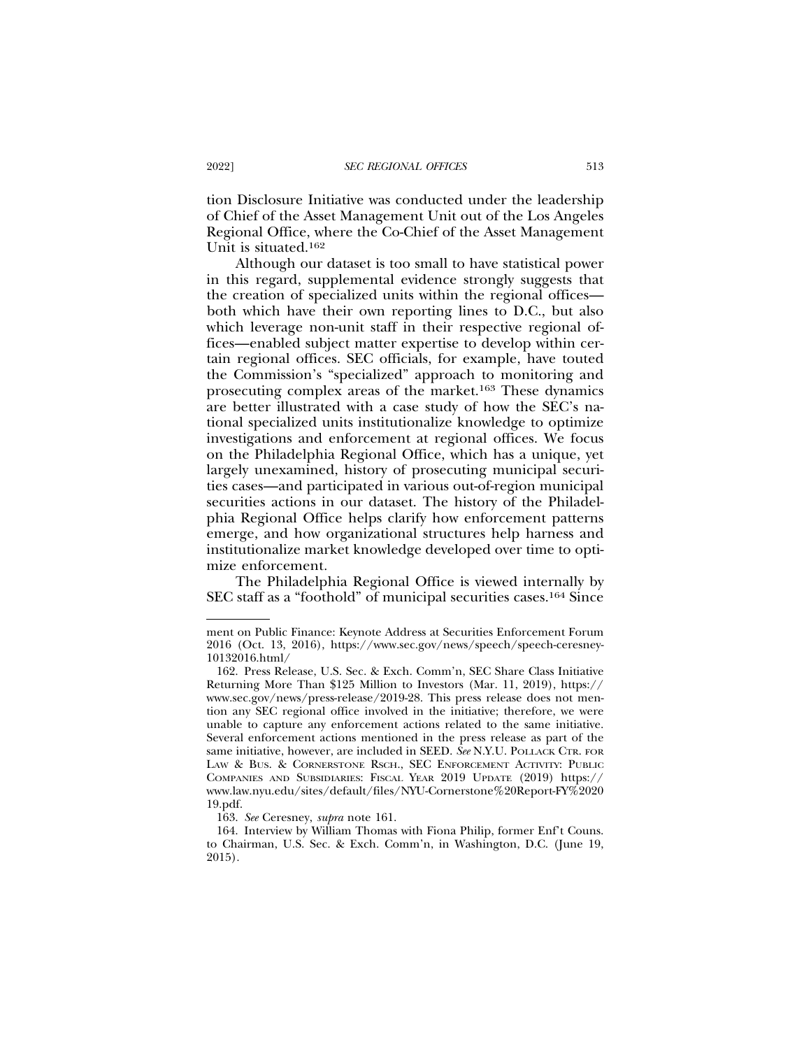tion Disclosure Initiative was conducted under the leadership of Chief of the Asset Management Unit out of the Los Angeles Regional Office, where the Co-Chief of the Asset Management Unit is situated.[162]

Although our dataset is too small to have statistical power in this regard, supplemental evidence strongly suggests that the creation of specialized units within the regional offices—both which have their own reporting lines to D.C., but also which leverage non-unit staff in their respective regional offices—enabled subject matter expertise to develop within certain regional offices. SEC officials, for example, have touted the Commission's "specialized" approach to monitoring and prosecuting complex areas of the market.[163] These dynamics are better illustrated with a case study of how the SEC's national specialized units institutionalize knowledge to optimize investigations and enforcement at regional offices. We focus on the Philadelphia Regional Office, which has a unique, yet largely unexamined, history of prosecuting municipal securities cases—and participated in various out-of-region municipal securities actions in our dataset. The history of the Philadelphia Regional Office helps clarify how enforcement patterns emerge, and how organizational structures help harness and institutionalize market knowledge developed over time to optimize enforcement.

The Philadelphia Regional Office is viewed internally by SEC staff as a "foothold" of municipal securities cases.[164] Since

---

ment on Public Finance: Keynote Address at Securities Enforcement Forum 2016 (Oct. 13, 2016), https://www.sec.gov/news/speech/speech-ceresney-10132016.html/

162. Press Release, U.S. Sec. & Exch. Comm'n, SEC Share Class Initiative Returning More Than $125 Million to Investors (Mar. 11, 2019), https://www.sec.gov/news/press-release/2019-28. This press release does not mention any SEC regional office involved in the initiative; therefore, we were unable to capture any enforcement actions related to the same initiative. Several enforcement actions mentioned in the press release as part of the same initiative, however, are included in SEED. *See* N.Y.U. POLLACK CTR. FOR LAW & BUS. & CORNERSTONE RSCH., SEC ENFORCEMENT ACTIVITY: PUBLIC COMPANIES AND SUBSIDIARIES: FISCAL YEAR 2019 UPDATE (2019) https://www.law.nyu.edu/sites/default/files/NYU-Cornerstone%20Report-FY%202019.pdf.

163. *See* Ceresney, *supra* note 161.

164. Interview by William Thomas with Fiona Philip, former Enf't Couns. to Chairman, U.S. Sec. & Exch. Comm'n, in Washington, D.C. (June 19, 2015).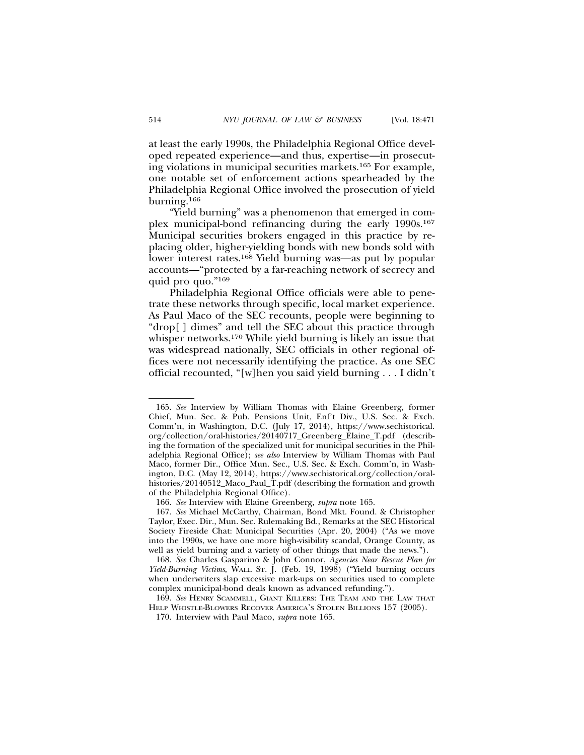at least the early 1990s, the Philadelphia Regional Office developed repeated experience—and thus, expertise—in prosecuting violations in municipal securities markets.[165] For example, one notable set of enforcement actions spearheaded by the Philadelphia Regional Office involved the prosecution of yield burning.[166]

"Yield burning" was a phenomenon that emerged in complex municipal-bond refinancing during the early 1990s.[167] Municipal securities brokers engaged in this practice by replacing older, higher-yielding bonds with new bonds sold with lower interest rates.[168] Yield burning was—as put by popular accounts—"protected by a far-reaching network of secrecy and quid pro quo."[169]

Philadelphia Regional Office officials were able to penetrate these networks through specific, local market experience. As Paul Maco of the SEC recounts, people were beginning to "drop[ ] dimes" and tell the SEC about this practice through whisper networks.[170] While yield burning is likely an issue that was widespread nationally, SEC officials in other regional offices were not necessarily identifying the practice. As one SEC official recounted, "[w]hen you said yield burning . . . I didn't

---

165. *See* Interview by William Thomas with Elaine Greenberg, former Chief, Mun. Sec. & Pub. Pensions Unit, Enf't Div., U.S. Sec. & Exch. Comm'n, in Washington, D.C. (July 17, 2014), https://www.sechistorical.org/collection/oral-histories/20140717_Greenberg_Elaine_T.pdf (describing the formation of the specialized unit for municipal securities in the Philadelphia Regional Office); *see also* Interview by William Thomas with Paul Maco, former Dir., Office Mun. Sec., U.S. Sec. & Exch. Comm'n, in Washington, D.C. (May 12, 2014), https://www.sechistorical.org/collection/oral-histories/20140512_Maco_Paul_T.pdf (describing the formation and growth of the Philadelphia Regional Office).

166. *See* Interview with Elaine Greenberg, *supra* note 165.

167. *See* Michael McCarthy, Chairman, Bond Mkt. Found. & Christopher Taylor, Exec. Dir., Mun. Sec. Rulemaking Bd., Remarks at the SEC Historical Society Fireside Chat: Municipal Securities (Apr. 20, 2004) ("As we move into the 1990s, we have one more high-visibility scandal, Orange County, as well as yield burning and a variety of other things that made the news.").

168. *See* Charles Gasparino & John Connor, *Agencies Near Rescue Plan for Yield-Burning Victims*, WALL ST. J. (Feb. 19, 1998) ("Yield burning occurs when underwriters slap excessive mark-ups on securities used to complete complex municipal-bond deals known as advanced refunding.").

169. *See* HENRY SCAMMELL, GIANT KILLERS: THE TEAM AND THE LAW THAT HELP WHISTLE-BLOWERS RECOVER AMERICA'S STOLEN BILLIONS 157 (2005).

170. Interview with Paul Maco, *supra* note 165.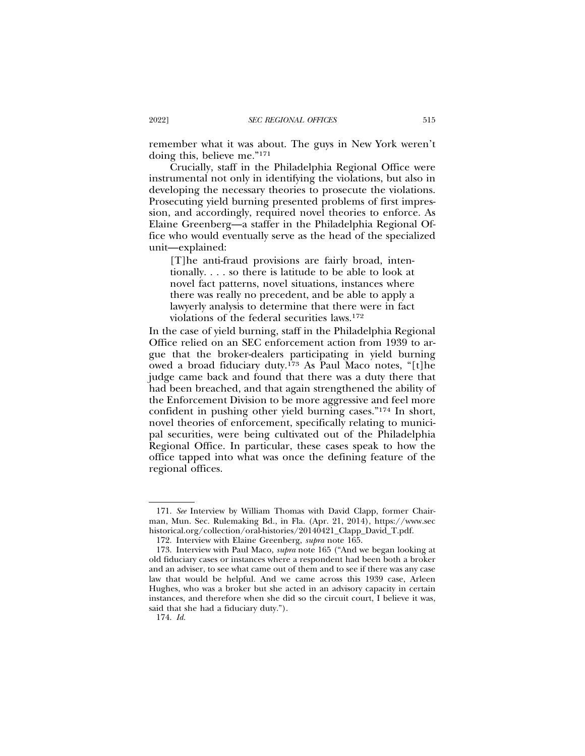remember what it was about. The guys in New York weren't doing this, believe me."[171]

Crucially, staff in the Philadelphia Regional Office were instrumental not only in identifying the violations, but also in developing the necessary theories to prosecute the violations. Prosecuting yield burning presented problems of first impression, and accordingly, required novel theories to enforce. As Elaine Greenberg—a staffer in the Philadelphia Regional Office who would eventually serve as the head of the specialized unit—explained:

> [T]he anti-fraud provisions are fairly broad, intentionally. . . . so there is latitude to be able to look at novel fact patterns, novel situations, instances where there was really no precedent, and be able to apply a lawyerly analysis to determine that there were in fact violations of the federal securities laws.[172]

In the case of yield burning, staff in the Philadelphia Regional Office relied on an SEC enforcement action from 1939 to argue that the broker-dealers participating in yield burning owed a broad fiduciary duty.[173] As Paul Maco notes, "[t]he judge came back and found that there was a duty there that had been breached, and that again strengthened the ability of the Enforcement Division to be more aggressive and feel more confident in pushing other yield burning cases."[174] In short, novel theories of enforcement, specifically relating to municipal securities, were being cultivated out of the Philadelphia Regional Office. In particular, these cases speak to how the office tapped into what was once the defining feature of the regional offices.

---

171. *See* Interview by William Thomas with David Clapp, former Chairman, Mun. Sec. Rulemaking Bd., in Fla. (Apr. 21, 2014), https://www.sechistorical.org/collection/oral-histories/20140421_Clapp_David_T.pdf.

172. Interview with Elaine Greenberg, *supra* note 165.

173. Interview with Paul Maco, *supra* note 165 ("And we began looking at old fiduciary cases or instances where a respondent had been both a broker and an adviser, to see what came out of them and to see if there was any case law that would be helpful. And we came across this 1939 case, Arleen Hughes, who was a broker but she acted in an advisory capacity in certain instances, and therefore when she did so the circuit court, I believe it was, said that she had a fiduciary duty.").

174. *Id.*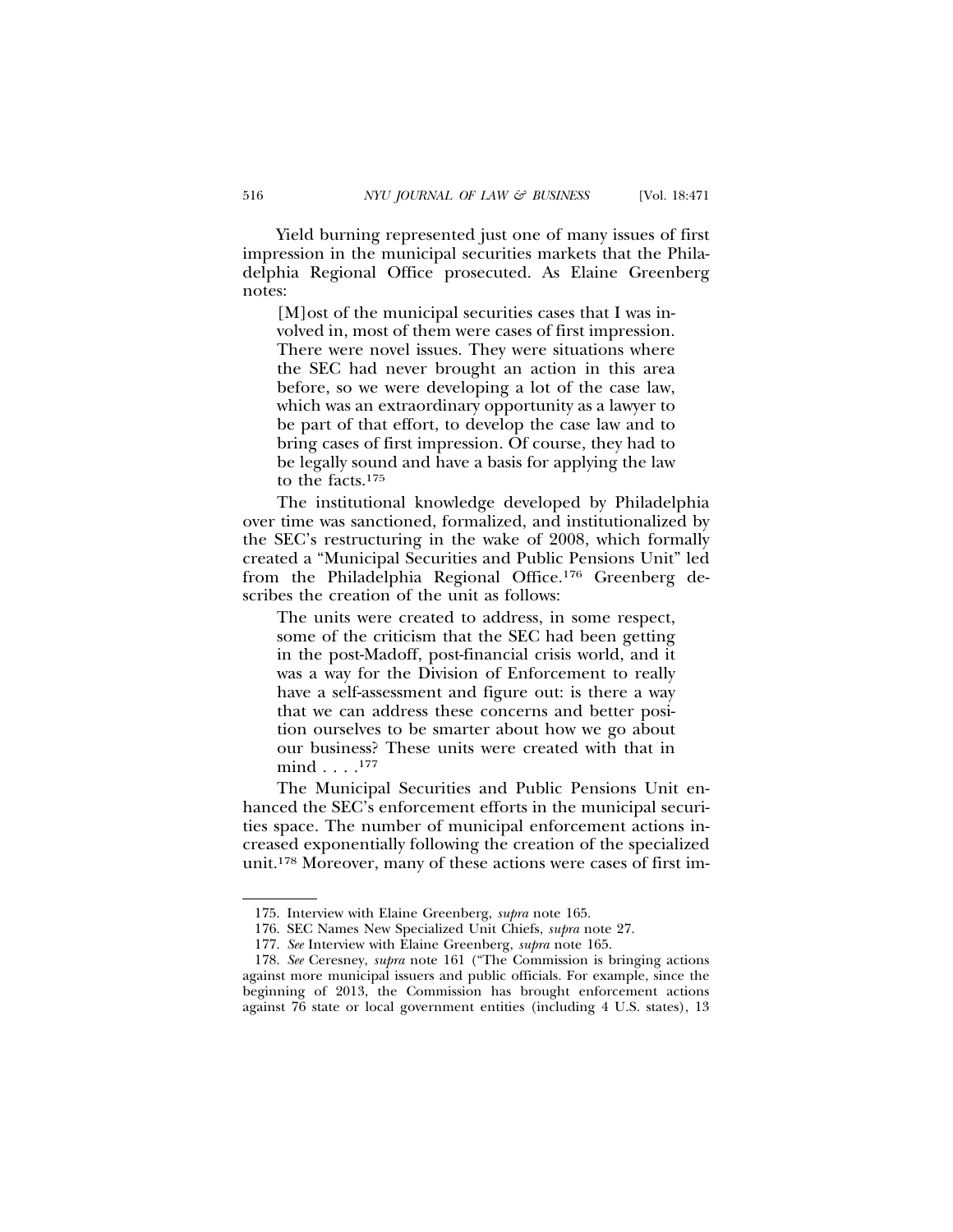Yield burning represented just one of many issues of first impression in the municipal securities markets that the Philadelphia Regional Office prosecuted. As Elaine Greenberg notes:

> [M]ost of the municipal securities cases that I was involved in, most of them were cases of first impression. There were novel issues. They were situations where the SEC had never brought an action in this area before, so we were developing a lot of the case law, which was an extraordinary opportunity as a lawyer to be part of that effort, to develop the case law and to bring cases of first impression. Of course, they had to be legally sound and have a basis for applying the law to the facts.[175]

The institutional knowledge developed by Philadelphia over time was sanctioned, formalized, and institutionalized by the SEC's restructuring in the wake of 2008, which formally created a "Municipal Securities and Public Pensions Unit" led from the Philadelphia Regional Office.[176] Greenberg describes the creation of the unit as follows:

> The units were created to address, in some respect, some of the criticism that the SEC had been getting in the post-Madoff, post-financial crisis world, and it was a way for the Division of Enforcement to really have a self-assessment and figure out: is there a way that we can address these concerns and better position ourselves to be smarter about how we go about our business? These units were created with that in mind . . . .[177]

The Municipal Securities and Public Pensions Unit enhanced the SEC's enforcement efforts in the municipal securities space. The number of municipal enforcement actions increased exponentially following the creation of the specialized unit.[178] Moreover, many of these actions were cases of first im-

---

175. Interview with Elaine Greenberg, *supra* note 165.

176. SEC Names New Specialized Unit Chiefs, *supra* note 27.

177. *See* Interview with Elaine Greenberg, *supra* note 165.

178. *See* Ceresney, *supra* note 161 ("The Commission is bringing actions against more municipal issuers and public officials. For example, since the beginning of 2013, the Commission has brought enforcement actions against 76 state or local government entities (including 4 U.S. states), 13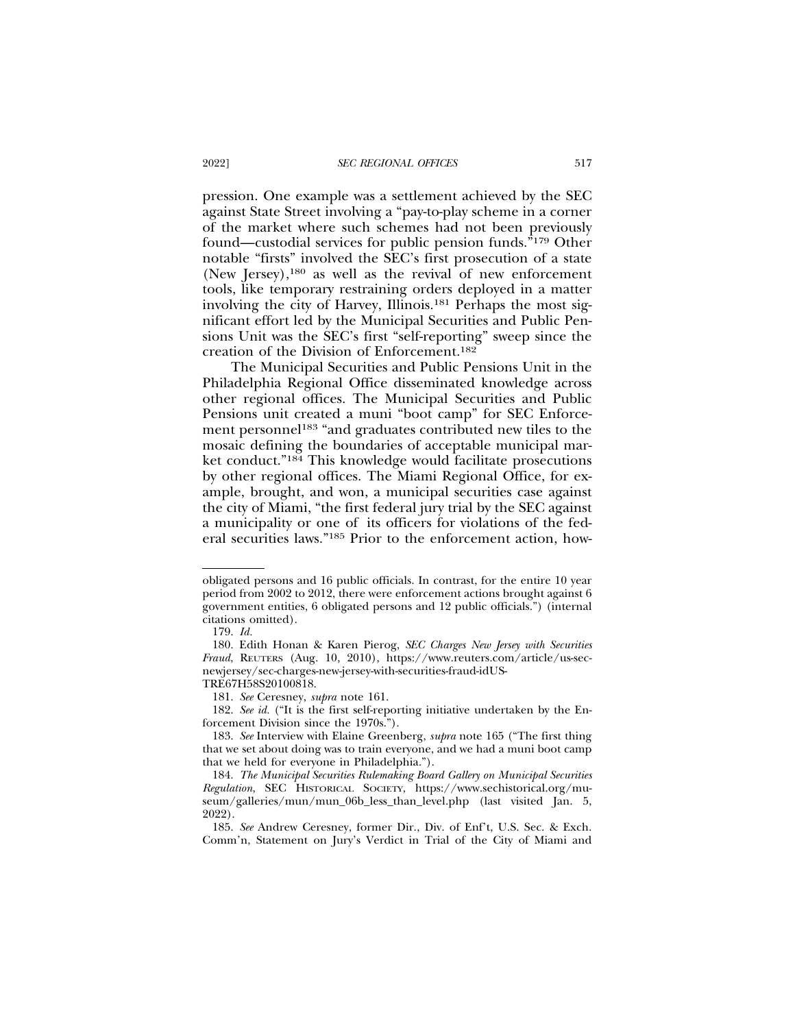pression. One example was a settlement achieved by the SEC against State Street involving a "pay-to-play scheme in a corner of the market where such schemes had not been previously found—custodial services for public pension funds."[179] Other notable "firsts" involved the SEC's first prosecution of a state (New Jersey),[180] as well as the revival of new enforcement tools, like temporary restraining orders deployed in a matter involving the city of Harvey, Illinois.[181] Perhaps the most significant effort led by the Municipal Securities and Public Pensions Unit was the SEC's first "self-reporting" sweep since the creation of the Division of Enforcement.[182]

The Municipal Securities and Public Pensions Unit in the Philadelphia Regional Office disseminated knowledge across other regional offices. The Municipal Securities and Public Pensions unit created a muni "boot camp" for SEC Enforcement personnel[183] "and graduates contributed new tiles to the mosaic defining the boundaries of acceptable municipal market conduct."[184] This knowledge would facilitate prosecutions by other regional offices. The Miami Regional Office, for example, brought, and won, a municipal securities case against the city of Miami, "the first federal jury trial by the SEC against a municipality or one of its officers for violations of the federal securities laws."[185] Prior to the enforcement action, how-

---

obligated persons and 16 public officials. In contrast, for the entire 10 year period from 2002 to 2012, there were enforcement actions brought against 6 government entities, 6 obligated persons and 12 public officials.") (internal citations omitted).

179. *Id.*

180. Edith Honan & Karen Pierog, *SEC Charges New Jersey with Securities Fraud*, REUTERS (Aug. 10, 2010), https://www.reuters.com/article/us-sec-newjersey/sec-charges-new-jersey-with-securities-fraud-idUSTRE67H58S20100818.

181. *See* Ceresney, *supra* note 161.

182. *See id.* ("It is the first self-reporting initiative undertaken by the Enforcement Division since the 1970s.").

183. *See* Interview with Elaine Greenberg, *supra* note 165 ("The first thing that we set about doing was to train everyone, and we had a muni boot camp that we held for everyone in Philadelphia.").

184. *The Municipal Securities Rulemaking Board Gallery on Municipal Securities Regulation*, SEC HISTORICAL SOCIETY, https://www.sechistorical.org/museum/galleries/mun/mun_06b_less_than_level.php (last visited Jan. 5, 2022).

185. *See* Andrew Ceresney, former Dir., Div. of Enf't, U.S. Sec. & Exch. Comm'n, Statement on Jury's Verdict in Trial of the City of Miami and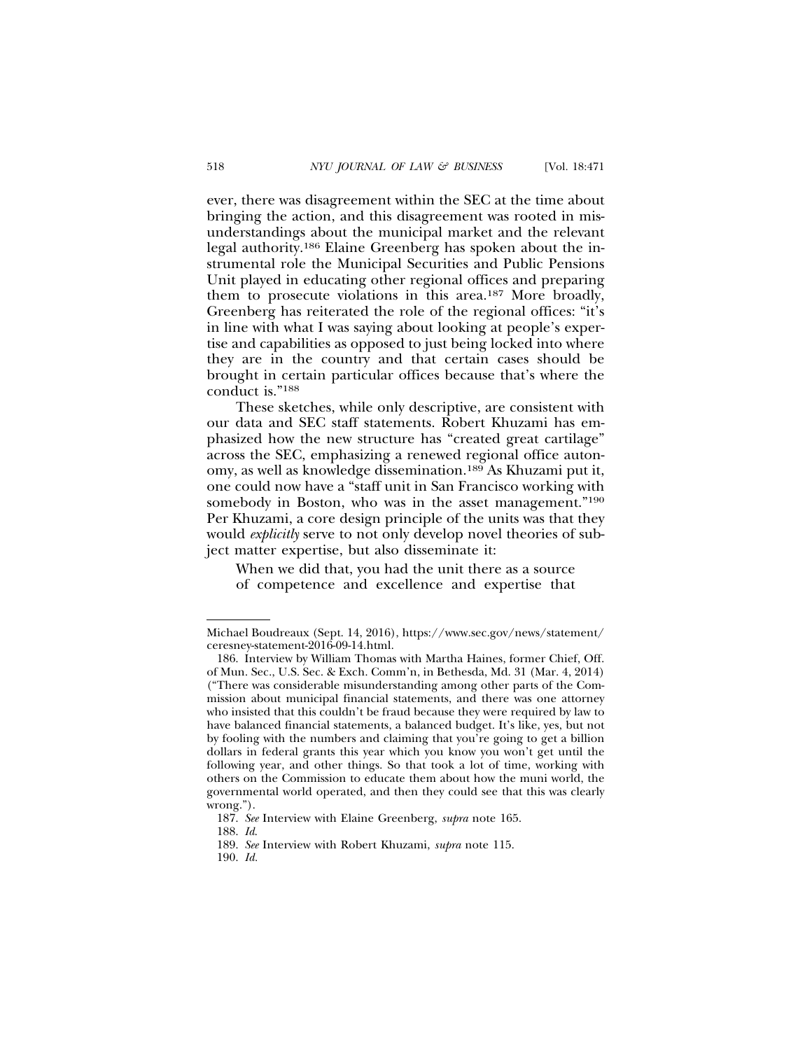ever, there was disagreement within the SEC at the time about bringing the action, and this disagreement was rooted in misunderstandings about the municipal market and the relevant legal authority.[186] Elaine Greenberg has spoken about the instrumental role the Municipal Securities and Public Pensions Unit played in educating other regional offices and preparing them to prosecute violations in this area.[187] More broadly, Greenberg has reiterated the role of the regional offices: "it's in line with what I was saying about looking at people's expertise and capabilities as opposed to just being locked into where they are in the country and that certain cases should be brought in certain particular offices because that's where the conduct is."[188]

These sketches, while only descriptive, are consistent with our data and SEC staff statements. Robert Khuzami has emphasized how the new structure has "created great cartilage" across the SEC, emphasizing a renewed regional office autonomy, as well as knowledge dissemination.[189] As Khuzami put it, one could now have a "staff unit in San Francisco working with somebody in Boston, who was in the asset management."[190] Per Khuzami, a core design principle of the units was that they would *explicitly* serve to not only develop novel theories of subject matter expertise, but also disseminate it:

> When we did that, you had the unit there as a source of competence and excellence and expertise that

---

Michael Boudreaux (Sept. 14, 2016), https://www.sec.gov/news/statement/ceresney-statement-2016-09-14.html.

186. Interview by William Thomas with Martha Haines, former Chief, Off. of Mun. Sec., U.S. Sec. & Exch. Comm'n, in Bethesda, Md. 31 (Mar. 4, 2014) ("There was considerable misunderstanding among other parts of the Commission about municipal financial statements, and there was one attorney who insisted that this couldn't be fraud because they were required by law to have balanced financial statements, a balanced budget. It's like, yes, but not by fooling with the numbers and claiming that you're going to get a billion dollars in federal grants this year which you know you won't get until the following year, and other things. So that took a lot of time, working with others on the Commission to educate them about how the muni world, the governmental world operated, and then they could see that this was clearly wrong.").

187. *See* Interview with Elaine Greenberg, *supra* note 165.

188. *Id.*

189. *See* Interview with Robert Khuzami, *supra* note 115.

190. *Id.*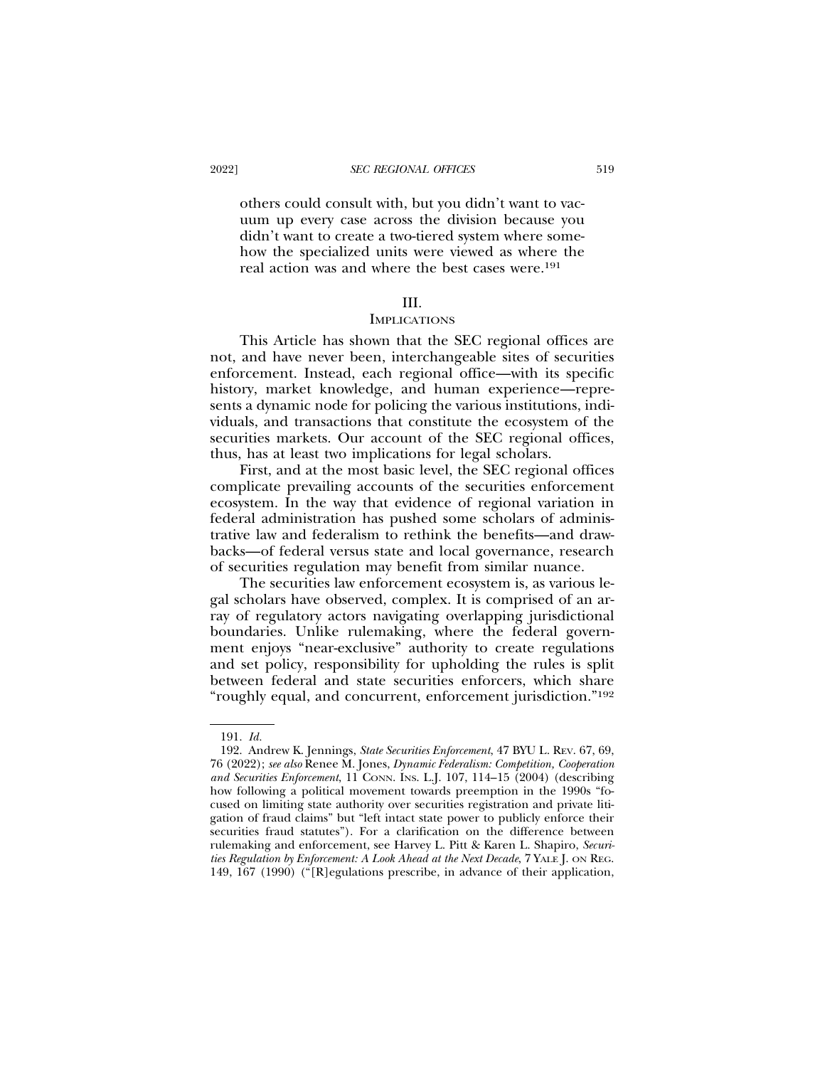others could consult with, but you didn't want to vacuum up every case across the division because you didn't want to create a two-tiered system where somehow the specialized units were viewed as where the real action was and where the best cases were.[191]

## III.
## Implications

This Article has shown that the SEC regional offices are not, and have never been, interchangeable sites of securities enforcement. Instead, each regional office—with its specific history, market knowledge, and human experience—represents a dynamic node for policing the various institutions, individuals, and transactions that constitute the ecosystem of the securities markets. Our account of the SEC regional offices, thus, has at least two implications for legal scholars.

First, and at the most basic level, the SEC regional offices complicate prevailing accounts of the securities enforcement ecosystem. In the way that evidence of regional variation in federal administration has pushed some scholars of administrative law and federalism to rethink the benefits—and drawbacks—of federal versus state and local governance, research of securities regulation may benefit from similar nuance.

The securities law enforcement ecosystem is, as various legal scholars have observed, complex. It is comprised of an array of regulatory actors navigating overlapping jurisdictional boundaries. Unlike rulemaking, where the federal government enjoys "near-exclusive" authority to create regulations and set policy, responsibility for upholding the rules is split between federal and state securities enforcers, which share "roughly equal, and concurrent, enforcement jurisdiction."[192]

---

191. *Id.*

192. Andrew K. Jennings, *State Securities Enforcement*, 47 BYU L. Rev. 67, 69, 76 (2022); *see also* Renee M. Jones, *Dynamic Federalism: Competition, Cooperation and Securities Enforcement*, 11 Conn. Ins. L.J. 107, 114–15 (2004) (describing how following a political movement towards preemption in the 1990s "focused on limiting state authority over securities registration and private litigation of fraud claims" but "left intact state power to publicly enforce their securities fraud statutes"). For a clarification on the difference between rulemaking and enforcement, see Harvey L. Pitt & Karen L. Shapiro, *Securities Regulation by Enforcement: A Look Ahead at the Next Decade*, 7 Yale J. on Reg. 149, 167 (1990) ("[R]egulations prescribe, in advance of their application,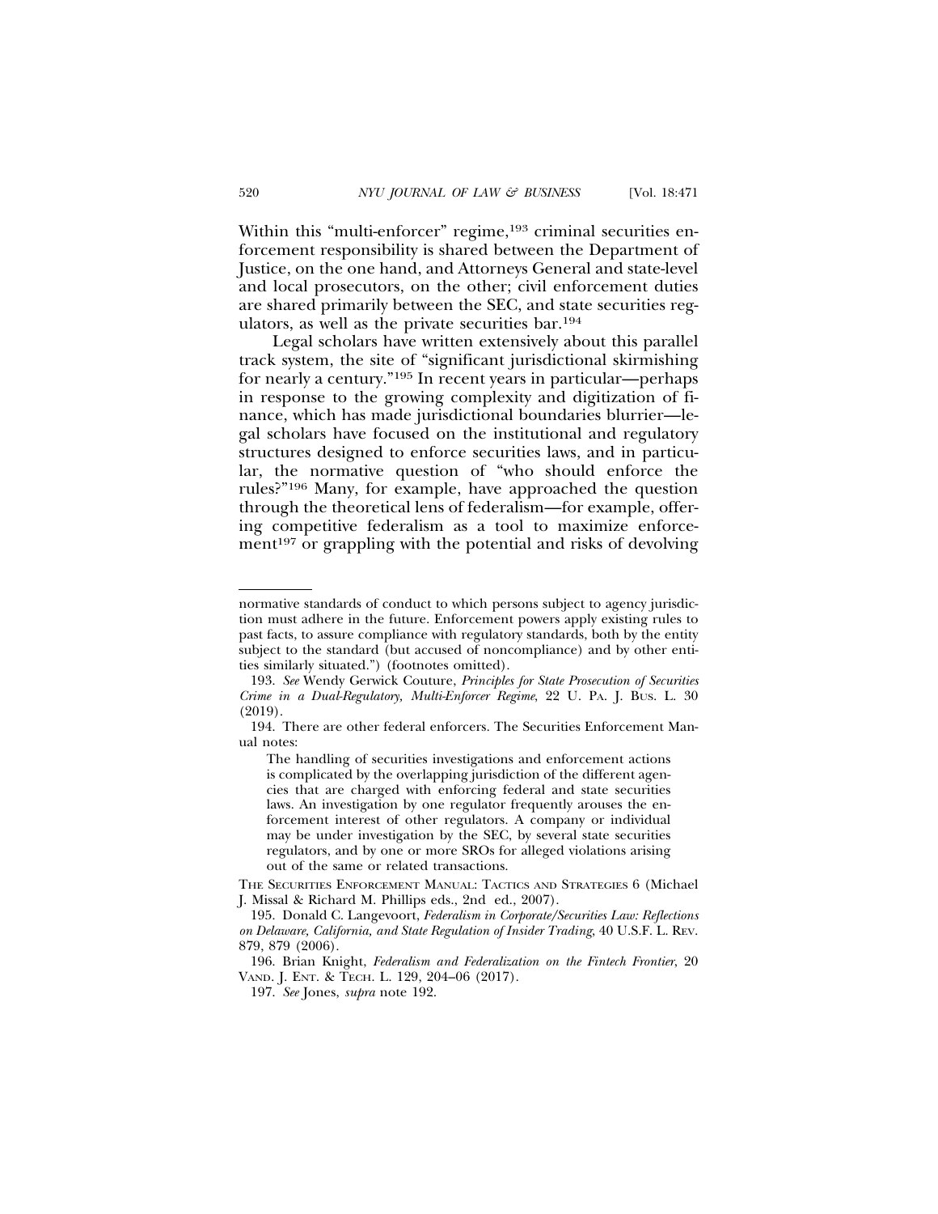Within this "multi-enforcer" regime,[193] criminal securities enforcement responsibility is shared between the Department of Justice, on the one hand, and Attorneys General and state-level and local prosecutors, on the other; civil enforcement duties are shared primarily between the SEC, and state securities regulators, as well as the private securities bar.[194]

Legal scholars have written extensively about this parallel track system, the site of "significant jurisdictional skirmishing for nearly a century."[195] In recent years in particular—perhaps in response to the growing complexity and digitization of finance, which has made jurisdictional boundaries blurrier—legal scholars have focused on the institutional and regulatory structures designed to enforce securities laws, and in particular, the normative question of "who should enforce the rules?"[196] Many, for example, have approached the question through the theoretical lens of federalism—for example, offering competitive federalism as a tool to maximize enforcement[197] or grappling with the potential and risks of devolving

---

normative standards of conduct to which persons subject to agency jurisdiction must adhere in the future. Enforcement powers apply existing rules to past facts, to assure compliance with regulatory standards, both by the entity subject to the standard (but accused of noncompliance) and by other entities similarly situated.") (footnotes omitted).

193. *See* Wendy Gerwick Couture, *Principles for State Prosecution of Securities Crime in a Dual-Regulatory, Multi-Enforcer Regime*, 22 U. PA. J. BUS. L. 30 (2019).

194. There are other federal enforcers. The Securities Enforcement Manual notes:

> The handling of securities investigations and enforcement actions is complicated by the overlapping jurisdiction of the different agencies that are charged with enforcing federal and state securities laws. An investigation by one regulator frequently arouses the enforcement interest of other regulators. A company or individual may be under investigation by the SEC, by several state securities regulators, and by one or more SROs for alleged violations arising out of the same or related transactions.

THE SECURITIES ENFORCEMENT MANUAL: TACTICS AND STRATEGIES 6 (Michael J. Missal & Richard M. Phillips eds., 2nd ed., 2007).

195. Donald C. Langevoort, *Federalism in Corporate/Securities Law: Reflections on Delaware, California, and State Regulation of Insider Trading*, 40 U.S.F. L. REV. 879, 879 (2006).

196. Brian Knight, *Federalism and Federalization on the Fintech Frontier*, 20 VAND. J. ENT. & TECH. L. 129, 204–06 (2017).

197. *See* Jones, *supra* note 192.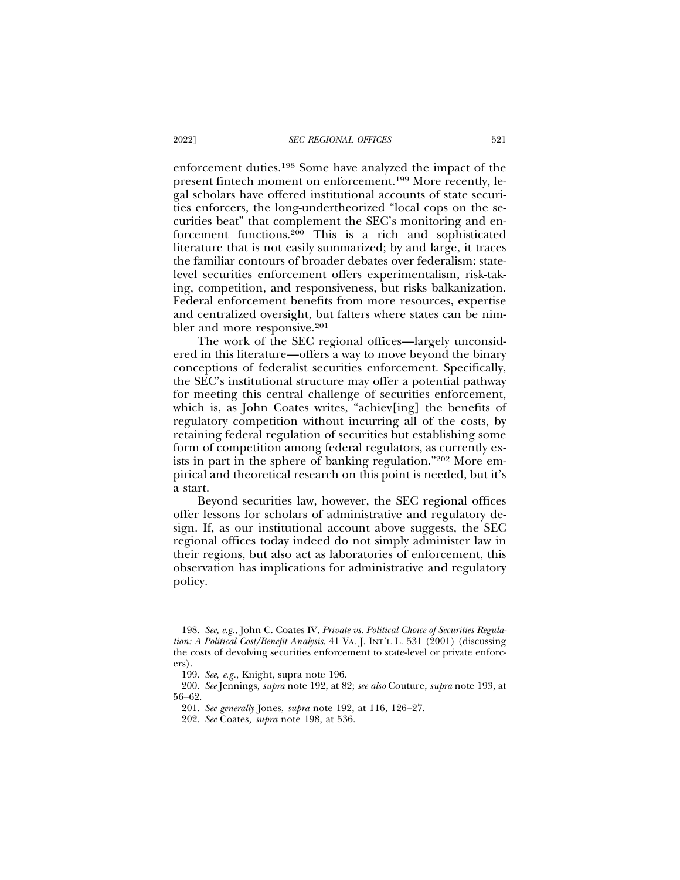enforcement duties.[198] Some have analyzed the impact of the present fintech moment on enforcement.[199] More recently, legal scholars have offered institutional accounts of state securities enforcers, the long-undertheorized "local cops on the securities beat" that complement the SEC's monitoring and enforcement functions.[200] This is a rich and sophisticated literature that is not easily summarized; by and large, it traces the familiar contours of broader debates over federalism: state-level securities enforcement offers experimentalism, risk-taking, competition, and responsiveness, but risks balkanization. Federal enforcement benefits from more resources, expertise and centralized oversight, but falters where states can be nimbler and more responsive.[201]

The work of the SEC regional offices—largely unconsidered in this literature—offers a way to move beyond the binary conceptions of federalist securities enforcement. Specifically, the SEC's institutional structure may offer a potential pathway for meeting this central challenge of securities enforcement, which is, as John Coates writes, "achiev[ing] the benefits of regulatory competition without incurring all of the costs, by retaining federal regulation of securities but establishing some form of competition among federal regulators, as currently exists in part in the sphere of banking regulation."[202] More empirical and theoretical research on this point is needed, but it's a start.

Beyond securities law, however, the SEC regional offices offer lessons for scholars of administrative and regulatory design. If, as our institutional account above suggests, the SEC regional offices today indeed do not simply administer law in their regions, but also act as laboratories of enforcement, this observation has implications for administrative and regulatory policy.

---

198. *See, e.g.*, John C. Coates IV, *Private vs. Political Choice of Securities Regulation: A Political Cost/Benefit Analysis*, 41 VA. J. INT'L L. 531 (2001) (discussing the costs of devolving securities enforcement to state-level or private enforcers).

199. *See, e.g.*, Knight, supra note 196.

200. *See* Jennings, *supra* note 192, at 82; *see also* Couture, *supra* note 193, at 56–62.

201. *See generally* Jones, *supra* note 192, at 116, 126–27.

202. *See* Coates, *supra* note 198, at 536.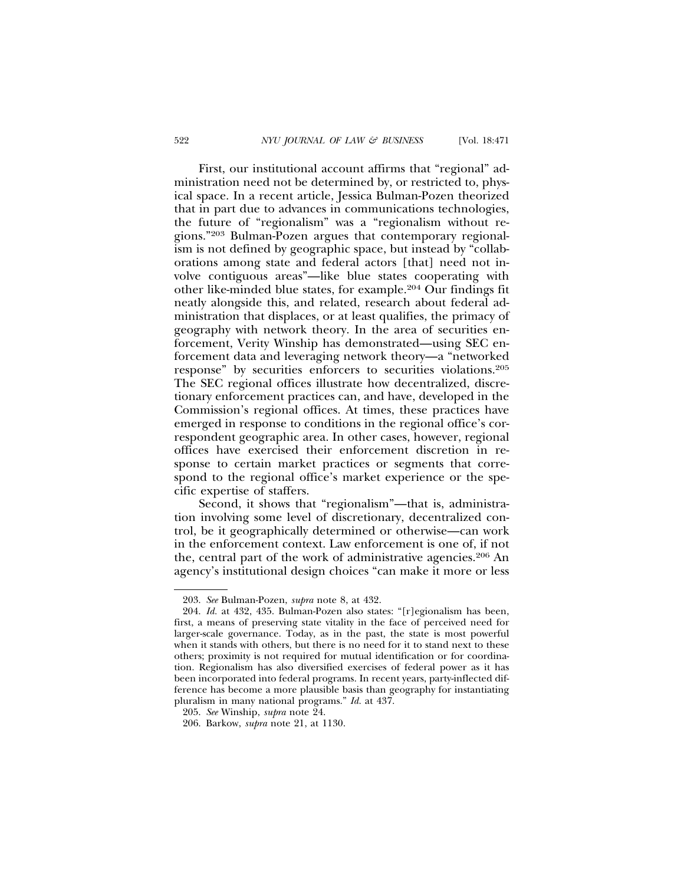First, our institutional account affirms that "regional" administration need not be determined by, or restricted to, physical space. In a recent article, Jessica Bulman-Pozen theorized that in part due to advances in communications technologies, the future of "regionalism" was a "regionalism without regions."[203] Bulman-Pozen argues that contemporary regionalism is not defined by geographic space, but instead by "collaborations among state and federal actors [that] need not involve contiguous areas"—like blue states cooperating with other like-minded blue states, for example.[204] Our findings fit neatly alongside this, and related, research about federal administration that displaces, or at least qualifies, the primacy of geography with network theory. In the area of securities enforcement, Verity Winship has demonstrated—using SEC enforcement data and leveraging network theory—a "networked response" by securities enforcers to securities violations.[205] The SEC regional offices illustrate how decentralized, discretionary enforcement practices can, and have, developed in the Commission's regional offices. At times, these practices have emerged in response to conditions in the regional office's correspondent geographic area. In other cases, however, regional offices have exercised their enforcement discretion in response to certain market practices or segments that correspond to the regional office's market experience or the specific expertise of staffers.

Second, it shows that "regionalism"—that is, administration involving some level of discretionary, decentralized control, be it geographically determined or otherwise—can work in the enforcement context. Law enforcement is one of, if not the, central part of the work of administrative agencies.[206] An agency's institutional design choices "can make it more or less

---

203. *See* Bulman-Pozen, *supra* note 8, at 432.

204. *Id.* at 432, 435. Bulman-Pozen also states: "[r]egionalism has been, first, a means of preserving state vitality in the face of perceived need for larger-scale governance. Today, as in the past, the state is most powerful when it stands with others, but there is no need for it to stand next to these others; proximity is not required for mutual identification or for coordination. Regionalism has also diversified exercises of federal power as it has been incorporated into federal programs. In recent years, party-inflected difference has become a more plausible basis than geography for instantiating pluralism in many national programs." *Id.* at 437.

205. *See* Winship, *supra* note 24.

206. Barkow, *supra* note 21, at 1130.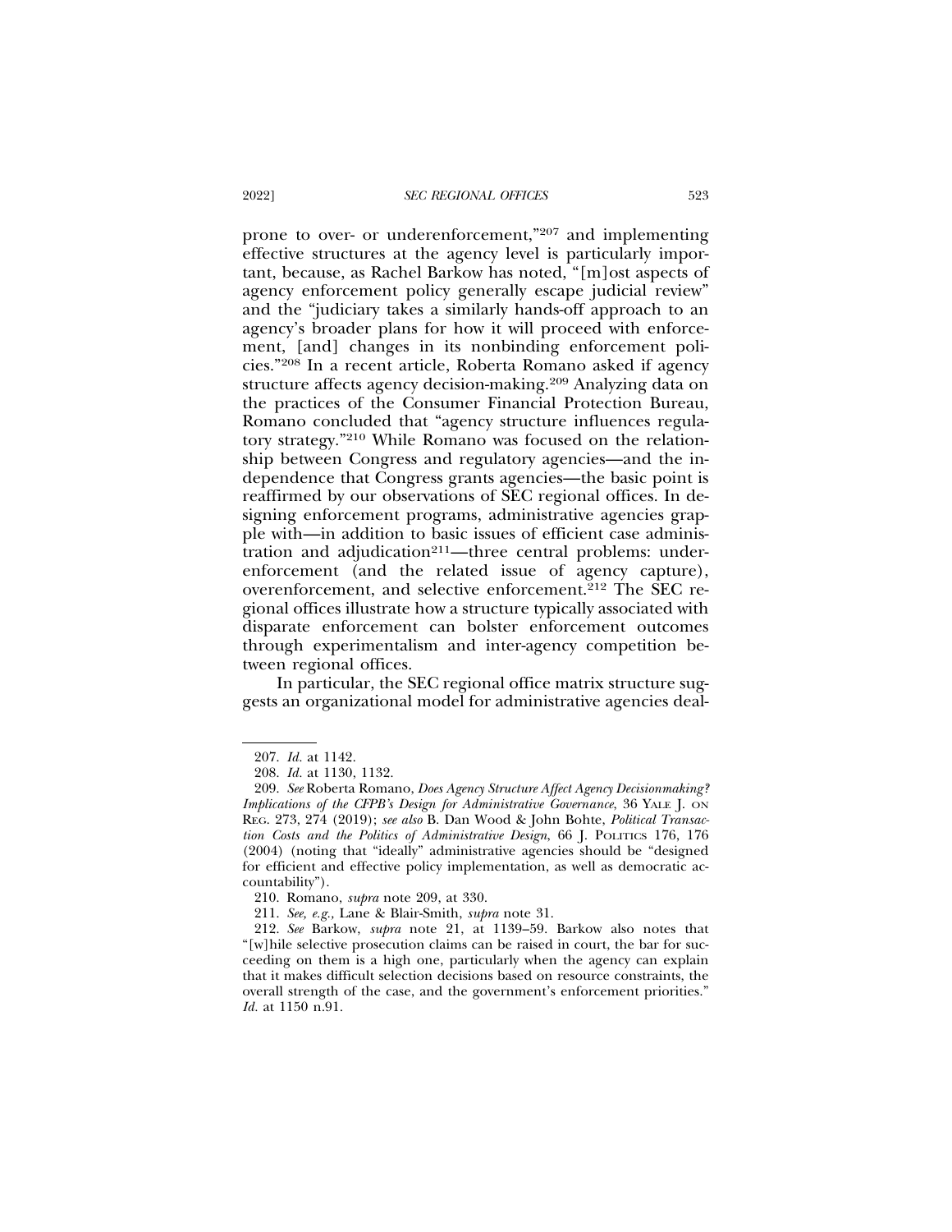prone to over- or underenforcement,"[207] and implementing effective structures at the agency level is particularly important, because, as Rachel Barkow has noted, "[m]ost aspects of agency enforcement policy generally escape judicial review" and the "judiciary takes a similarly hands-off approach to an agency's broader plans for how it will proceed with enforcement, [and] changes in its nonbinding enforcement policies."[208] In a recent article, Roberta Romano asked if agency structure affects agency decision-making.[209] Analyzing data on the practices of the Consumer Financial Protection Bureau, Romano concluded that "agency structure influences regulatory strategy."[210] While Romano was focused on the relationship between Congress and regulatory agencies—and the independence that Congress grants agencies—the basic point is reaffirmed by our observations of SEC regional offices. In designing enforcement programs, administrative agencies grapple with—in addition to basic issues of efficient case administration and adjudication[211]—three central problems: underenforcement (and the related issue of agency capture), overenforcement, and selective enforcement.[212] The SEC regional offices illustrate how a structure typically associated with disparate enforcement can bolster enforcement outcomes through experimentalism and inter-agency competition between regional offices.

In particular, the SEC regional office matrix structure suggests an organizational model for administrative agencies deal-

---

207. *Id.* at 1142.

208. *Id.* at 1130, 1132.

209. *See* Roberta Romano, *Does Agency Structure Affect Agency Decisionmaking? Implications of the CFPB's Design for Administrative Governance*, 36 YALE J. ON REG. 273, 274 (2019); *see also* B. Dan Wood & John Bohte, *Political Transaction Costs and the Politics of Administrative Design*, 66 J. POLITICS 176, 176 (2004) (noting that "ideally" administrative agencies should be "designed for efficient and effective policy implementation, as well as democratic accountability").

210. Romano, *supra* note 209, at 330.

211. *See, e.g.*, Lane & Blair-Smith, *supra* note 31.

212. *See* Barkow, *supra* note 21, at 1139–59. Barkow also notes that "[w]hile selective prosecution claims can be raised in court, the bar for succeeding on them is a high one, particularly when the agency can explain that it makes difficult selection decisions based on resource constraints, the overall strength of the case, and the government's enforcement priorities." *Id.* at 1150 n.91.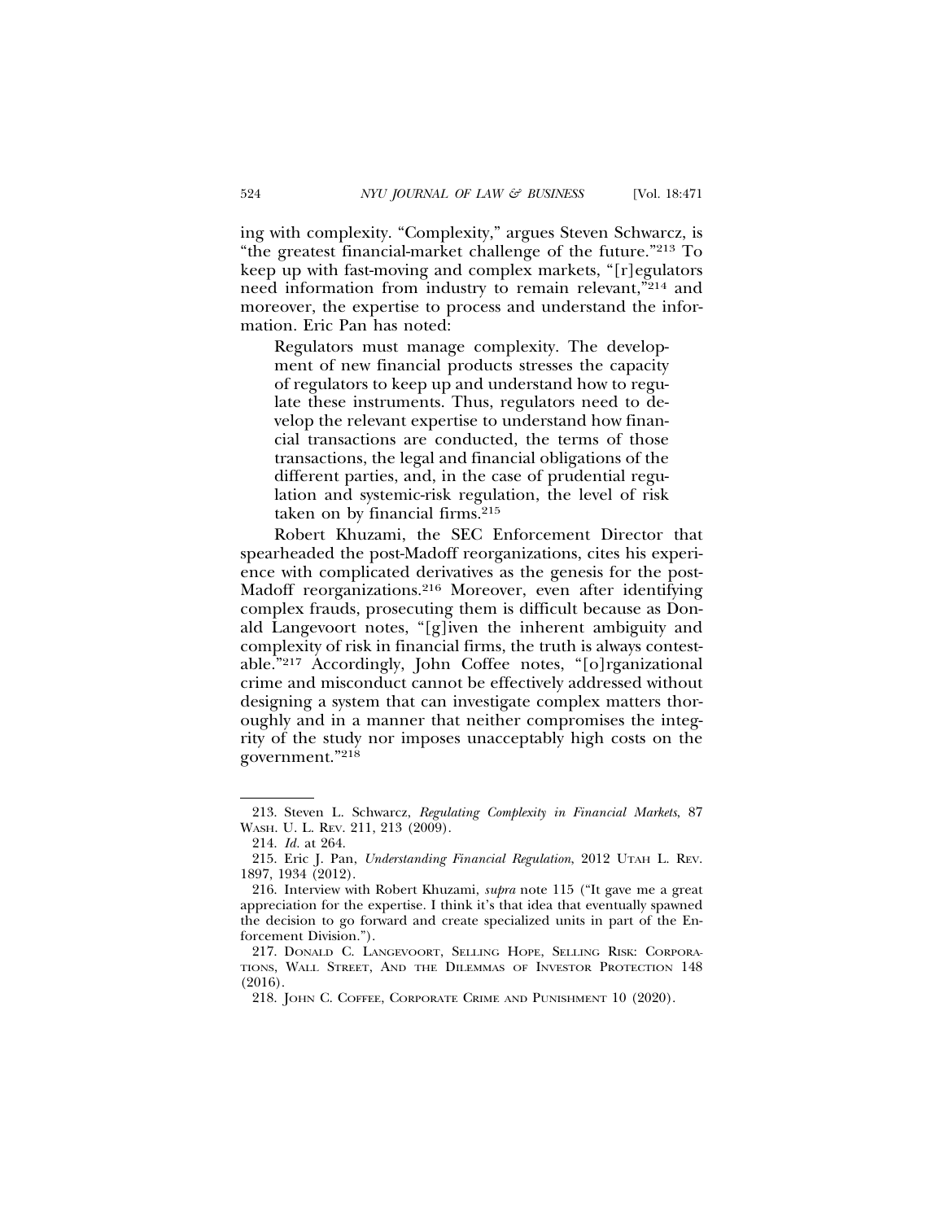ing with complexity. "Complexity," argues Steven Schwarcz, is "the greatest financial-market challenge of the future."[213] To keep up with fast-moving and complex markets, "[r]egulators need information from industry to remain relevant,"[214] and moreover, the expertise to process and understand the information. Eric Pan has noted:

> Regulators must manage complexity. The development of new financial products stresses the capacity of regulators to keep up and understand how to regulate these instruments. Thus, regulators need to develop the relevant expertise to understand how financial transactions are conducted, the terms of those transactions, the legal and financial obligations of the different parties, and, in the case of prudential regulation and systemic-risk regulation, the level of risk taken on by financial firms.[215]

Robert Khuzami, the SEC Enforcement Director that spearheaded the post-Madoff reorganizations, cites his experience with complicated derivatives as the genesis for the post-Madoff reorganizations.[216] Moreover, even after identifying complex frauds, prosecuting them is difficult because as Donald Langevoort notes, "[g]iven the inherent ambiguity and complexity of risk in financial firms, the truth is always contestable."[217] Accordingly, John Coffee notes, "[o]rganizational crime and misconduct cannot be effectively addressed without designing a system that can investigate complex matters thoroughly and in a manner that neither compromises the integrity of the study nor imposes unacceptably high costs on the government."[218]

---

213. Steven L. Schwarcz, *Regulating Complexity in Financial Markets*, 87 WASH. U. L. REV. 211, 213 (2009).

214. *Id.* at 264.

215. Eric J. Pan, *Understanding Financial Regulation*, 2012 UTAH L. REV. 1897, 1934 (2012).

216. Interview with Robert Khuzami, *supra* note 115 ("It gave me a great appreciation for the expertise. I think it's that idea that eventually spawned the decision to go forward and create specialized units in part of the Enforcement Division.").

217. DONALD C. LANGEVOORT, SELLING HOPE, SELLING RISK: CORPORATIONS, WALL STREET, AND THE DILEMMAS OF INVESTOR PROTECTION 148 (2016).

218. JOHN C. COFFEE, CORPORATE CRIME AND PUNISHMENT 10 (2020).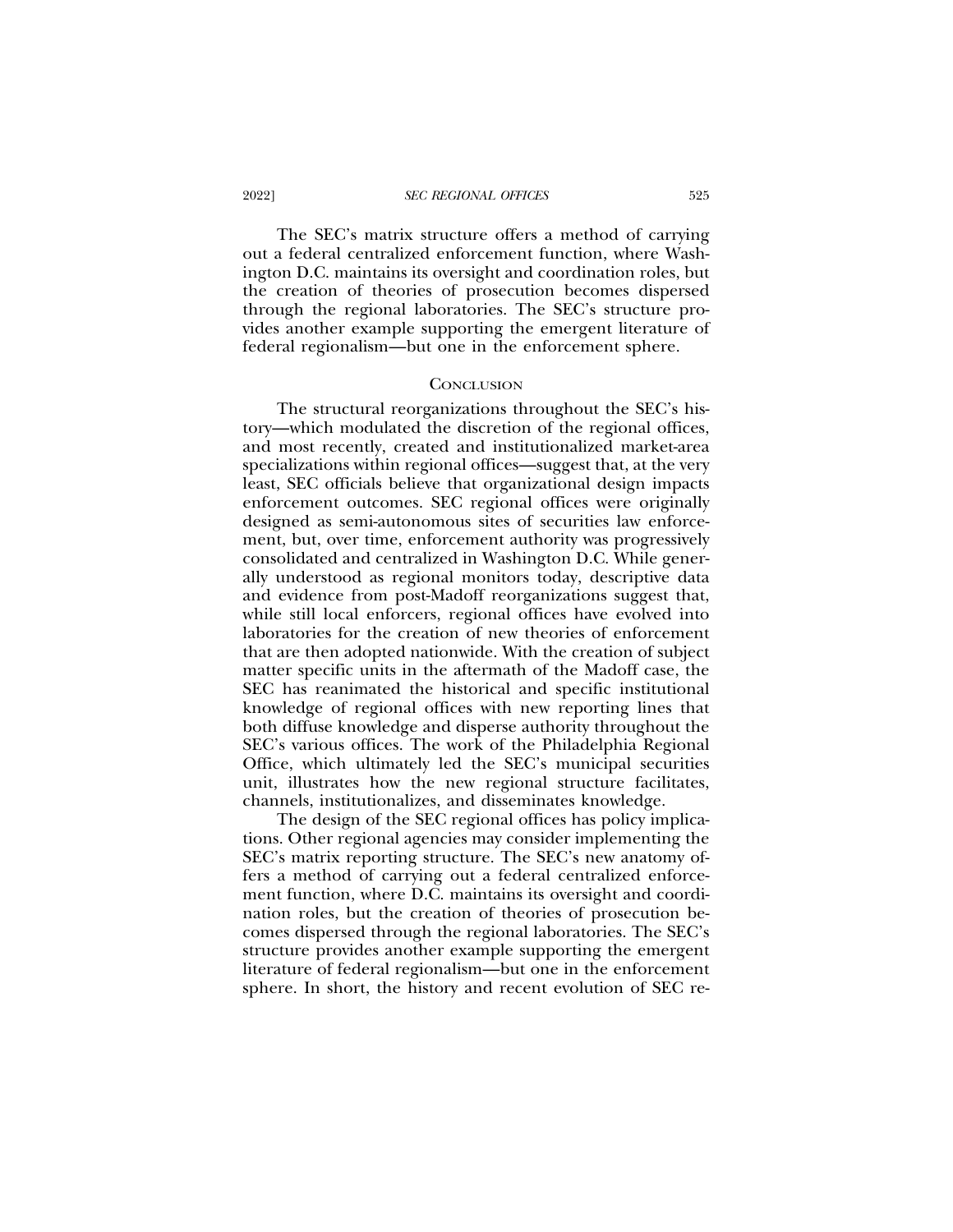The SEC's matrix structure offers a method of carrying out a federal centralized enforcement function, where Washington D.C. maintains its oversight and coordination roles, but the creation of theories of prosecution becomes dispersed through the regional laboratories. The SEC's structure provides another example supporting the emergent literature of federal regionalism—but one in the enforcement sphere.

## Conclusion

The structural reorganizations throughout the SEC's history—which modulated the discretion of the regional offices, and most recently, created and institutionalized market-area specializations within regional offices—suggest that, at the very least, SEC officials believe that organizational design impacts enforcement outcomes. SEC regional offices were originally designed as semi-autonomous sites of securities law enforcement, but, over time, enforcement authority was progressively consolidated and centralized in Washington D.C. While generally understood as regional monitors today, descriptive data and evidence from post-Madoff reorganizations suggest that, while still local enforcers, regional offices have evolved into laboratories for the creation of new theories of enforcement that are then adopted nationwide. With the creation of subject matter specific units in the aftermath of the Madoff case, the SEC has reanimated the historical and specific institutional knowledge of regional offices with new reporting lines that both diffuse knowledge and disperse authority throughout the SEC's various offices. The work of the Philadelphia Regional Office, which ultimately led the SEC's municipal securities unit, illustrates how the new regional structure facilitates, channels, institutionalizes, and disseminates knowledge.

The design of the SEC regional offices has policy implications. Other regional agencies may consider implementing the SEC's matrix reporting structure. The SEC's new anatomy offers a method of carrying out a federal centralized enforcement function, where D.C. maintains its oversight and coordination roles, but the creation of theories of prosecution becomes dispersed through the regional laboratories. The SEC's structure provides another example supporting the emergent literature of federal regionalism—but one in the enforcement sphere. In short, the history and recent evolution of SEC re-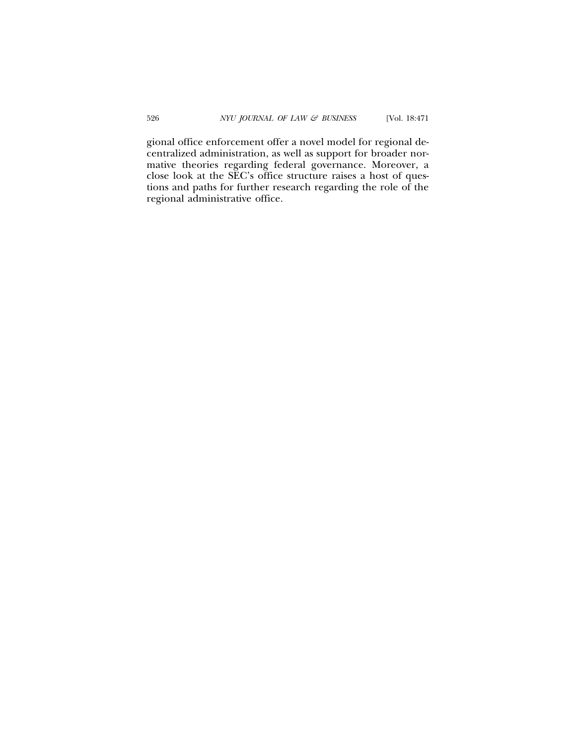gional office enforcement offer a novel model for regional decentralized administration, as well as support for broader normative theories regarding federal governance. Moreover, a close look at the SEC's office structure raises a host of questions and paths for further research regarding the role of the regional administrative office.